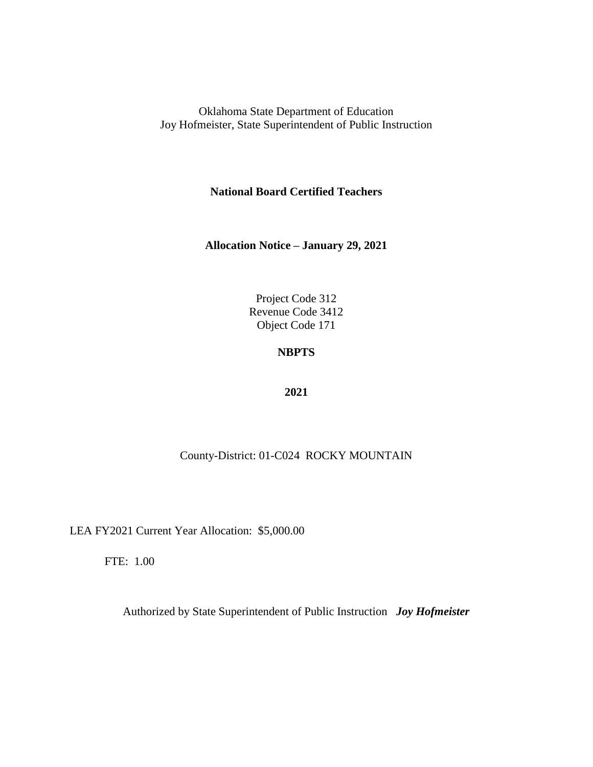Oklahoma State Department of Education
Joy Hofmeister, State Superintendent of Public Instruction

**National Board Certified Teachers**

**Allocation Notice – January 29, 2021**

Project Code 312
Revenue Code 3412
Object Code 171

**NBPTS**

**2021**

County-District: 01-C024 ROCKY MOUNTAIN

LEA FY2021 Current Year Allocation: $5,000.00

FTE: 1.00

Authorized by State Superintendent of Public Instruction ***Joy Hofmeister***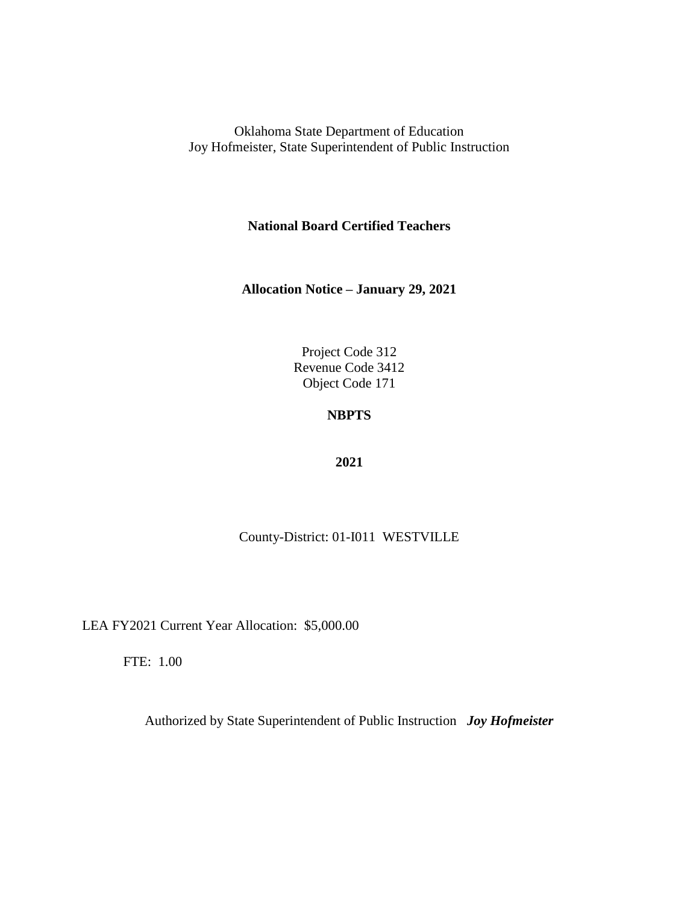Oklahoma State Department of Education
Joy Hofmeister, State Superintendent of Public Instruction

**National Board Certified Teachers**

**Allocation Notice – January 29, 2021**

Project Code 312
Revenue Code 3412
Object Code 171

**NBPTS**

**2021**

County-District: 01-I011 WESTVILLE

LEA FY2021 Current Year Allocation: $5,000.00

FTE: 1.00

Authorized by State Superintendent of Public Instruction ***Joy Hofmeister***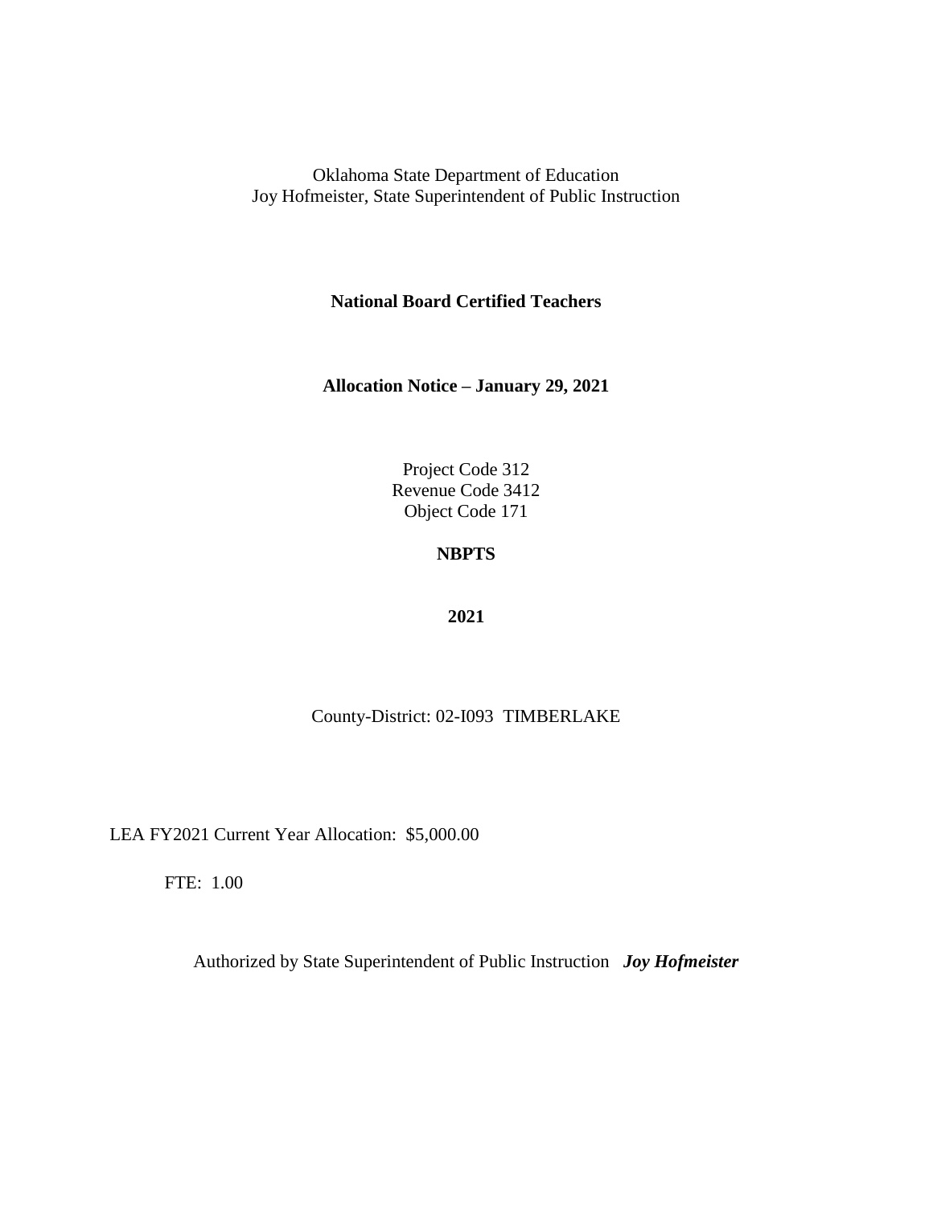Oklahoma State Department of Education
Joy Hofmeister, State Superintendent of Public Instruction

**National Board Certified Teachers**

**Allocation Notice – January 29, 2021**

Project Code 312
Revenue Code 3412
Object Code 171

**NBPTS**

**2021**

County-District: 02-I093 TIMBERLAKE

LEA FY2021 Current Year Allocation: $5,000.00

FTE: 1.00

Authorized by State Superintendent of Public Instruction ***Joy Hofmeister***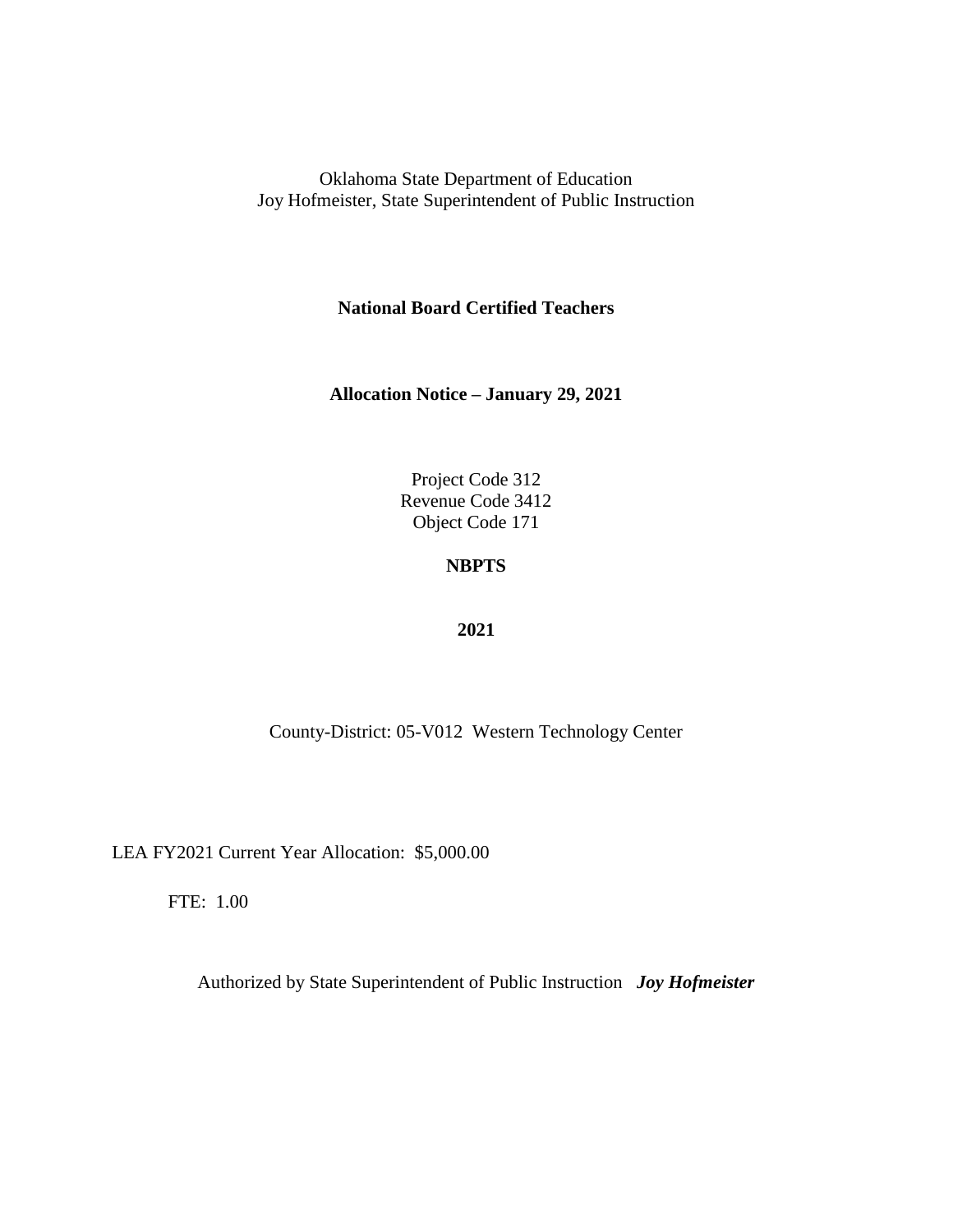Oklahoma State Department of Education
Joy Hofmeister, State Superintendent of Public Instruction

**National Board Certified Teachers**

**Allocation Notice – January 29, 2021**

Project Code 312
Revenue Code 3412
Object Code 171

**NBPTS**

**2021**

County-District: 05-V012 Western Technology Center

LEA FY2021 Current Year Allocation: $5,000.00

FTE: 1.00

Authorized by State Superintendent of Public Instruction ***Joy Hofmeister***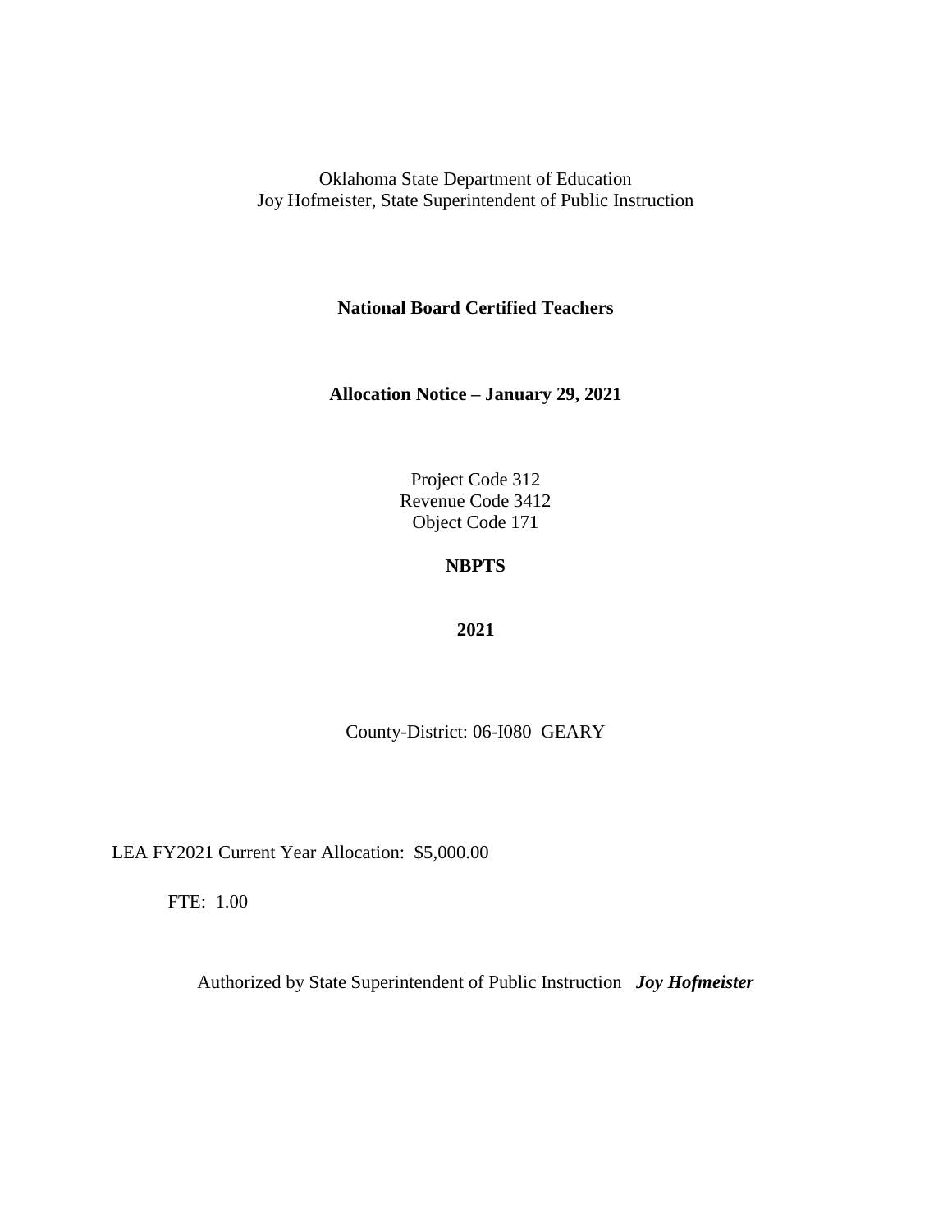Oklahoma State Department of Education
Joy Hofmeister, State Superintendent of Public Instruction

**National Board Certified Teachers**

**Allocation Notice – January 29, 2021**

Project Code 312
Revenue Code 3412
Object Code 171

**NBPTS**

**2021**

County-District: 06-I080 GEARY

LEA FY2021 Current Year Allocation: $5,000.00

FTE: 1.00

Authorized by State Superintendent of Public Instruction ***Joy Hofmeister***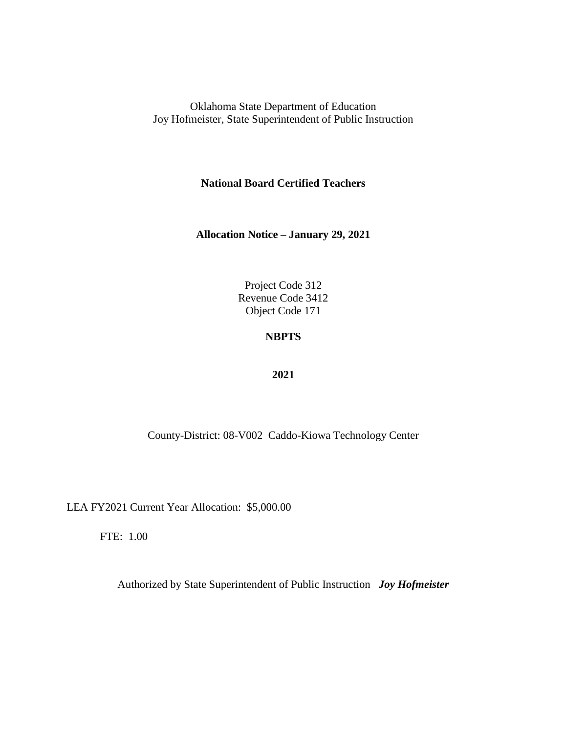Oklahoma State Department of Education
Joy Hofmeister, State Superintendent of Public Instruction

**National Board Certified Teachers**

**Allocation Notice – January 29, 2021**

Project Code 312
Revenue Code 3412
Object Code 171

**NBPTS**

**2021**

County-District: 08-V002 Caddo-Kiowa Technology Center

LEA FY2021 Current Year Allocation: $5,000.00

FTE: 1.00

Authorized by State Superintendent of Public Instruction ***Joy Hofmeister***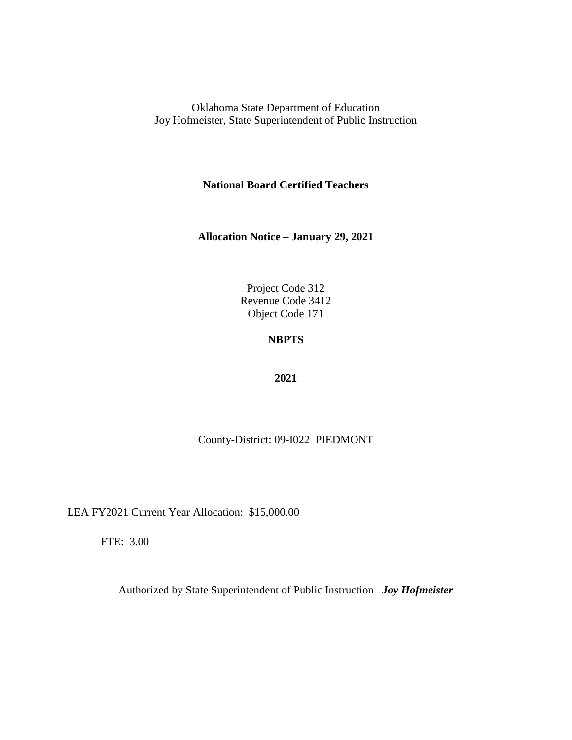Oklahoma State Department of Education
Joy Hofmeister, State Superintendent of Public Instruction

**National Board Certified Teachers**

**Allocation Notice – January 29, 2021**

Project Code 312
Revenue Code 3412
Object Code 171

**NBPTS**

**2021**

County-District: 09-I022 PIEDMONT

LEA FY2021 Current Year Allocation: $15,000.00

FTE: 3.00

Authorized by State Superintendent of Public Instruction ***Joy Hofmeister***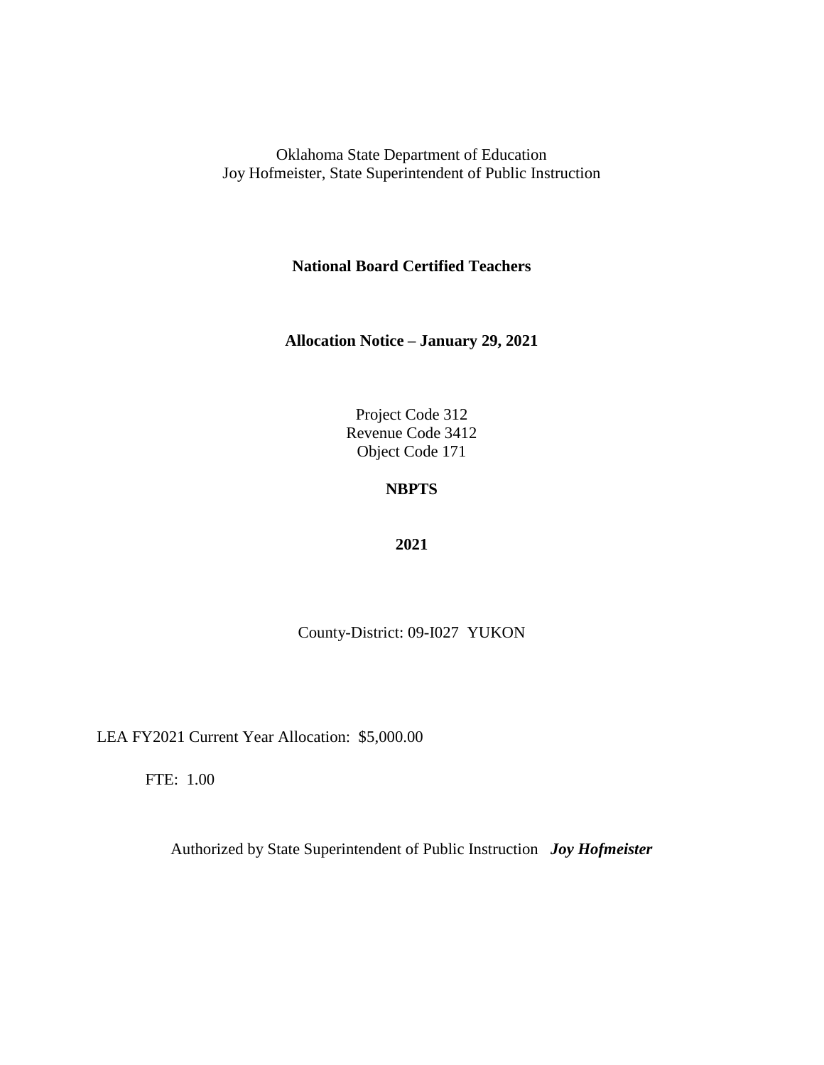Oklahoma State Department of Education
Joy Hofmeister, State Superintendent of Public Instruction

**National Board Certified Teachers**

**Allocation Notice – January 29, 2021**

Project Code 312
Revenue Code 3412
Object Code 171

**NBPTS**

**2021**

County-District: 09-I027 YUKON

LEA FY2021 Current Year Allocation: $5,000.00

FTE: 1.00

Authorized by State Superintendent of Public Instruction ***Joy Hofmeister***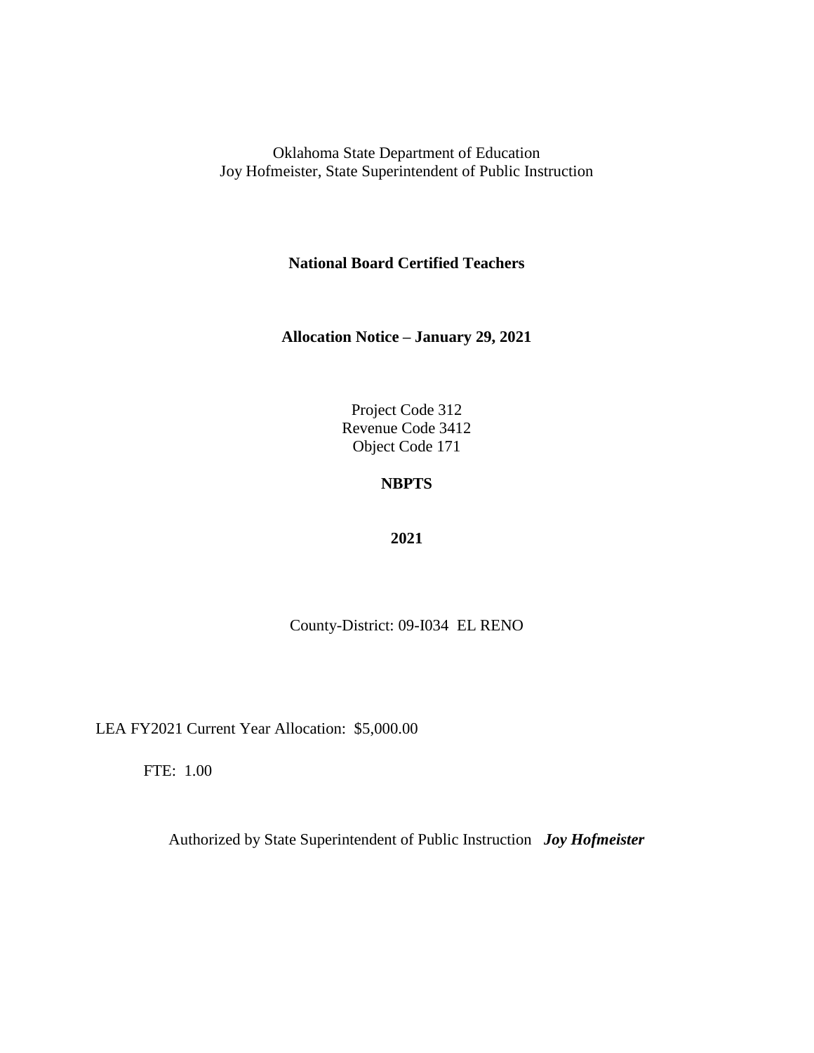Oklahoma State Department of Education
Joy Hofmeister, State Superintendent of Public Instruction

**National Board Certified Teachers**

**Allocation Notice – January 29, 2021**

Project Code 312
Revenue Code 3412
Object Code 171

**NBPTS**

**2021**

County-District: 09-I034 EL RENO

LEA FY2021 Current Year Allocation: $5,000.00

FTE: 1.00

Authorized by State Superintendent of Public Instruction ***Joy Hofmeister***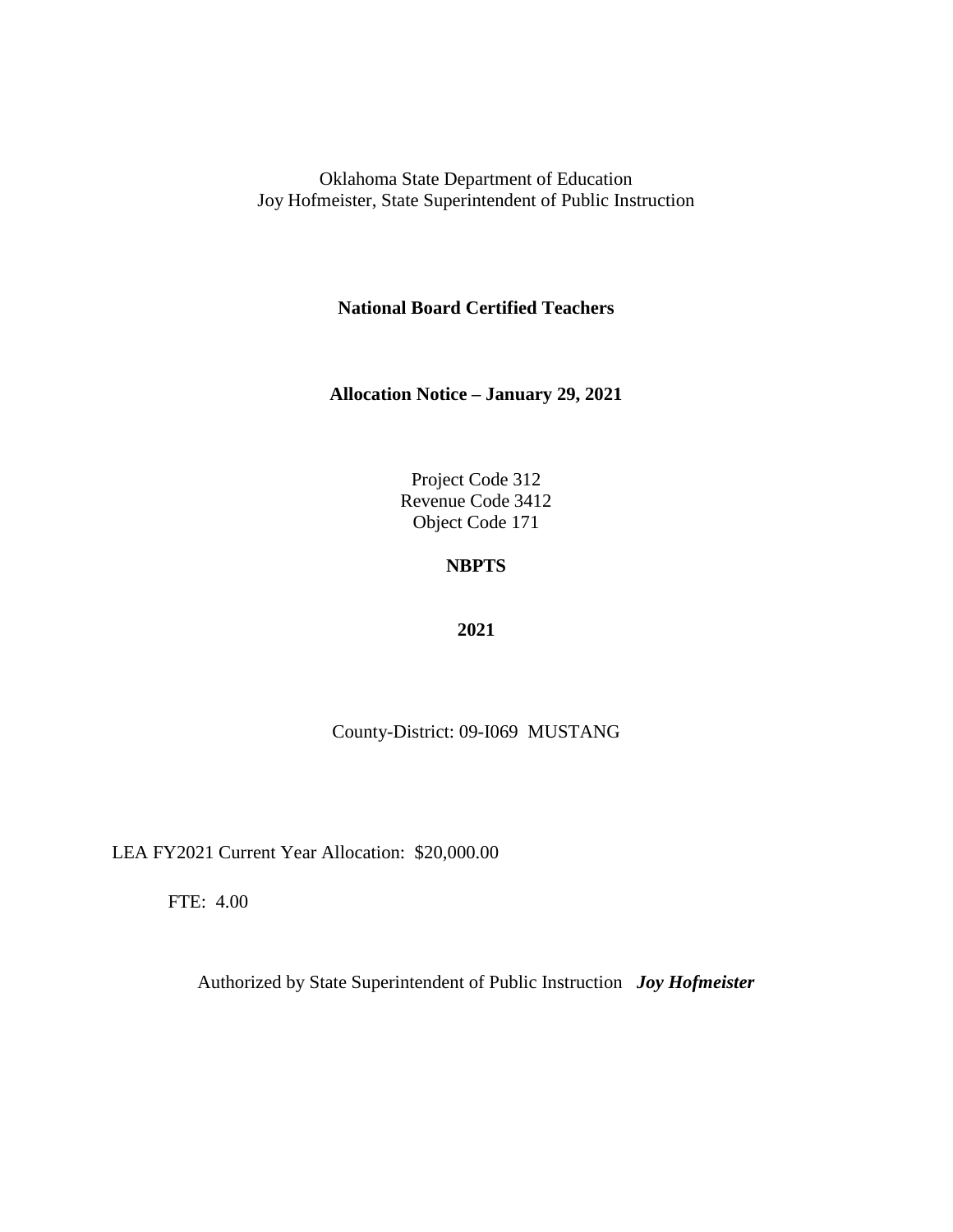Oklahoma State Department of Education
Joy Hofmeister, State Superintendent of Public Instruction

**National Board Certified Teachers**

**Allocation Notice – January 29, 2021**

Project Code 312
Revenue Code 3412
Object Code 171

**NBPTS**

**2021**

County-District: 09-I069 MUSTANG

LEA FY2021 Current Year Allocation: $20,000.00

FTE: 4.00

Authorized by State Superintendent of Public Instruction ***Joy Hofmeister***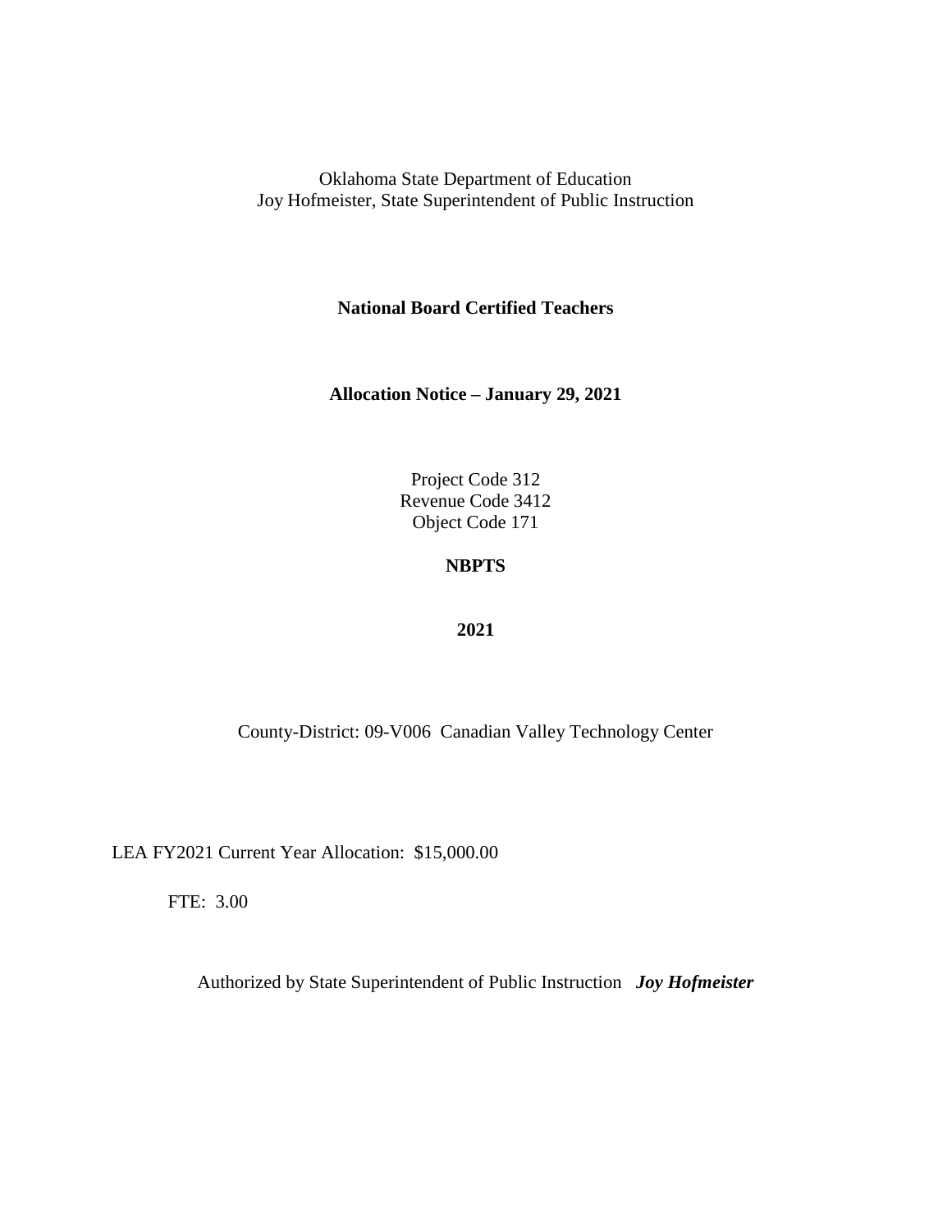Oklahoma State Department of Education
Joy Hofmeister, State Superintendent of Public Instruction

**National Board Certified Teachers**

**Allocation Notice – January 29, 2021**

Project Code 312
Revenue Code 3412
Object Code 171

**NBPTS**

**2021**

County-District: 09-V006 Canadian Valley Technology Center

LEA FY2021 Current Year Allocation: $15,000.00

FTE: 3.00

Authorized by State Superintendent of Public Instruction ***Joy Hofmeister***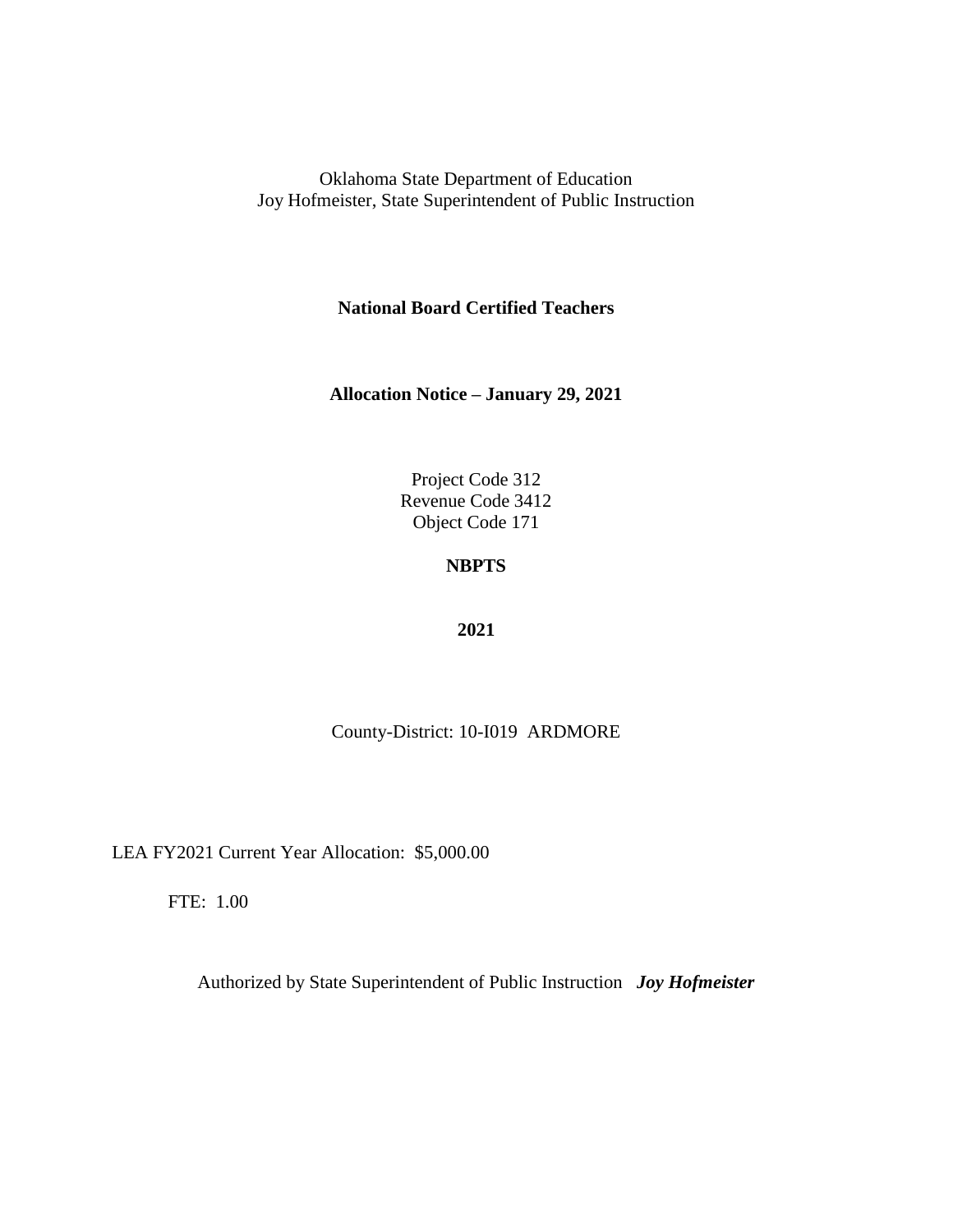Oklahoma State Department of Education
Joy Hofmeister, State Superintendent of Public Instruction

**National Board Certified Teachers**

**Allocation Notice – January 29, 2021**

Project Code 312
Revenue Code 3412
Object Code 171

**NBPTS**

**2021**

County-District: 10-I019 ARDMORE

LEA FY2021 Current Year Allocation: $5,000.00

FTE: 1.00

Authorized by State Superintendent of Public Instruction ***Joy Hofmeister***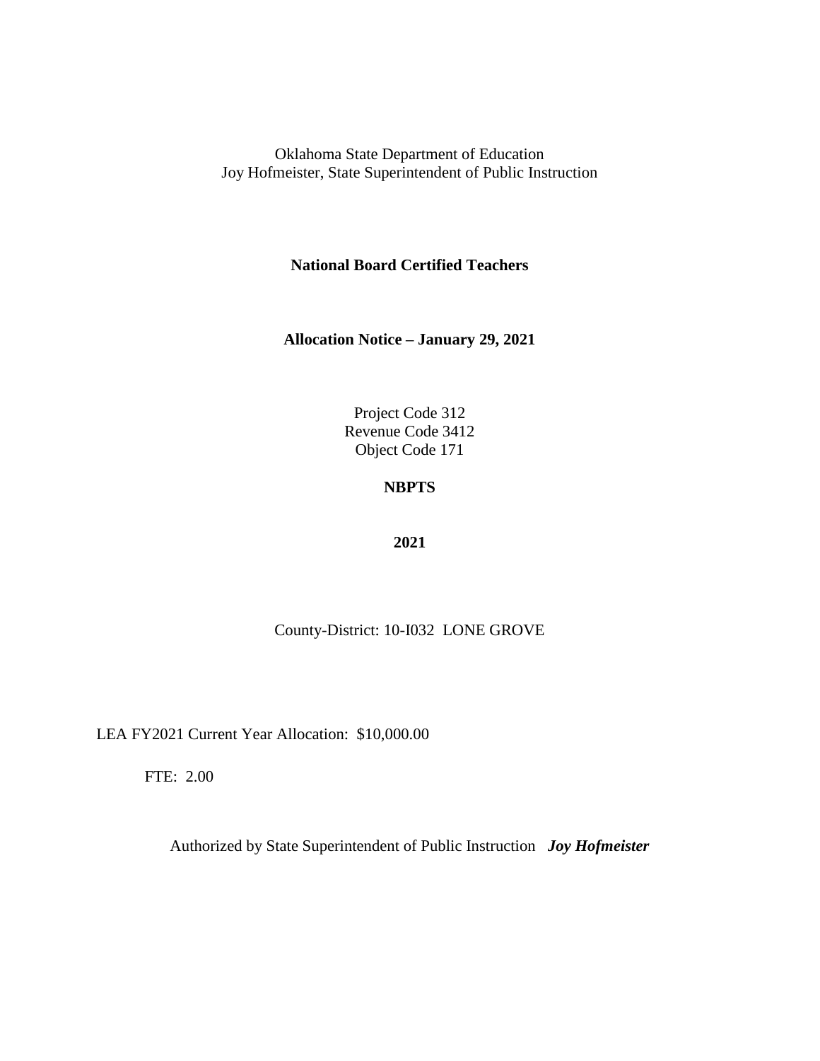Oklahoma State Department of Education
Joy Hofmeister, State Superintendent of Public Instruction

**National Board Certified Teachers**

**Allocation Notice – January 29, 2021**

Project Code 312
Revenue Code 3412
Object Code 171

**NBPTS**

**2021**

County-District: 10-I032 LONE GROVE

LEA FY2021 Current Year Allocation: $10,000.00

FTE: 2.00

Authorized by State Superintendent of Public Instruction ***Joy Hofmeister***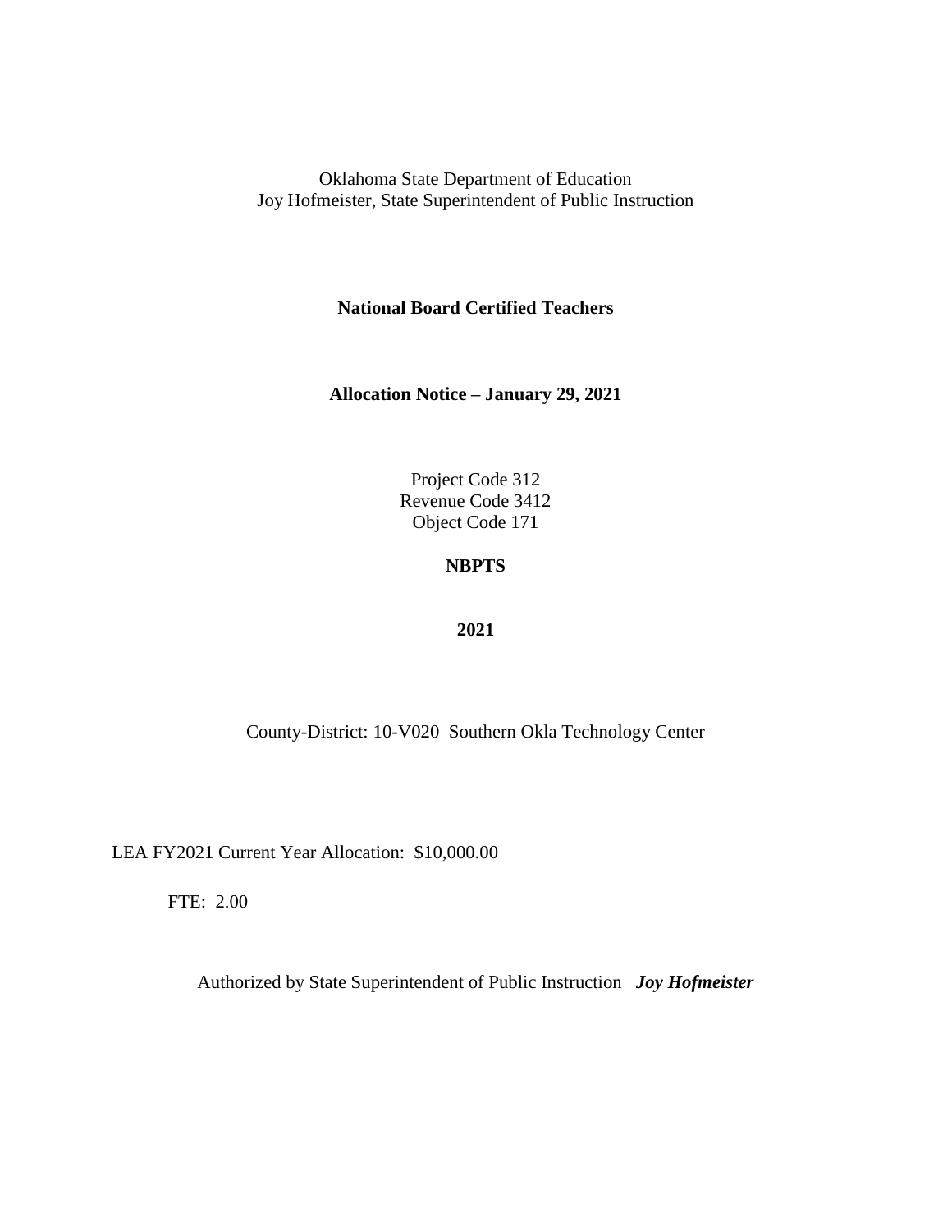Oklahoma State Department of Education
Joy Hofmeister, State Superintendent of Public Instruction

**National Board Certified Teachers**

**Allocation Notice – January 29, 2021**

Project Code 312
Revenue Code 3412
Object Code 171

**NBPTS**

**2021**

County-District: 10-V020 Southern Okla Technology Center

LEA FY2021 Current Year Allocation: $10,000.00

FTE: 2.00

Authorized by State Superintendent of Public Instruction ***Joy Hofmeister***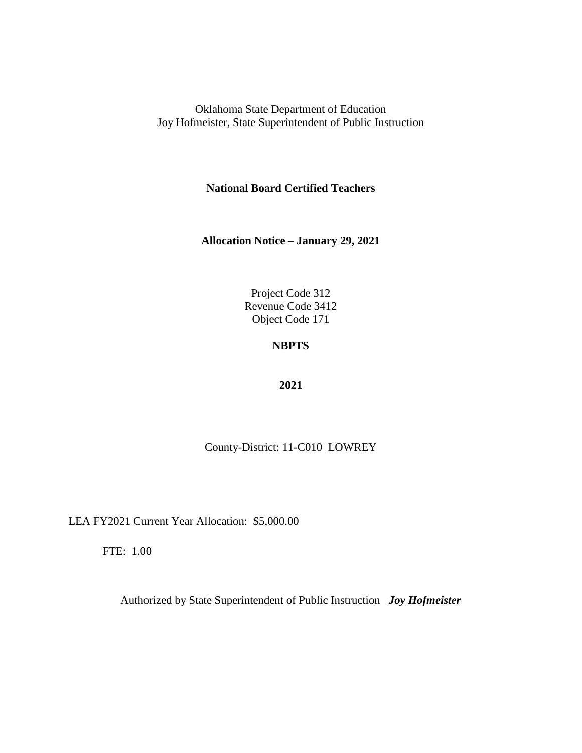Oklahoma State Department of Education
Joy Hofmeister, State Superintendent of Public Instruction

**National Board Certified Teachers**

**Allocation Notice – January 29, 2021**

Project Code 312
Revenue Code 3412
Object Code 171

**NBPTS**

**2021**

County-District: 11-C010 LOWREY

LEA FY2021 Current Year Allocation: $5,000.00

FTE: 1.00

Authorized by State Superintendent of Public Instruction ***Joy Hofmeister***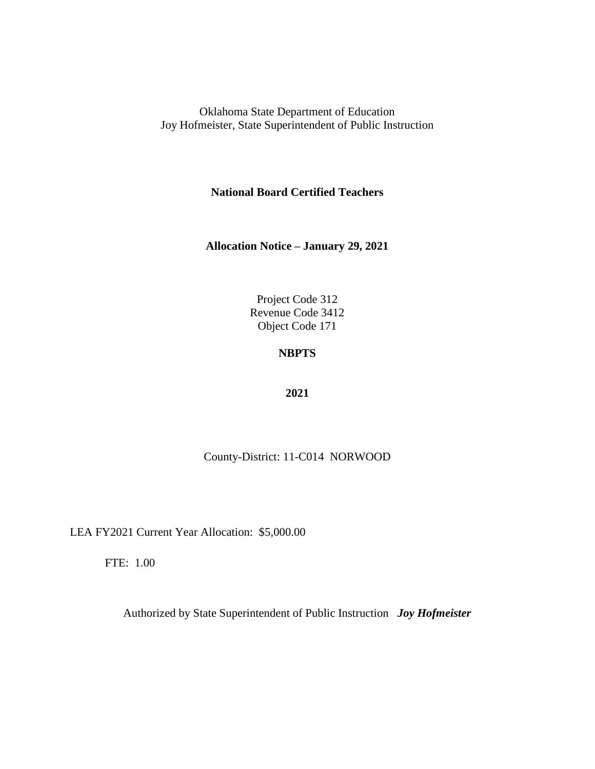Oklahoma State Department of Education
Joy Hofmeister, State Superintendent of Public Instruction

**National Board Certified Teachers**

**Allocation Notice – January 29, 2021**

Project Code 312
Revenue Code 3412
Object Code 171

**NBPTS**

**2021**

County-District: 11-C014 NORWOOD

LEA FY2021 Current Year Allocation: $5,000.00

FTE: 1.00

Authorized by State Superintendent of Public Instruction ***Joy Hofmeister***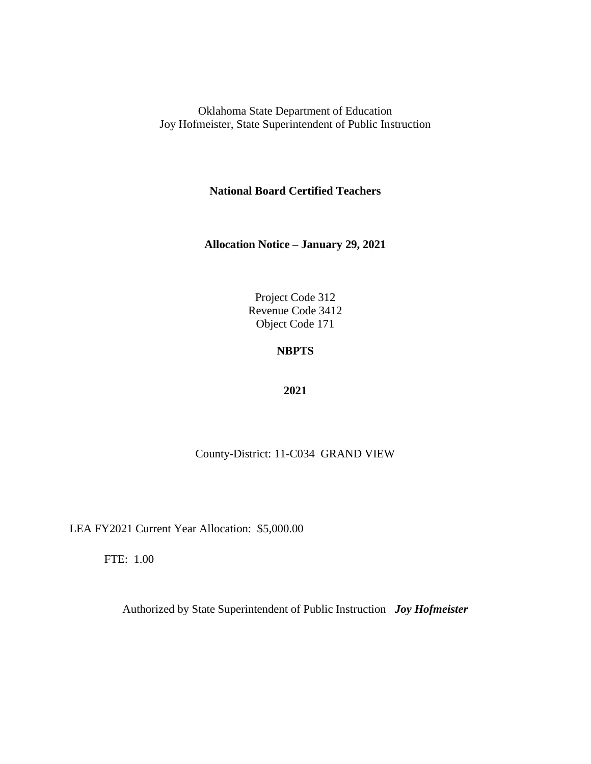Oklahoma State Department of Education
Joy Hofmeister, State Superintendent of Public Instruction

**National Board Certified Teachers**

**Allocation Notice – January 29, 2021**

Project Code 312
Revenue Code 3412
Object Code 171

**NBPTS**

**2021**

County-District: 11-C034 GRAND VIEW

LEA FY2021 Current Year Allocation: $5,000.00

FTE: 1.00

Authorized by State Superintendent of Public Instruction ***Joy Hofmeister***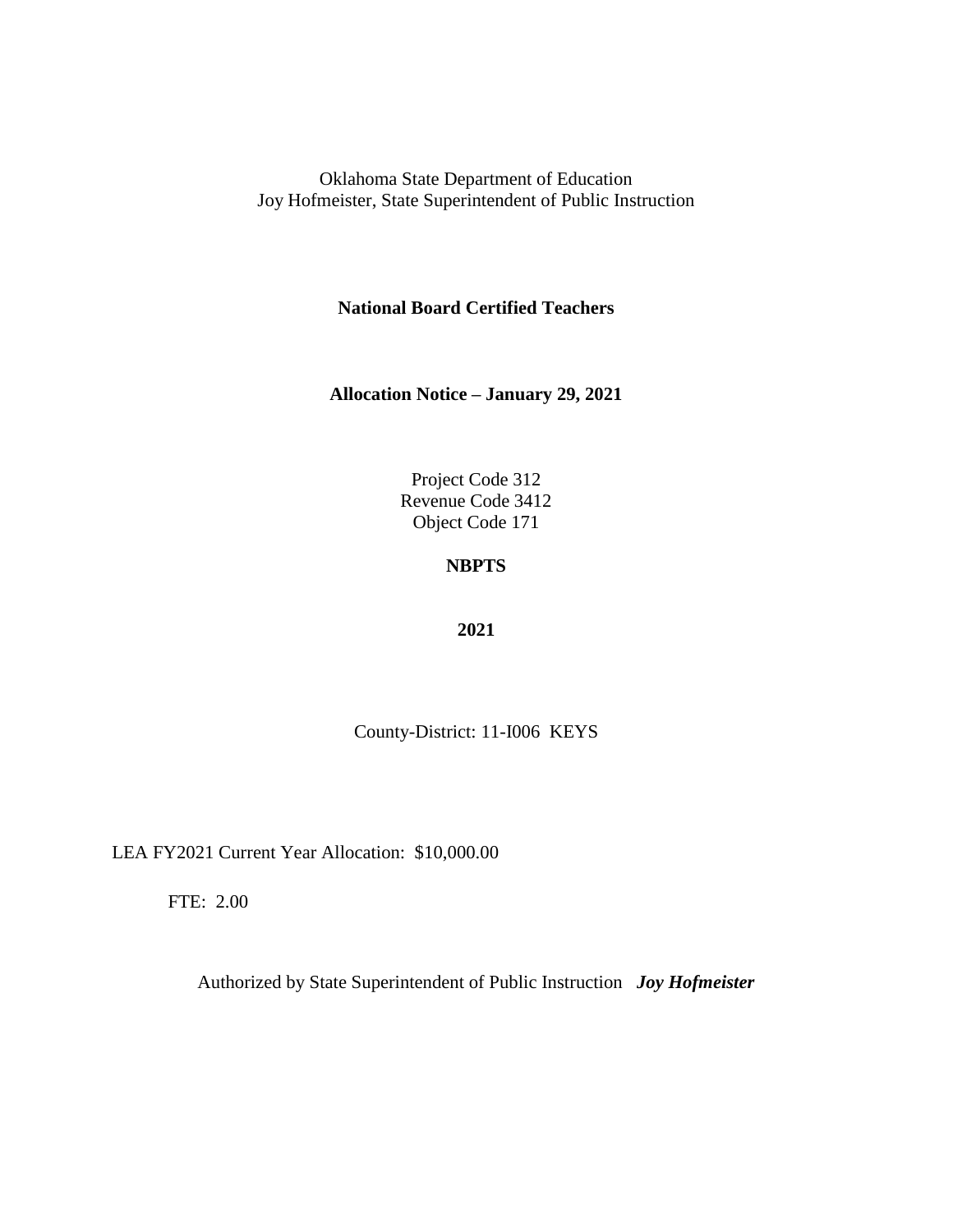Oklahoma State Department of Education
Joy Hofmeister, State Superintendent of Public Instruction

**National Board Certified Teachers**

**Allocation Notice – January 29, 2021**

Project Code 312
Revenue Code 3412
Object Code 171

**NBPTS**

**2021**

County-District: 11-I006 KEYS

LEA FY2021 Current Year Allocation: $10,000.00

FTE: 2.00

Authorized by State Superintendent of Public Instruction ***Joy Hofmeister***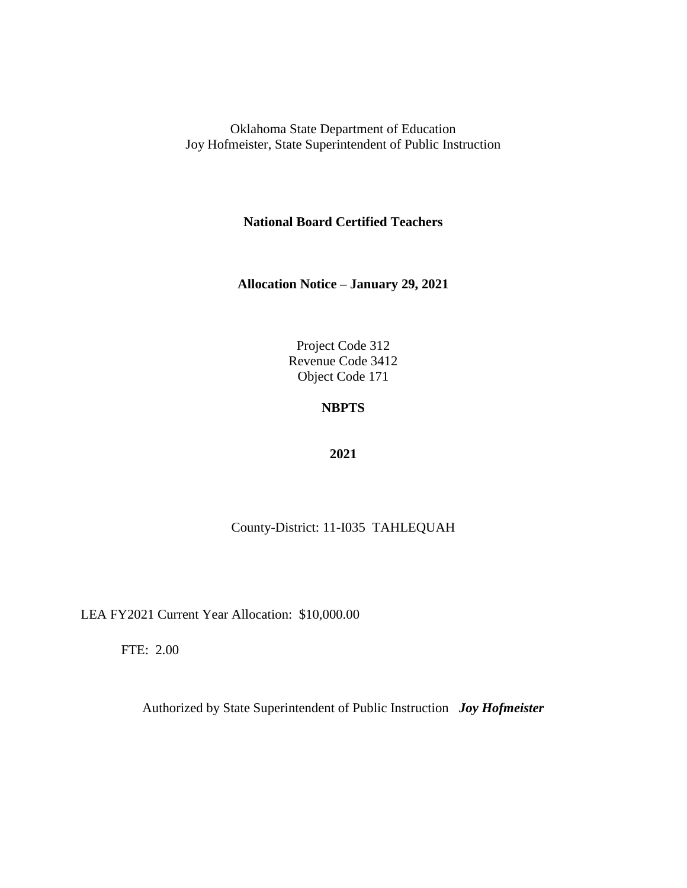Oklahoma State Department of Education
Joy Hofmeister, State Superintendent of Public Instruction

**National Board Certified Teachers**

**Allocation Notice – January 29, 2021**

Project Code 312
Revenue Code 3412
Object Code 171

**NBPTS**

**2021**

County-District: 11-I035 TAHLEQUAH

LEA FY2021 Current Year Allocation: $10,000.00

FTE: 2.00

Authorized by State Superintendent of Public Instruction ***Joy Hofmeister***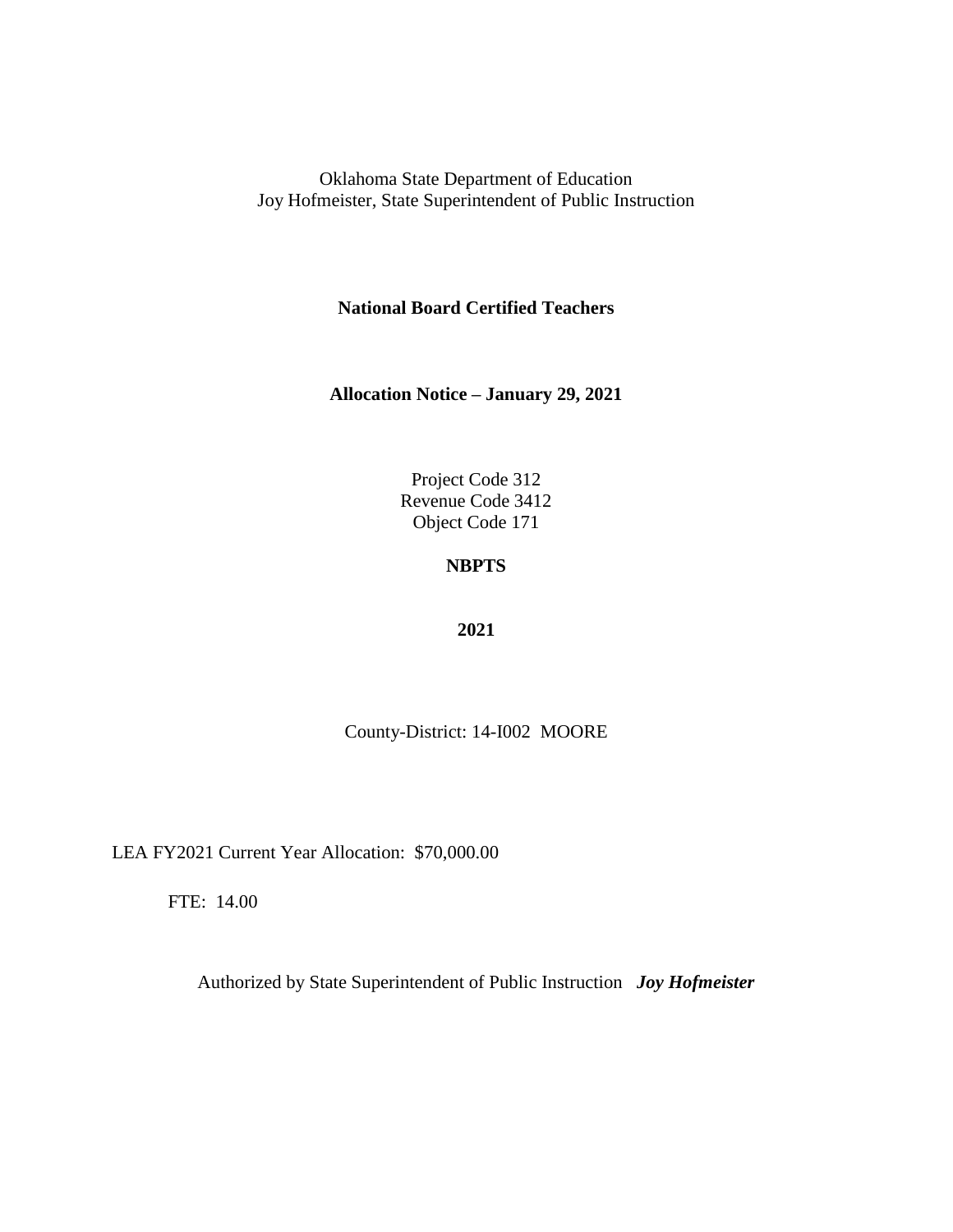Oklahoma State Department of Education
Joy Hofmeister, State Superintendent of Public Instruction

**National Board Certified Teachers**

**Allocation Notice – January 29, 2021**

Project Code 312
Revenue Code 3412
Object Code 171

**NBPTS**

**2021**

County-District: 14-I002 MOORE

LEA FY2021 Current Year Allocation: $70,000.00

FTE: 14.00

Authorized by State Superintendent of Public Instruction ***Joy Hofmeister***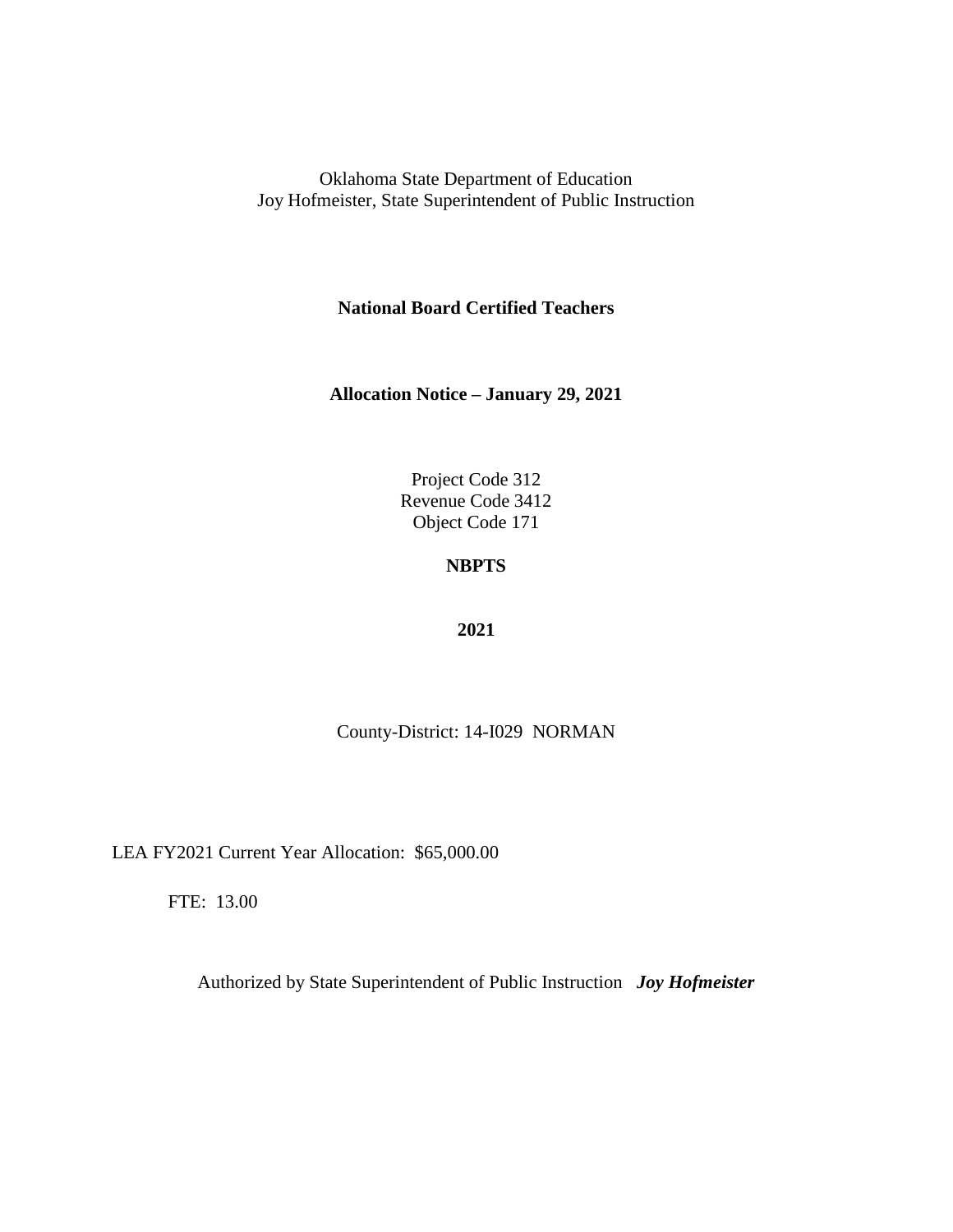Oklahoma State Department of Education
Joy Hofmeister, State Superintendent of Public Instruction

**National Board Certified Teachers**

**Allocation Notice – January 29, 2021**

Project Code 312
Revenue Code 3412
Object Code 171

**NBPTS**

**2021**

County-District: 14-I029 NORMAN

LEA FY2021 Current Year Allocation: $65,000.00

FTE: 13.00

Authorized by State Superintendent of Public Instruction ***Joy Hofmeister***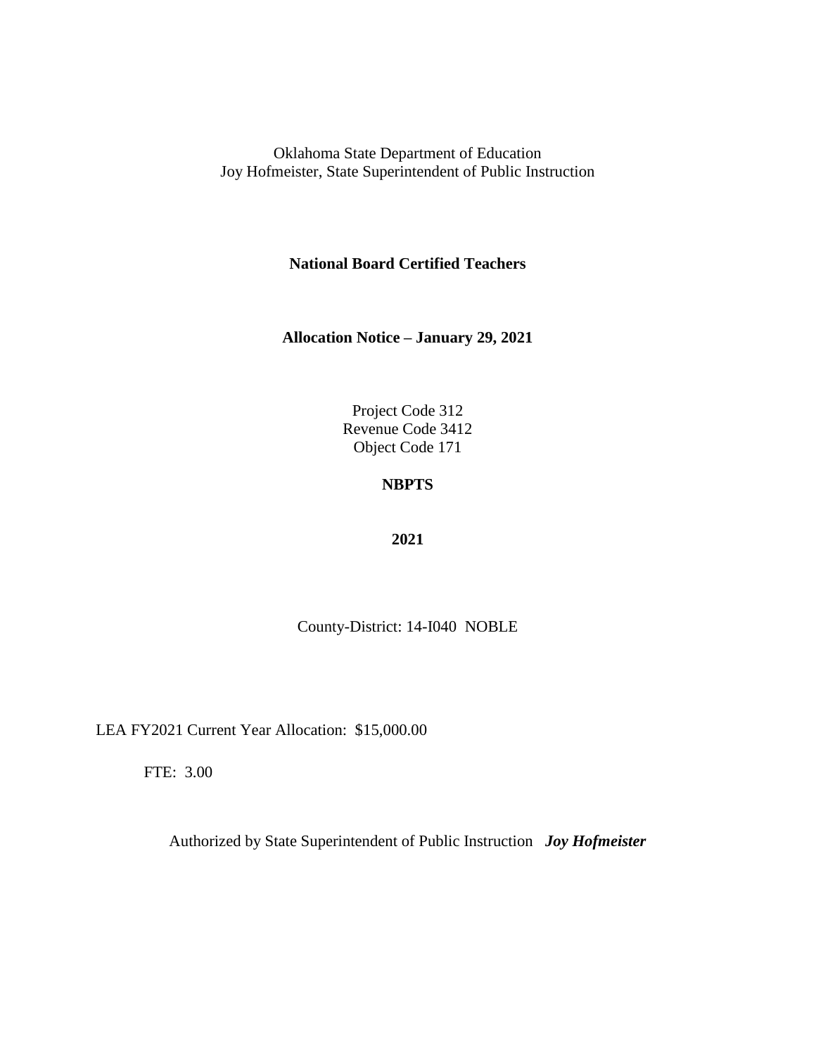Oklahoma State Department of Education
Joy Hofmeister, State Superintendent of Public Instruction

**National Board Certified Teachers**

**Allocation Notice – January 29, 2021**

Project Code 312
Revenue Code 3412
Object Code 171

**NBPTS**

**2021**

County-District: 14-I040 NOBLE

LEA FY2021 Current Year Allocation: $15,000.00

FTE: 3.00

Authorized by State Superintendent of Public Instruction ***Joy Hofmeister***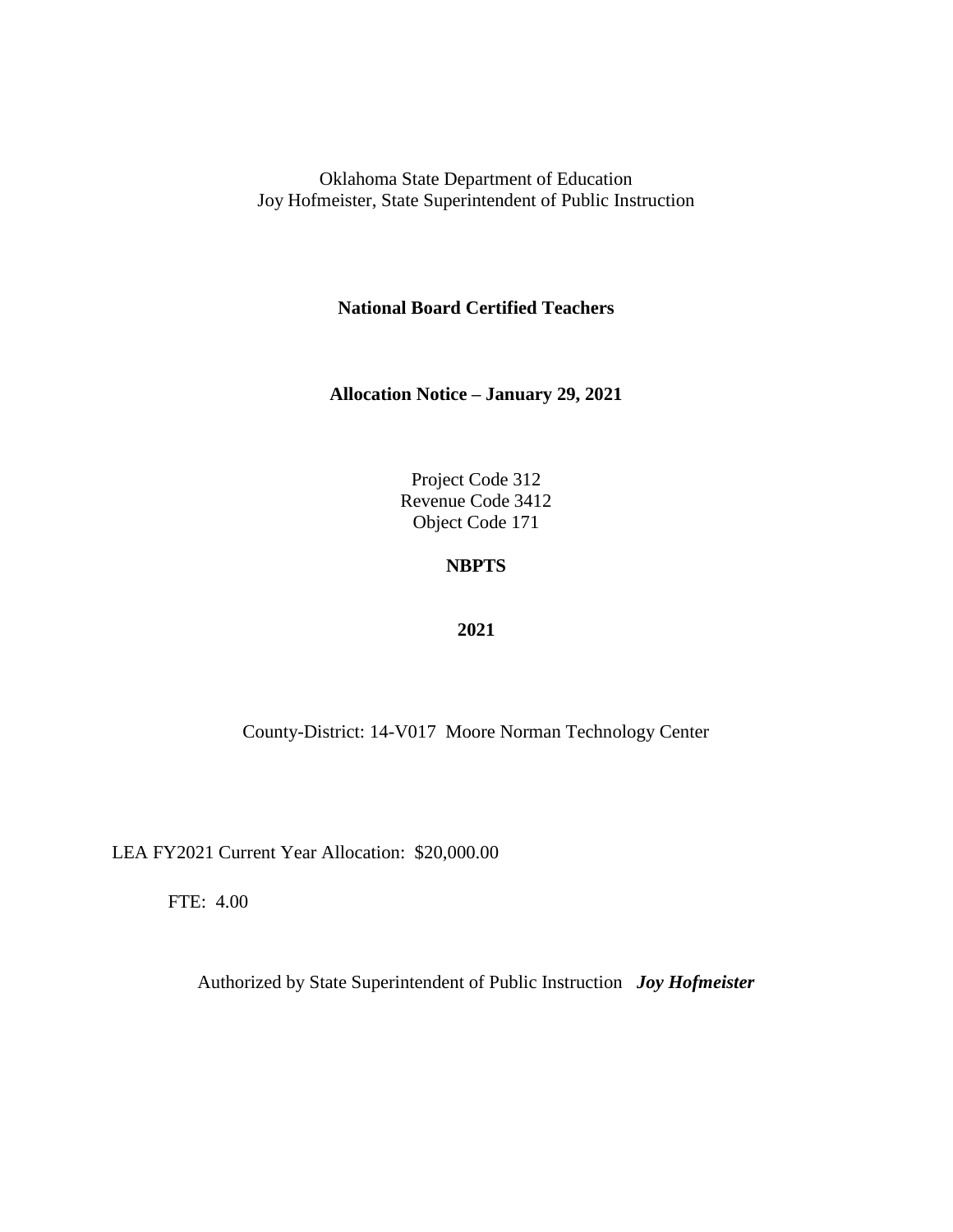Oklahoma State Department of Education
Joy Hofmeister, State Superintendent of Public Instruction

**National Board Certified Teachers**

**Allocation Notice – January 29, 2021**

Project Code 312
Revenue Code 3412
Object Code 171

**NBPTS**

**2021**

County-District: 14-V017 Moore Norman Technology Center

LEA FY2021 Current Year Allocation: $20,000.00

FTE: 4.00

Authorized by State Superintendent of Public Instruction ***Joy Hofmeister***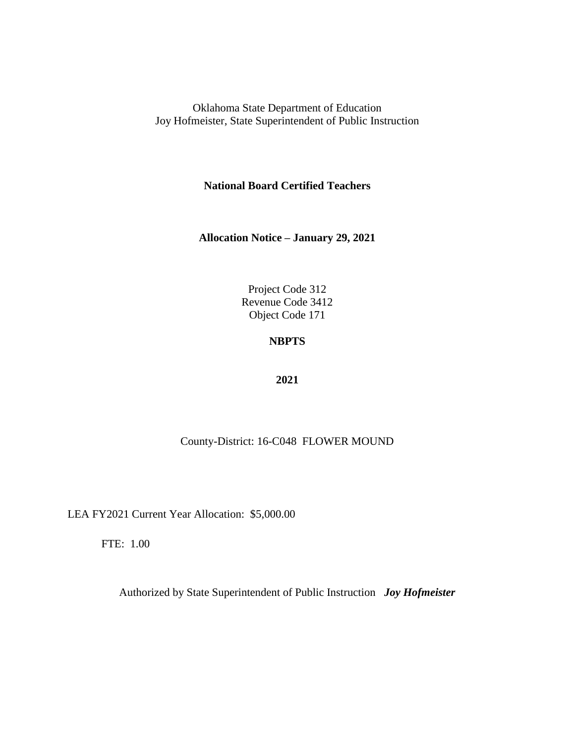Oklahoma State Department of Education
Joy Hofmeister, State Superintendent of Public Instruction

**National Board Certified Teachers**

**Allocation Notice – January 29, 2021**

Project Code 312
Revenue Code 3412
Object Code 171

**NBPTS**

**2021**

County-District: 16-C048 FLOWER MOUND

LEA FY2021 Current Year Allocation: $5,000.00

FTE: 1.00

Authorized by State Superintendent of Public Instruction ***Joy Hofmeister***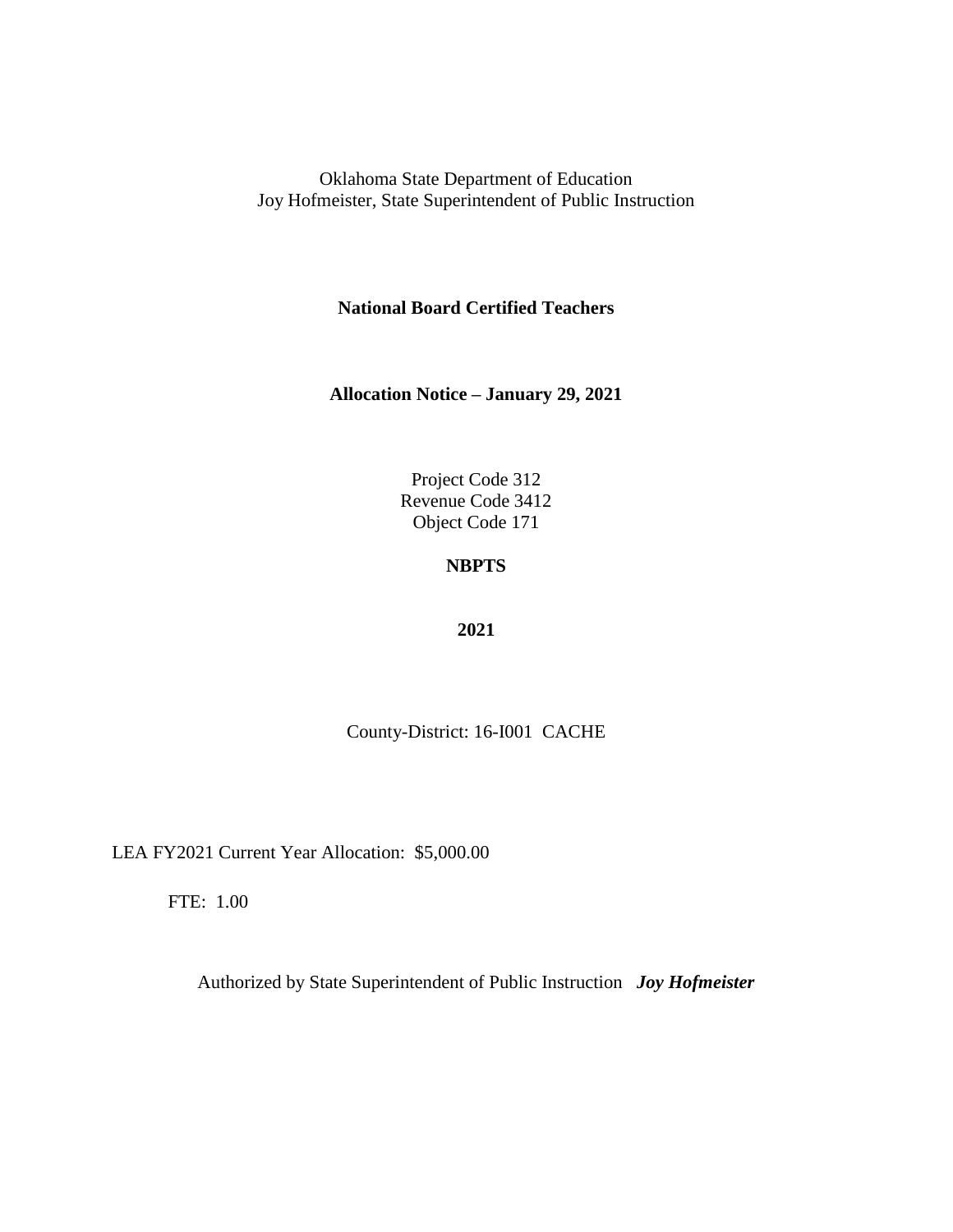Oklahoma State Department of Education
Joy Hofmeister, State Superintendent of Public Instruction

**National Board Certified Teachers**

**Allocation Notice – January 29, 2021**

Project Code 312
Revenue Code 3412
Object Code 171

**NBPTS**

**2021**

County-District: 16-I001 CACHE

LEA FY2021 Current Year Allocation: $5,000.00

FTE: 1.00

Authorized by State Superintendent of Public Instruction ***Joy Hofmeister***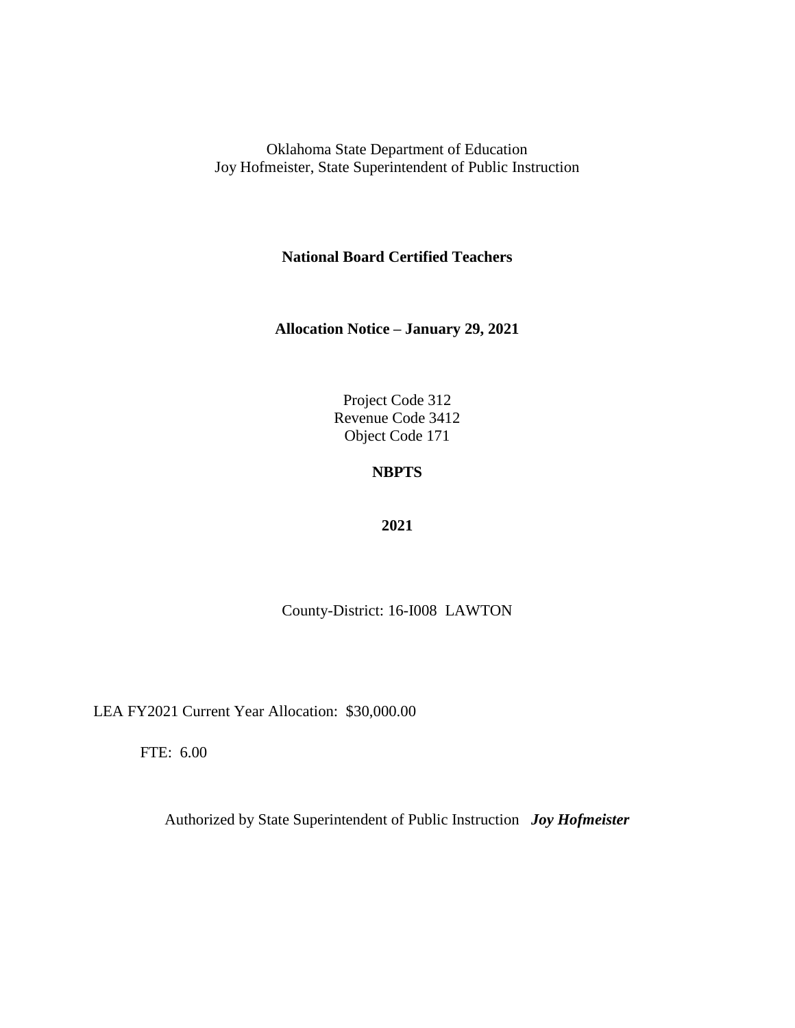Oklahoma State Department of Education
Joy Hofmeister, State Superintendent of Public Instruction

**National Board Certified Teachers**

**Allocation Notice – January 29, 2021**

Project Code 312
Revenue Code 3412
Object Code 171

**NBPTS**

**2021**

County-District: 16-I008 LAWTON

LEA FY2021 Current Year Allocation: $30,000.00

FTE: 6.00

Authorized by State Superintendent of Public Instruction ***Joy Hofmeister***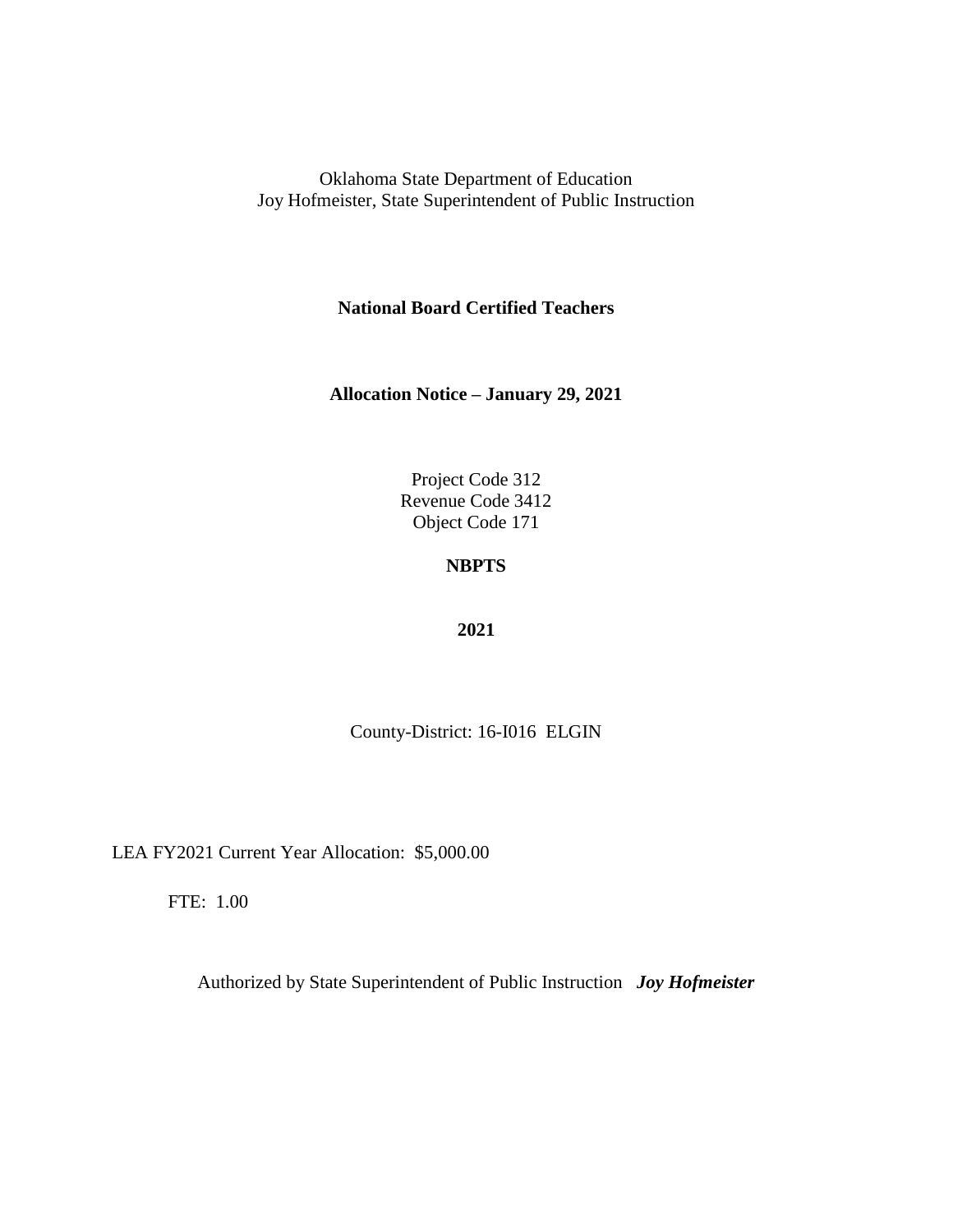Oklahoma State Department of Education
Joy Hofmeister, State Superintendent of Public Instruction

**National Board Certified Teachers**

**Allocation Notice – January 29, 2021**

Project Code 312
Revenue Code 3412
Object Code 171

**NBPTS**

**2021**

County-District: 16-I016 ELGIN

LEA FY2021 Current Year Allocation: $5,000.00

FTE: 1.00

Authorized by State Superintendent of Public Instruction ***Joy Hofmeister***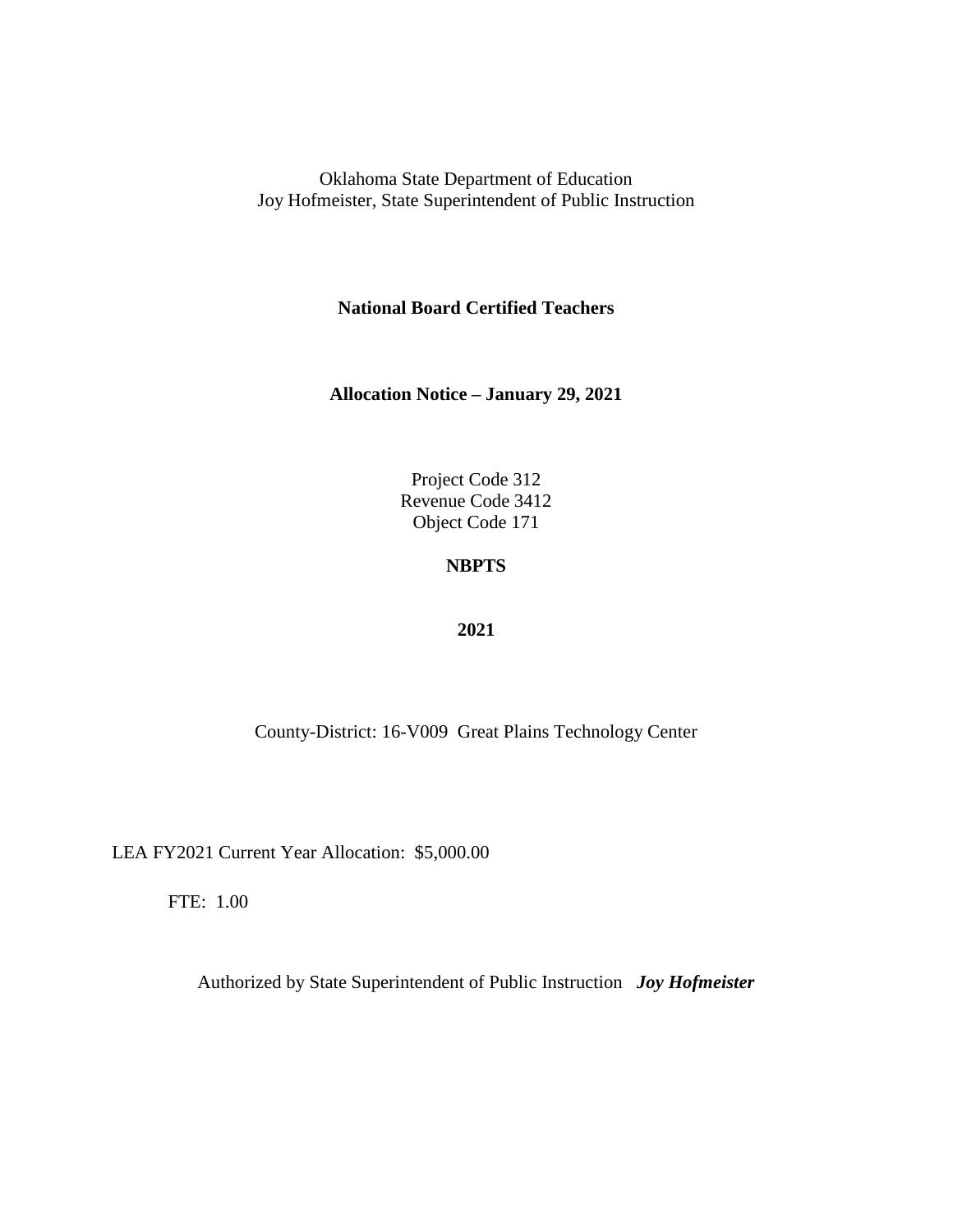Oklahoma State Department of Education
Joy Hofmeister, State Superintendent of Public Instruction

**National Board Certified Teachers**

**Allocation Notice – January 29, 2021**

Project Code 312
Revenue Code 3412
Object Code 171

**NBPTS**

**2021**

County-District: 16-V009 Great Plains Technology Center

LEA FY2021 Current Year Allocation: $5,000.00

FTE: 1.00

Authorized by State Superintendent of Public Instruction ***Joy Hofmeister***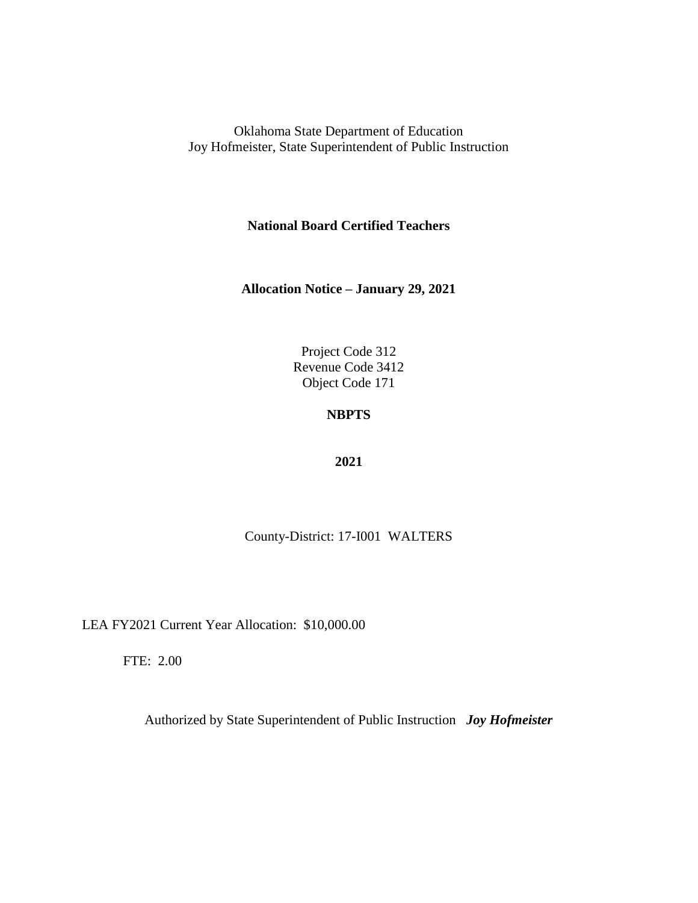Oklahoma State Department of Education
Joy Hofmeister, State Superintendent of Public Instruction

**National Board Certified Teachers**

**Allocation Notice – January 29, 2021**

Project Code 312
Revenue Code 3412
Object Code 171

**NBPTS**

**2021**

County-District: 17-I001 WALTERS

LEA FY2021 Current Year Allocation: $10,000.00

FTE: 2.00

Authorized by State Superintendent of Public Instruction ***Joy Hofmeister***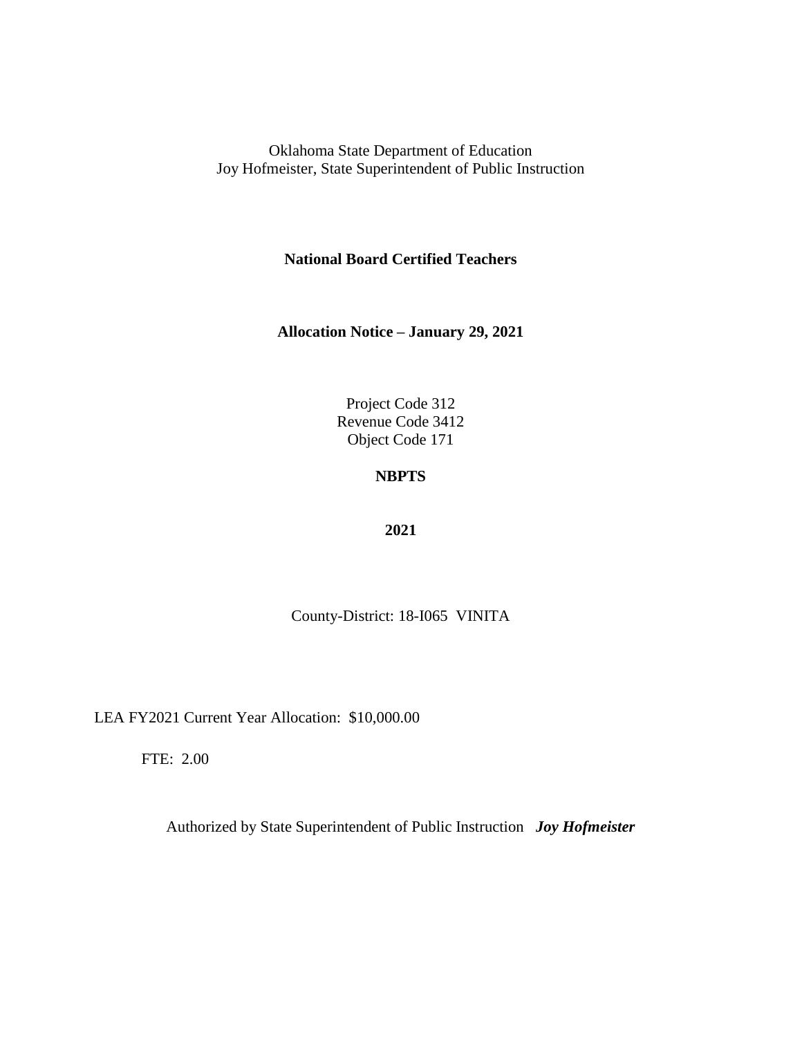Oklahoma State Department of Education
Joy Hofmeister, State Superintendent of Public Instruction

**National Board Certified Teachers**

**Allocation Notice – January 29, 2021**

Project Code 312
Revenue Code 3412
Object Code 171

**NBPTS**

**2021**

County-District: 18-I065 VINITA

LEA FY2021 Current Year Allocation: $10,000.00

FTE: 2.00

Authorized by State Superintendent of Public Instruction ***Joy Hofmeister***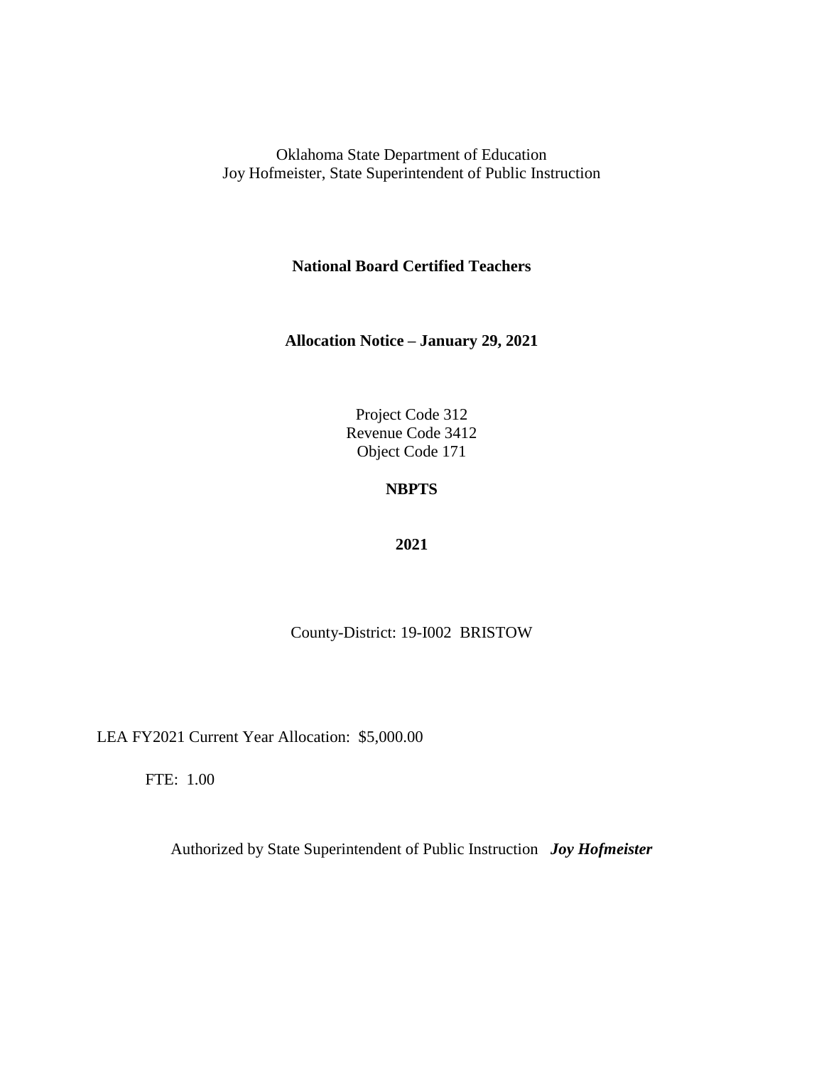Oklahoma State Department of Education
Joy Hofmeister, State Superintendent of Public Instruction

**National Board Certified Teachers**

**Allocation Notice – January 29, 2021**

Project Code 312
Revenue Code 3412
Object Code 171

**NBPTS**

**2021**

County-District: 19-I002 BRISTOW

LEA FY2021 Current Year Allocation: $5,000.00

FTE: 1.00

Authorized by State Superintendent of Public Instruction ***Joy Hofmeister***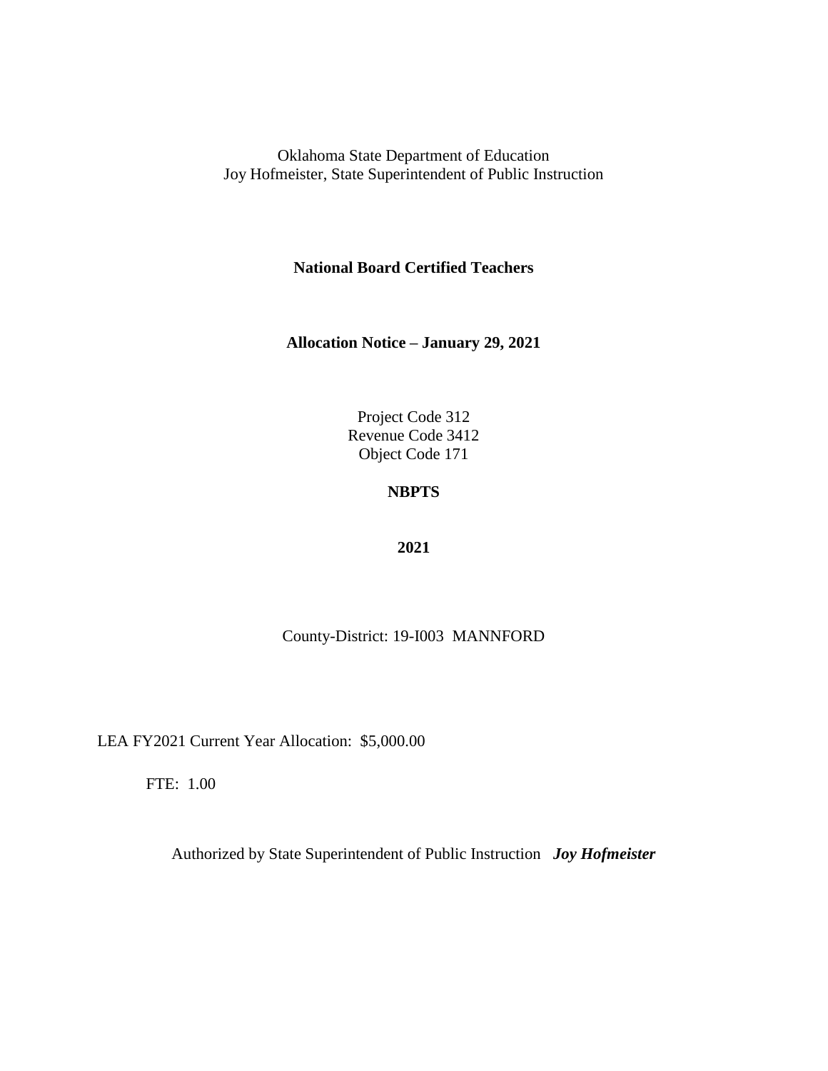Oklahoma State Department of Education
Joy Hofmeister, State Superintendent of Public Instruction

**National Board Certified Teachers**

**Allocation Notice – January 29, 2021**

Project Code 312
Revenue Code 3412
Object Code 171

**NBPTS**

**2021**

County-District: 19-I003 MANNFORD

LEA FY2021 Current Year Allocation: $5,000.00

FTE: 1.00

Authorized by State Superintendent of Public Instruction ***Joy Hofmeister***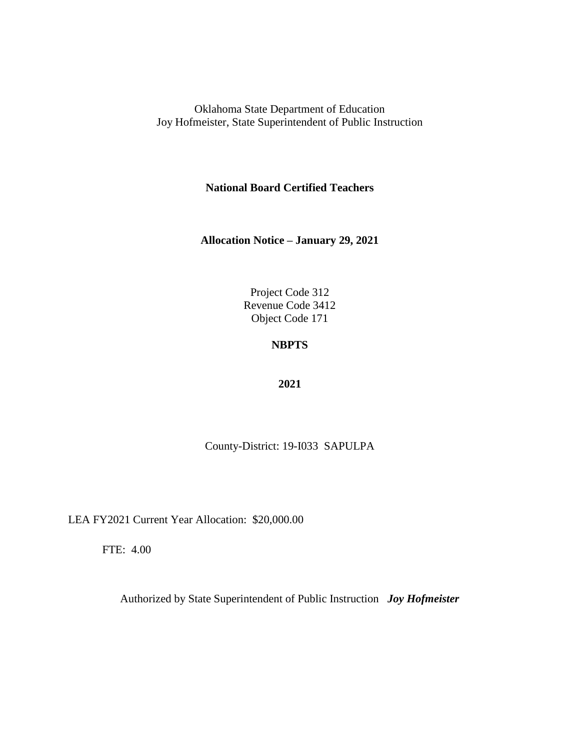Oklahoma State Department of Education
Joy Hofmeister, State Superintendent of Public Instruction

**National Board Certified Teachers**

**Allocation Notice – January 29, 2021**

Project Code 312
Revenue Code 3412
Object Code 171

**NBPTS**

**2021**

County-District: 19-I033 SAPULPA

LEA FY2021 Current Year Allocation: $20,000.00

FTE: 4.00

Authorized by State Superintendent of Public Instruction ***Joy Hofmeister***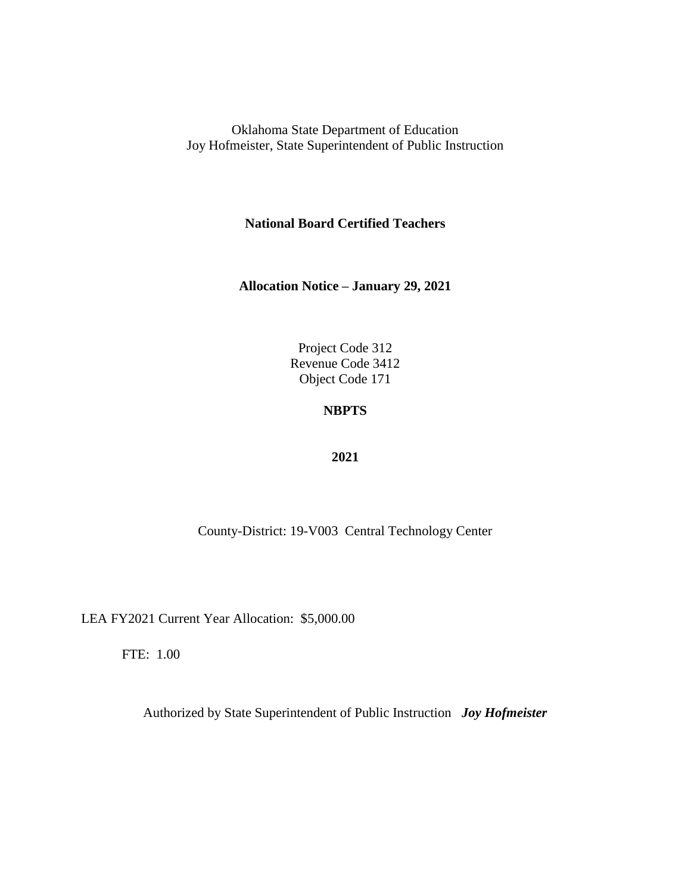Oklahoma State Department of Education
Joy Hofmeister, State Superintendent of Public Instruction

**National Board Certified Teachers**

**Allocation Notice – January 29, 2021**

Project Code 312
Revenue Code 3412
Object Code 171

**NBPTS**

**2021**

County-District: 19-V003 Central Technology Center

LEA FY2021 Current Year Allocation: $5,000.00

FTE: 1.00

Authorized by State Superintendent of Public Instruction ***Joy Hofmeister***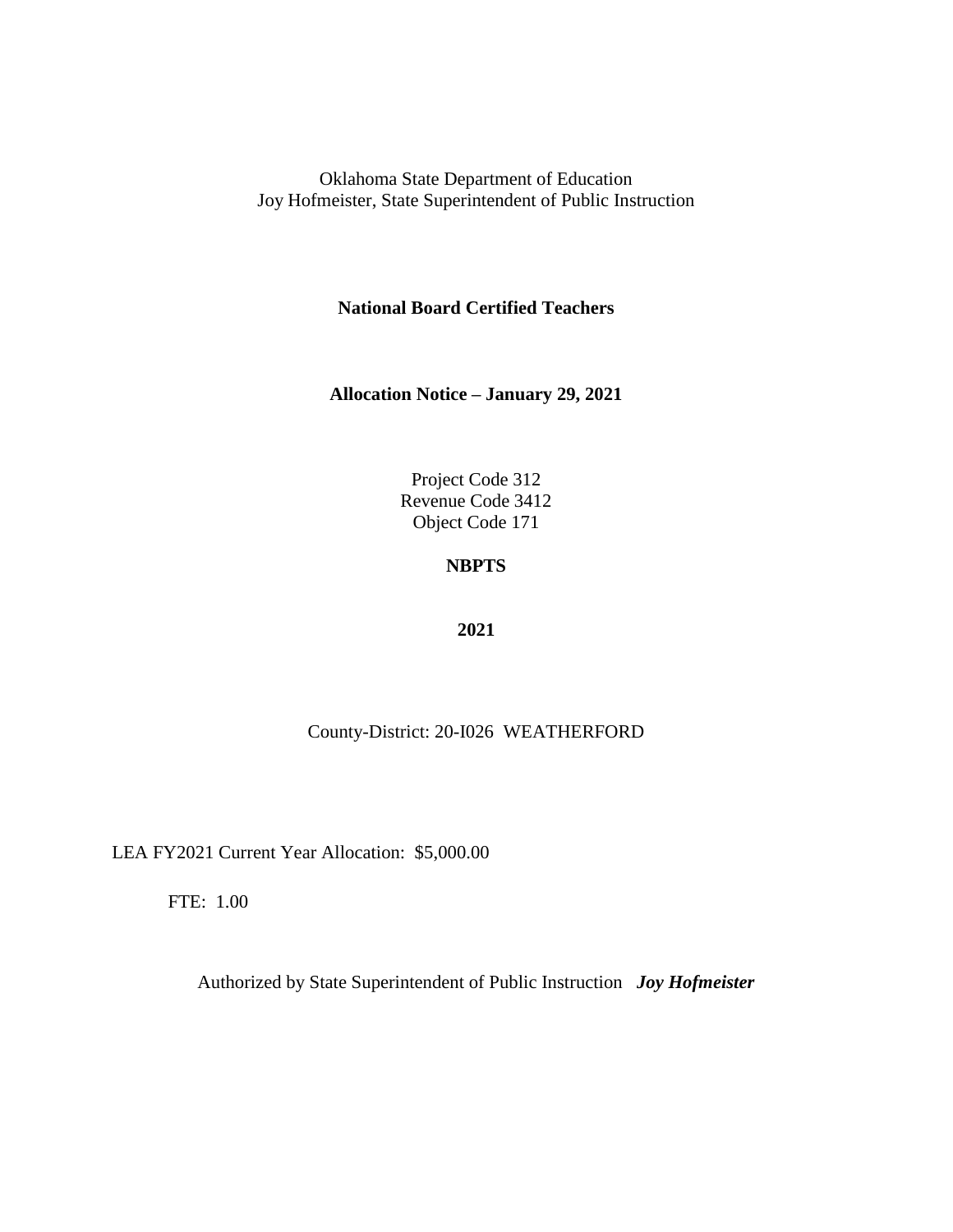Oklahoma State Department of Education
Joy Hofmeister, State Superintendent of Public Instruction

**National Board Certified Teachers**

**Allocation Notice – January 29, 2021**

Project Code 312
Revenue Code 3412
Object Code 171

**NBPTS**

**2021**

County-District: 20-I026 WEATHERFORD

LEA FY2021 Current Year Allocation: $5,000.00

FTE: 1.00

Authorized by State Superintendent of Public Instruction ***Joy Hofmeister***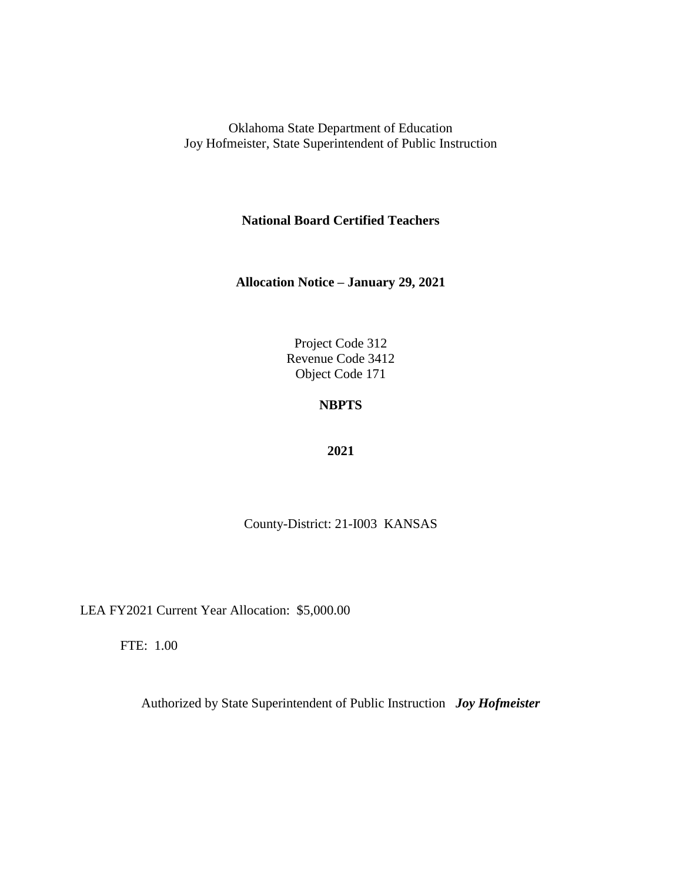Oklahoma State Department of Education
Joy Hofmeister, State Superintendent of Public Instruction

**National Board Certified Teachers**

**Allocation Notice – January 29, 2021**

Project Code 312
Revenue Code 3412
Object Code 171

**NBPTS**

**2021**

County-District: 21-I003 KANSAS

LEA FY2021 Current Year Allocation: $5,000.00

FTE: 1.00

Authorized by State Superintendent of Public Instruction ***Joy Hofmeister***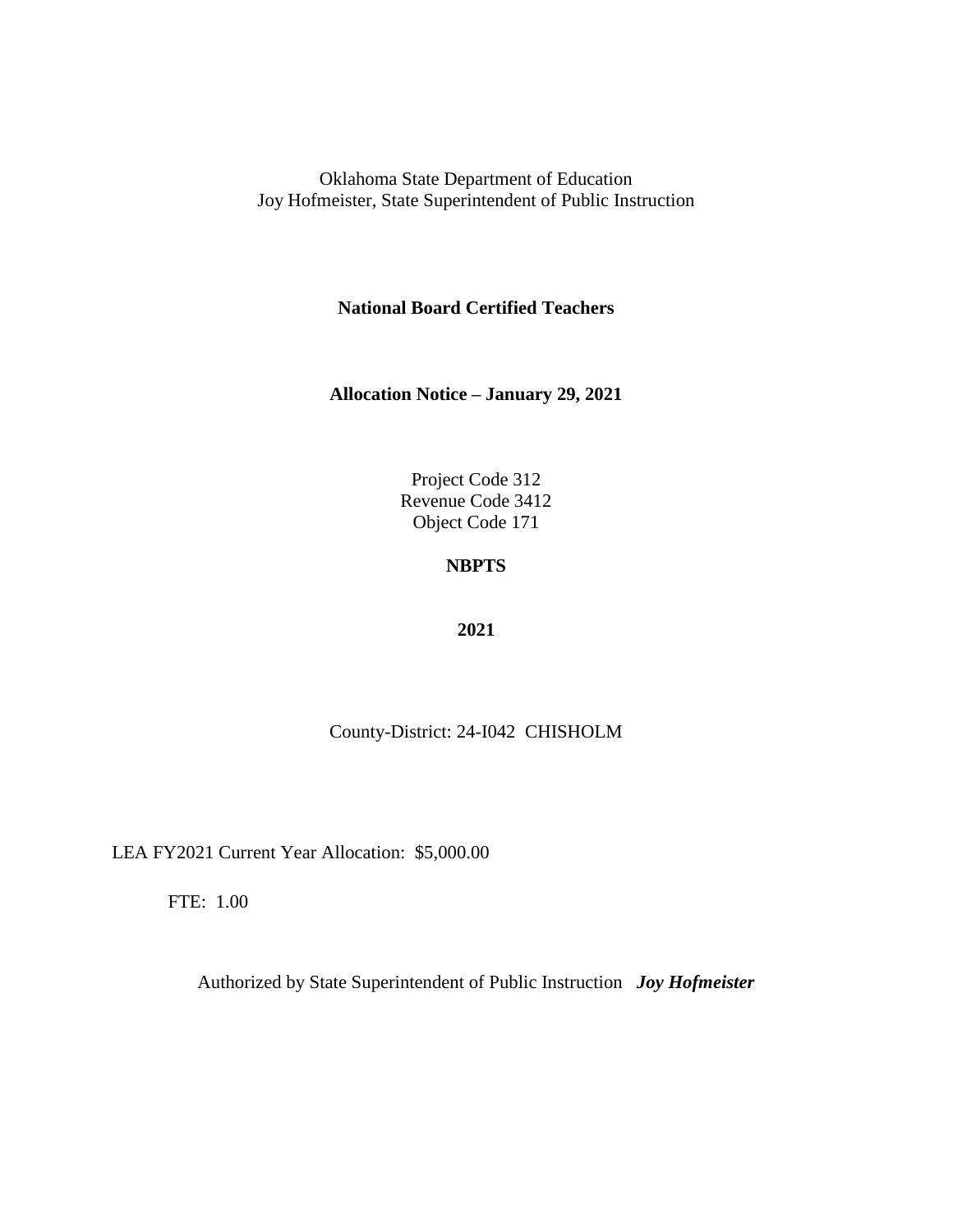Oklahoma State Department of Education
Joy Hofmeister, State Superintendent of Public Instruction

**National Board Certified Teachers**

**Allocation Notice – January 29, 2021**

Project Code 312
Revenue Code 3412
Object Code 171

**NBPTS**

**2021**

County-District: 24-I042 CHISHOLM

LEA FY2021 Current Year Allocation: $5,000.00

FTE: 1.00

Authorized by State Superintendent of Public Instruction ***Joy Hofmeister***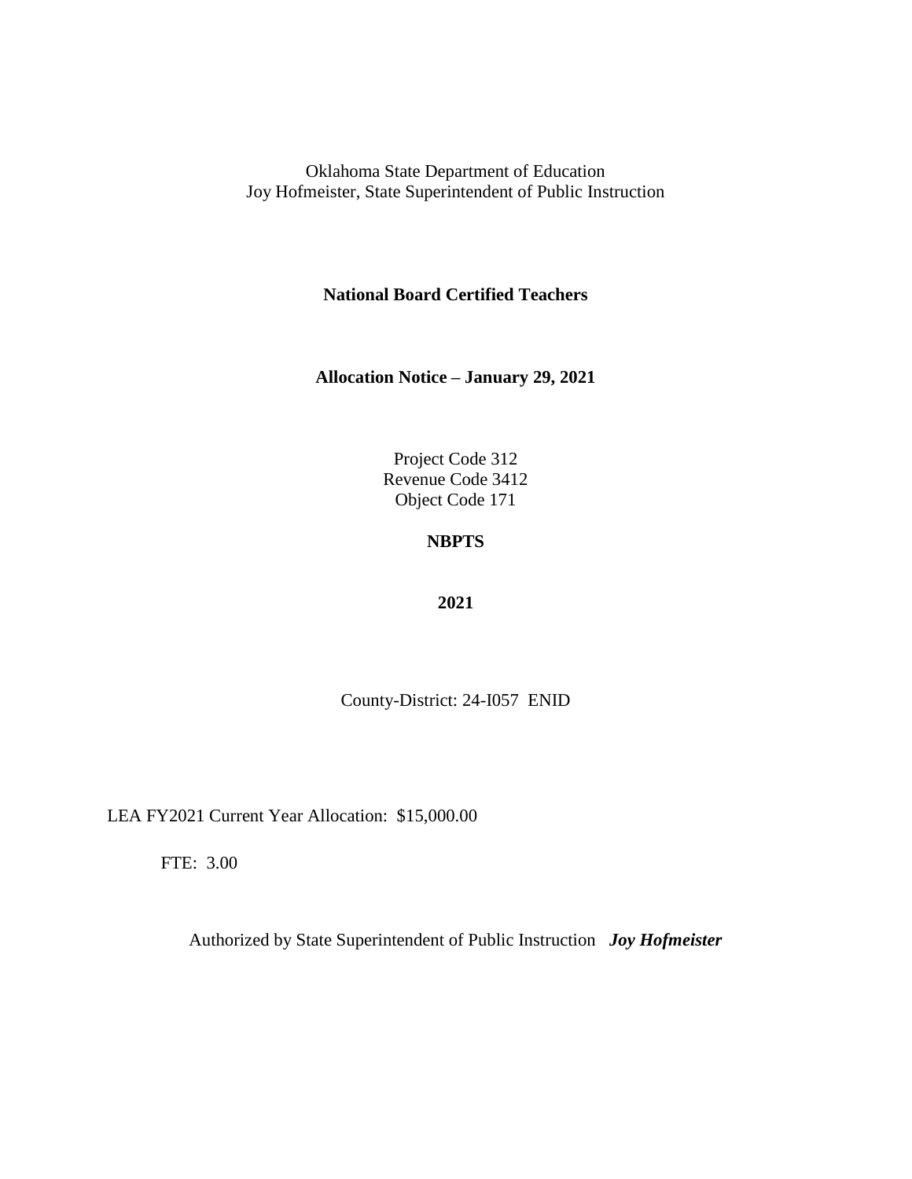Oklahoma State Department of Education
Joy Hofmeister, State Superintendent of Public Instruction

**National Board Certified Teachers**

**Allocation Notice – January 29, 2021**

Project Code 312
Revenue Code 3412
Object Code 171

**NBPTS**

**2021**

County-District: 24-I057 ENID

LEA FY2021 Current Year Allocation: $15,000.00

FTE: 3.00

Authorized by State Superintendent of Public Instruction ***Joy Hofmeister***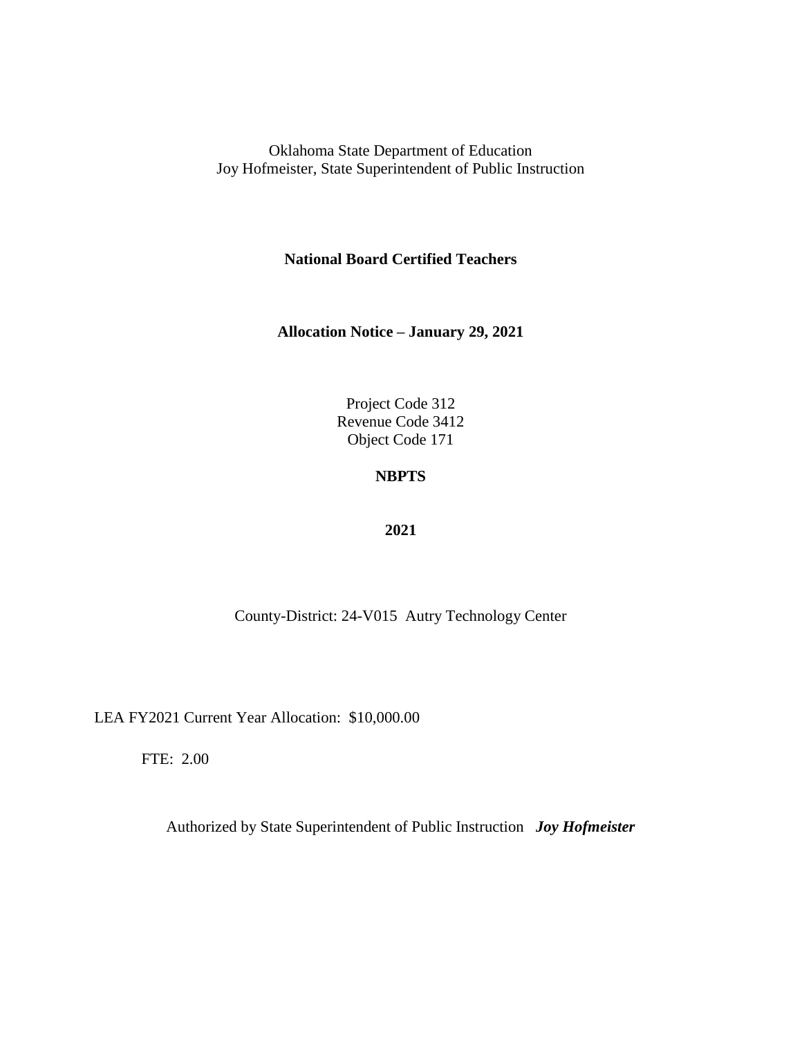Oklahoma State Department of Education
Joy Hofmeister, State Superintendent of Public Instruction

**National Board Certified Teachers**

**Allocation Notice – January 29, 2021**

Project Code 312
Revenue Code 3412
Object Code 171

**NBPTS**

**2021**

County-District: 24-V015 Autry Technology Center

LEA FY2021 Current Year Allocation: $10,000.00

FTE: 2.00

Authorized by State Superintendent of Public Instruction ***Joy Hofmeister***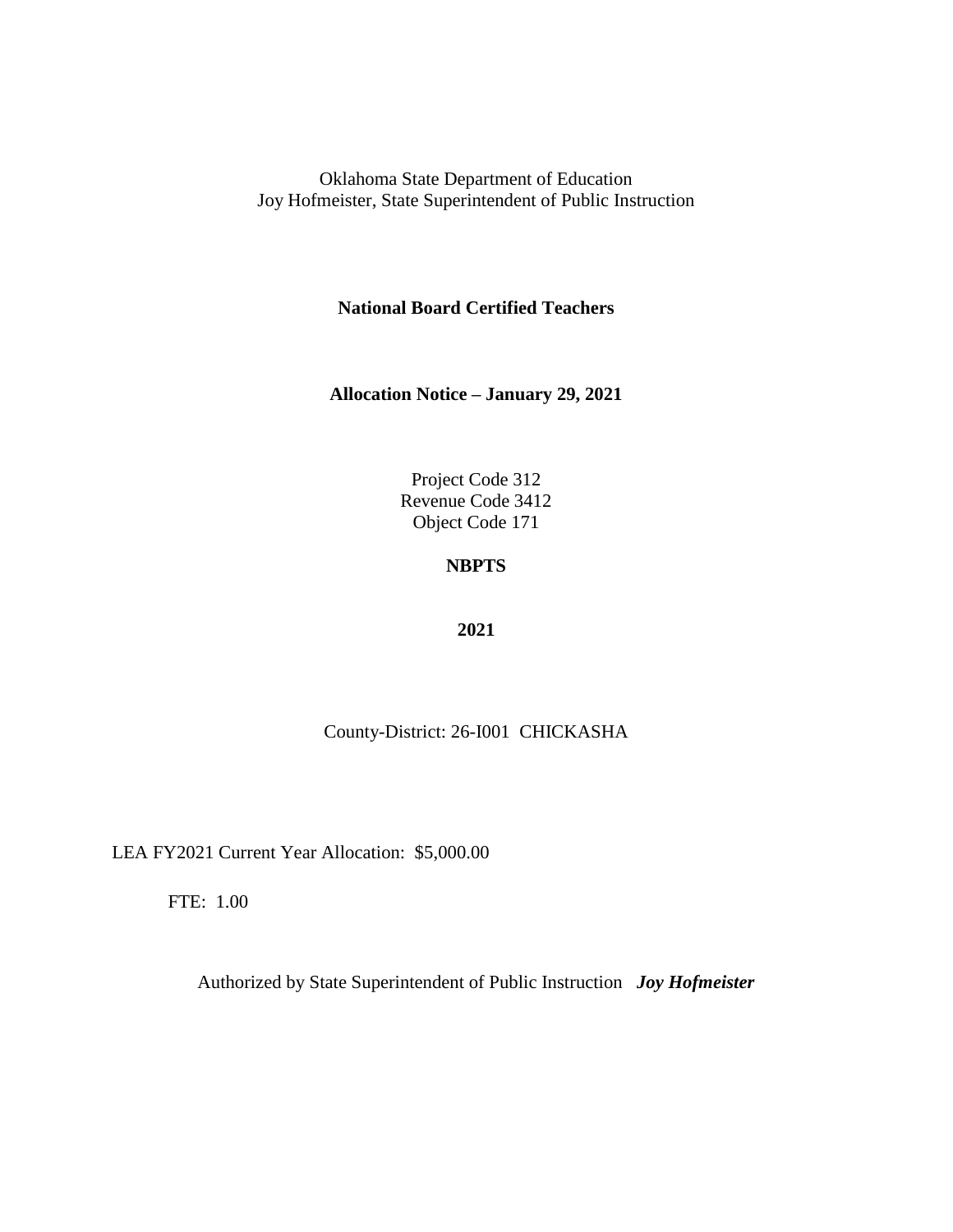Oklahoma State Department of Education
Joy Hofmeister, State Superintendent of Public Instruction

**National Board Certified Teachers**

**Allocation Notice – January 29, 2021**

Project Code 312
Revenue Code 3412
Object Code 171

**NBPTS**

**2021**

County-District: 26-I001 CHICKASHA

LEA FY2021 Current Year Allocation: $5,000.00

FTE: 1.00

Authorized by State Superintendent of Public Instruction ***Joy Hofmeister***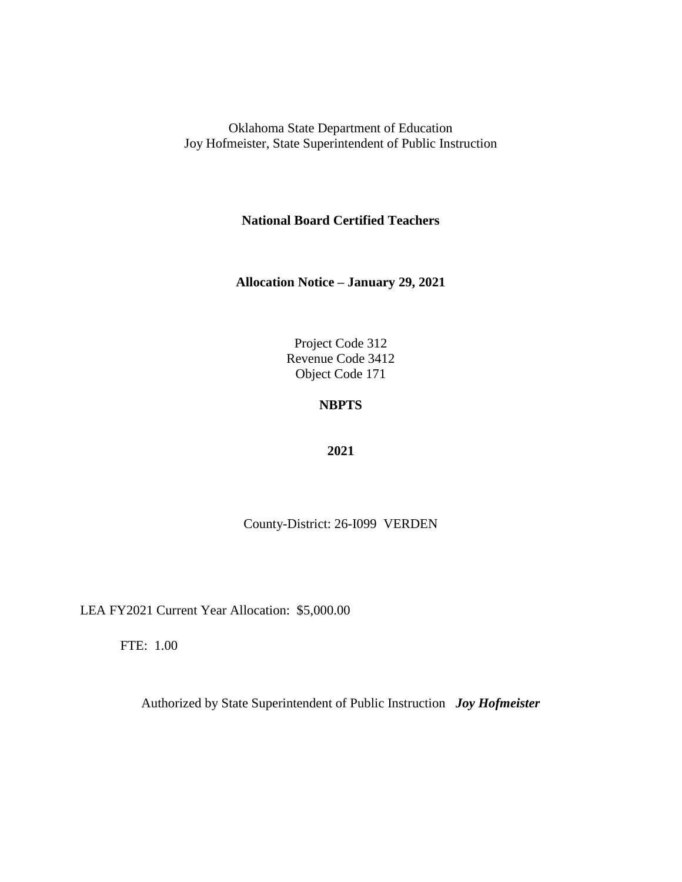Oklahoma State Department of Education
Joy Hofmeister, State Superintendent of Public Instruction

**National Board Certified Teachers**

**Allocation Notice – January 29, 2021**

Project Code 312
Revenue Code 3412
Object Code 171

**NBPTS**

**2021**

County-District: 26-I099 VERDEN

LEA FY2021 Current Year Allocation: $5,000.00

FTE: 1.00

Authorized by State Superintendent of Public Instruction ***Joy Hofmeister***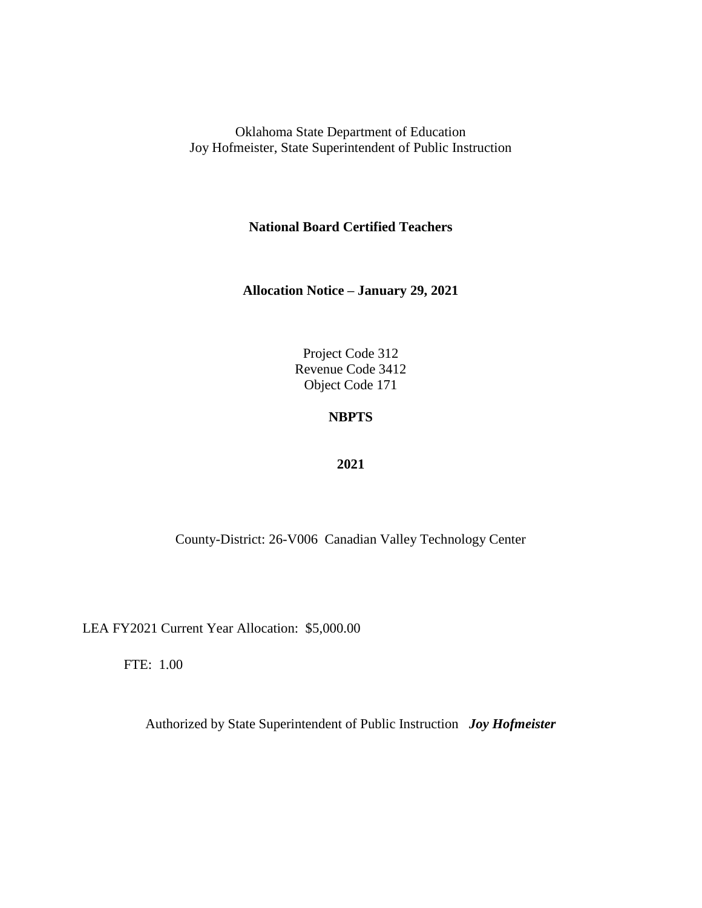Oklahoma State Department of Education
Joy Hofmeister, State Superintendent of Public Instruction

**National Board Certified Teachers**

**Allocation Notice – January 29, 2021**

Project Code 312
Revenue Code 3412
Object Code 171

**NBPTS**

**2021**

County-District: 26-V006 Canadian Valley Technology Center

LEA FY2021 Current Year Allocation: $5,000.00

FTE: 1.00

Authorized by State Superintendent of Public Instruction ***Joy Hofmeister***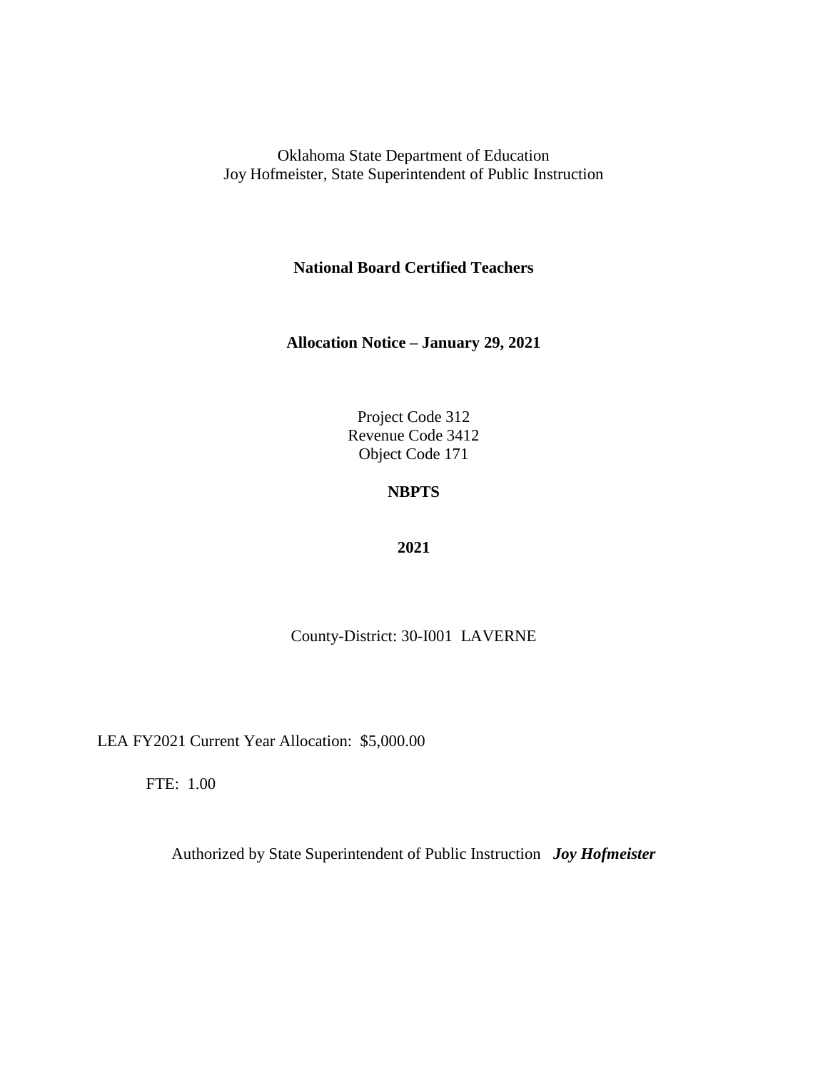Oklahoma State Department of Education
Joy Hofmeister, State Superintendent of Public Instruction

**National Board Certified Teachers**

**Allocation Notice – January 29, 2021**

Project Code 312
Revenue Code 3412
Object Code 171

**NBPTS**

**2021**

County-District: 30-I001 LAVERNE

LEA FY2021 Current Year Allocation: $5,000.00

FTE: 1.00

Authorized by State Superintendent of Public Instruction ***Joy Hofmeister***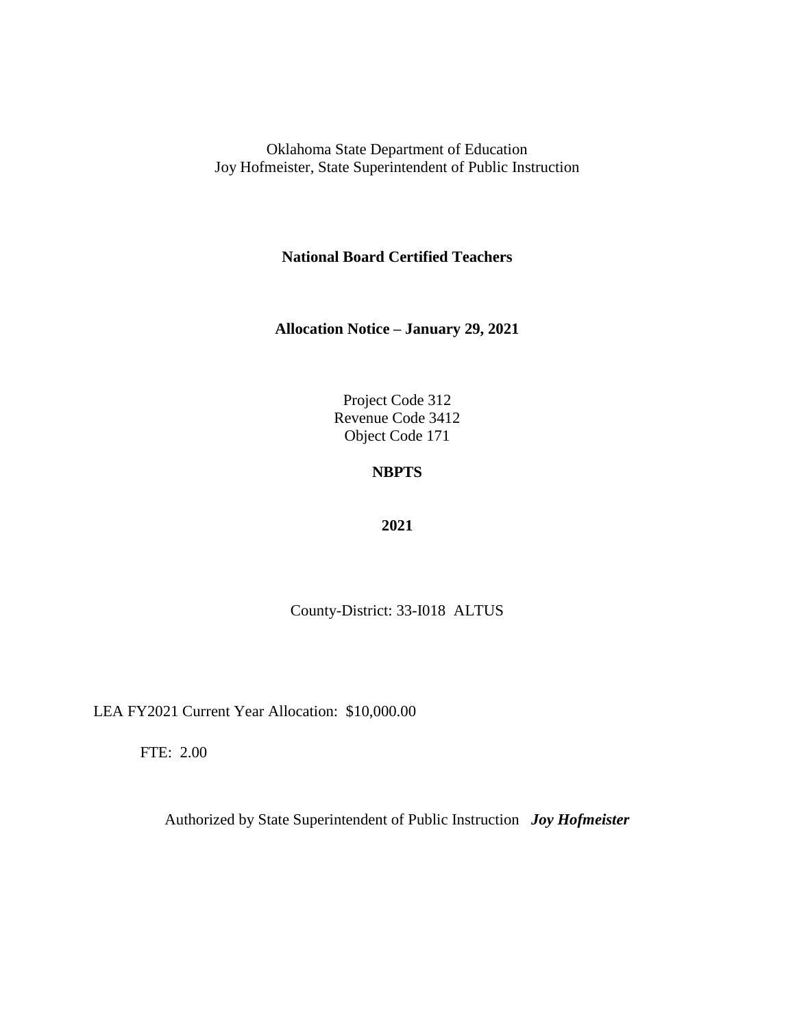Oklahoma State Department of Education
Joy Hofmeister, State Superintendent of Public Instruction

**National Board Certified Teachers**

**Allocation Notice – January 29, 2021**

Project Code 312
Revenue Code 3412
Object Code 171

**NBPTS**

**2021**

County-District: 33-I018 ALTUS

LEA FY2021 Current Year Allocation: $10,000.00

FTE: 2.00

Authorized by State Superintendent of Public Instruction ***Joy Hofmeister***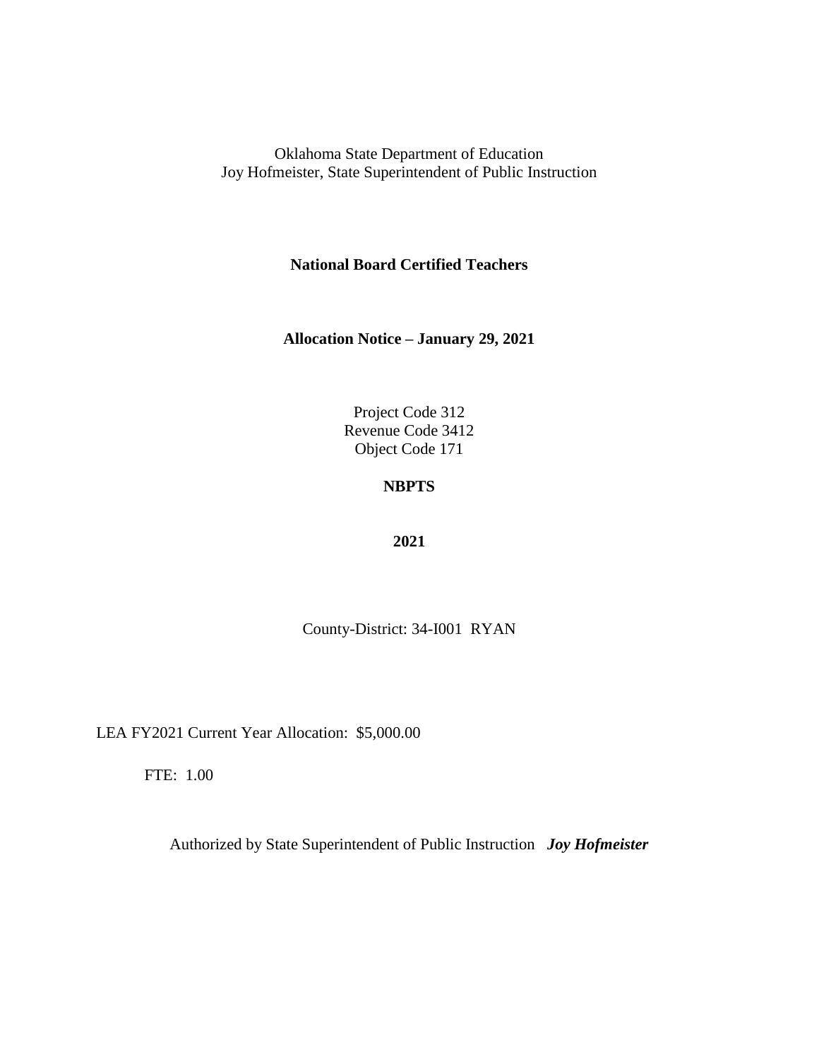Oklahoma State Department of Education
Joy Hofmeister, State Superintendent of Public Instruction

**National Board Certified Teachers**

**Allocation Notice – January 29, 2021**

Project Code 312
Revenue Code 3412
Object Code 171

**NBPTS**

**2021**

County-District: 34-I001 RYAN

LEA FY2021 Current Year Allocation: $5,000.00

FTE: 1.00

Authorized by State Superintendent of Public Instruction ***Joy Hofmeister***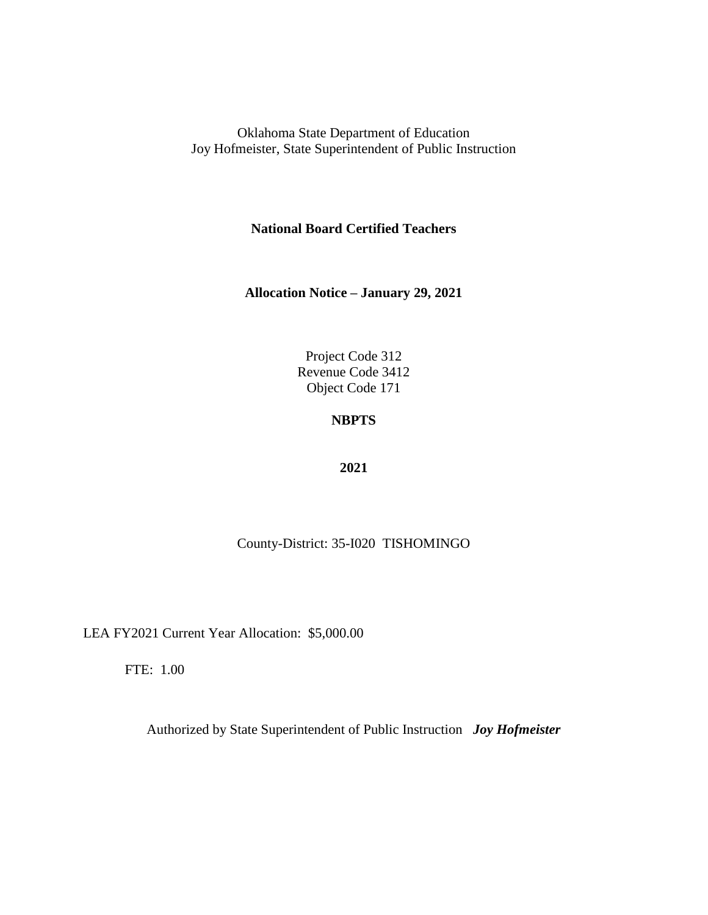Oklahoma State Department of Education
Joy Hofmeister, State Superintendent of Public Instruction

**National Board Certified Teachers**

**Allocation Notice – January 29, 2021**

Project Code 312
Revenue Code 3412
Object Code 171

**NBPTS**

**2021**

County-District: 35-I020 TISHOMINGO

LEA FY2021 Current Year Allocation: $5,000.00

FTE: 1.00

Authorized by State Superintendent of Public Instruction ***Joy Hofmeister***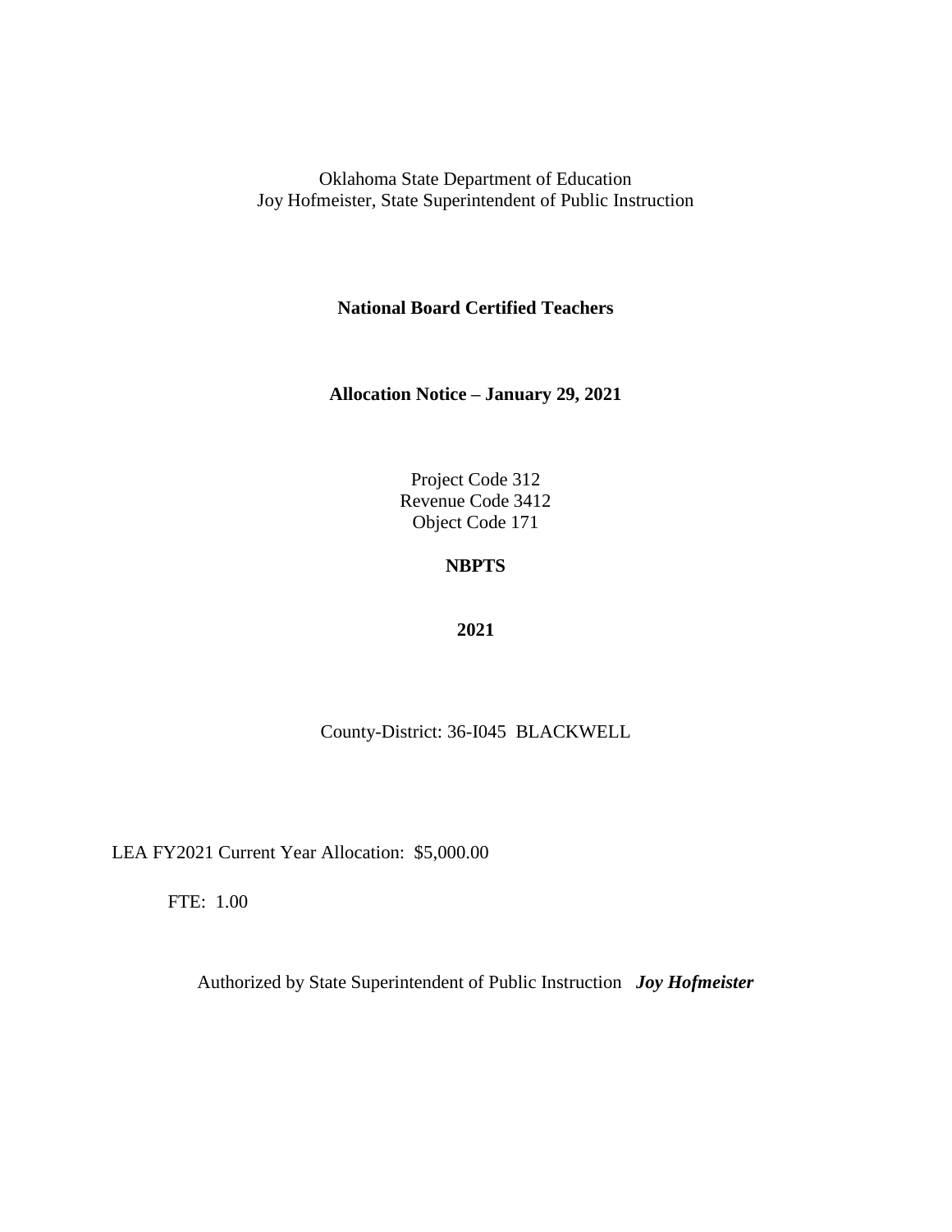Oklahoma State Department of Education
Joy Hofmeister, State Superintendent of Public Instruction

**National Board Certified Teachers**

**Allocation Notice – January 29, 2021**

Project Code 312
Revenue Code 3412
Object Code 171

**NBPTS**

**2021**

County-District: 36-I045 BLACKWELL

LEA FY2021 Current Year Allocation: $5,000.00

FTE: 1.00

Authorized by State Superintendent of Public Instruction ***Joy Hofmeister***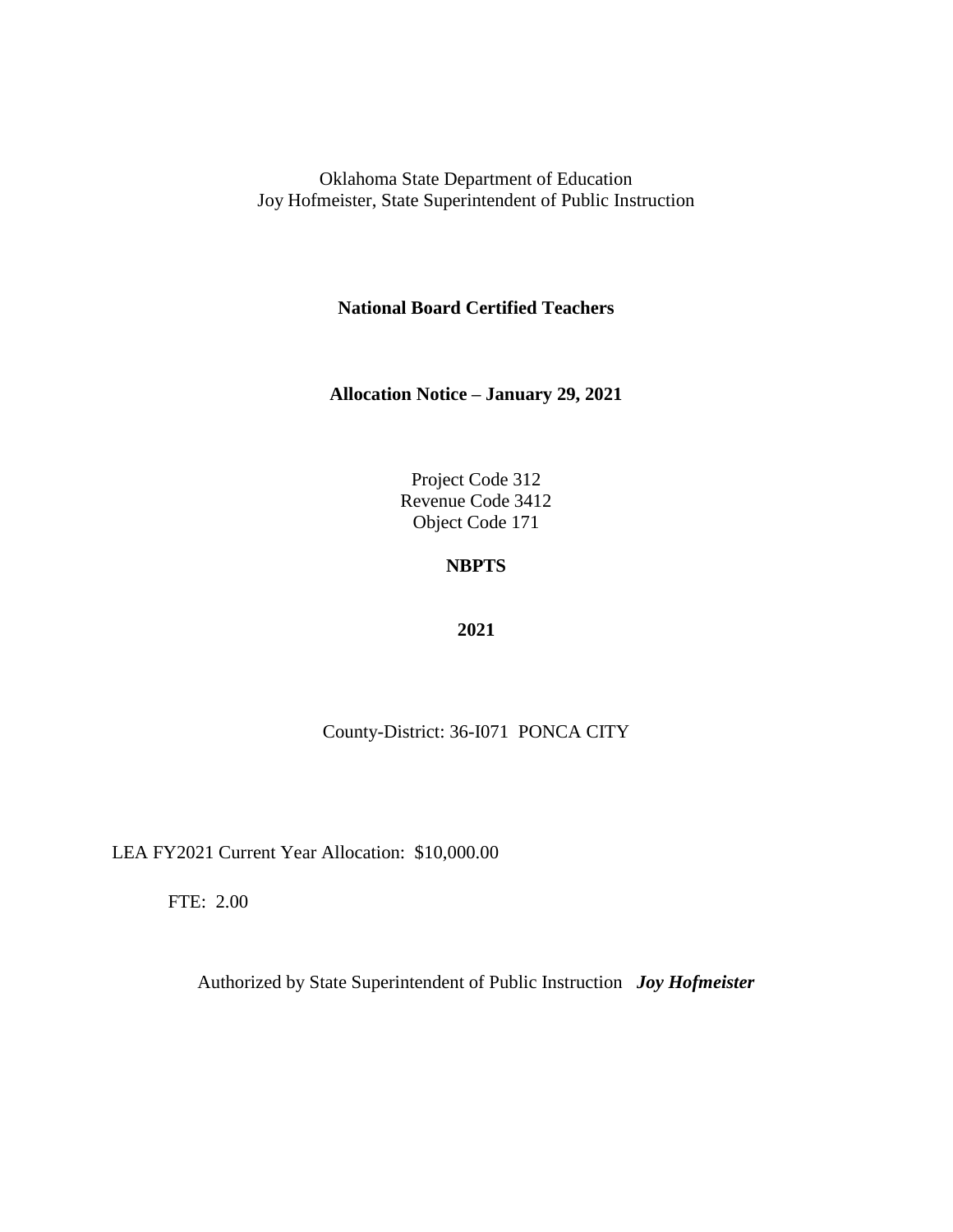Oklahoma State Department of Education
Joy Hofmeister, State Superintendent of Public Instruction

**National Board Certified Teachers**

**Allocation Notice – January 29, 2021**

Project Code 312
Revenue Code 3412
Object Code 171

**NBPTS**

**2021**

County-District: 36-I071 PONCA CITY

LEA FY2021 Current Year Allocation: $10,000.00

FTE: 2.00

Authorized by State Superintendent of Public Instruction ***Joy Hofmeister***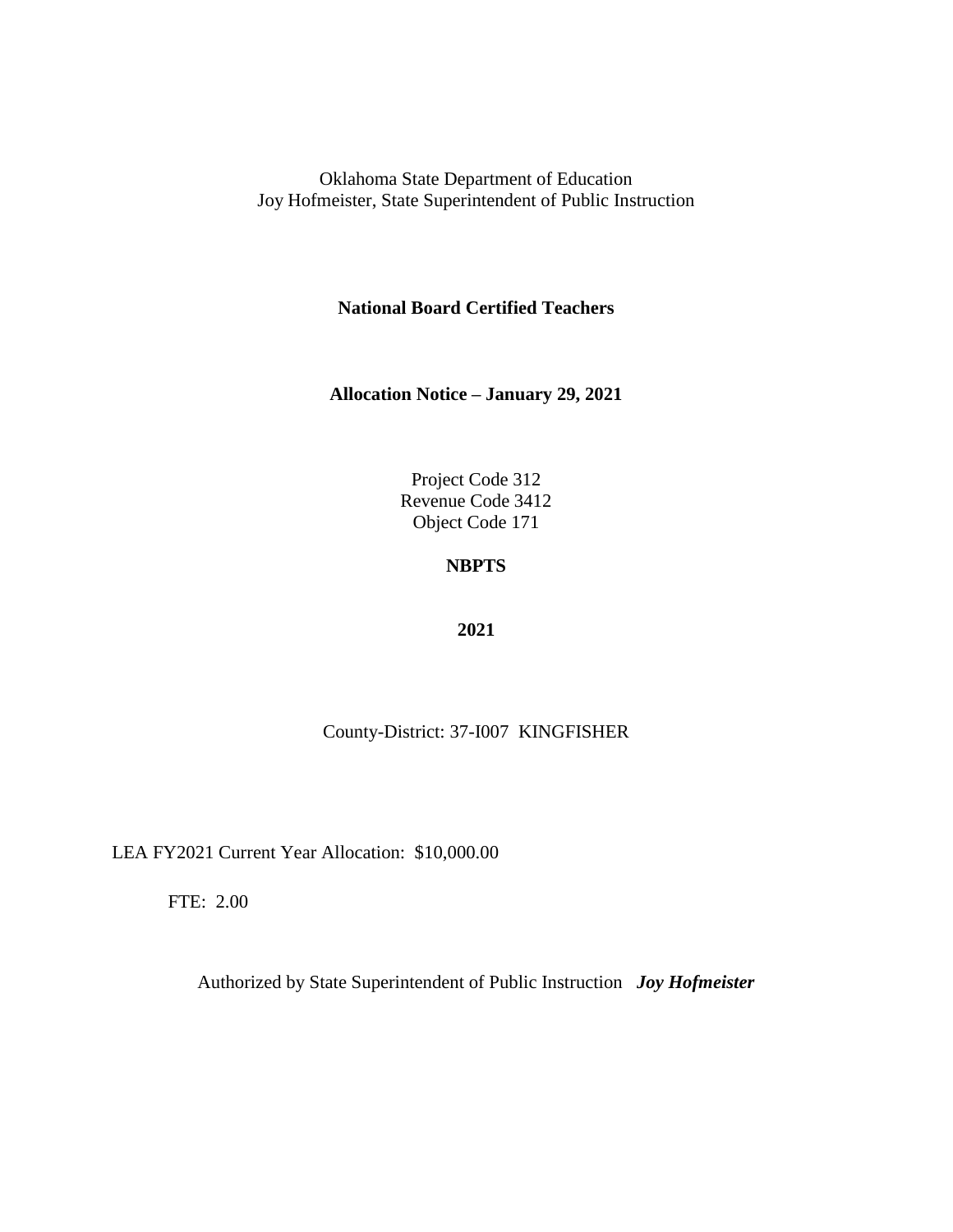Oklahoma State Department of Education
Joy Hofmeister, State Superintendent of Public Instruction

**National Board Certified Teachers**

**Allocation Notice – January 29, 2021**

Project Code 312
Revenue Code 3412
Object Code 171

**NBPTS**

**2021**

County-District: 37-I007 KINGFISHER

LEA FY2021 Current Year Allocation: $10,000.00

FTE: 2.00

Authorized by State Superintendent of Public Instruction ***Joy Hofmeister***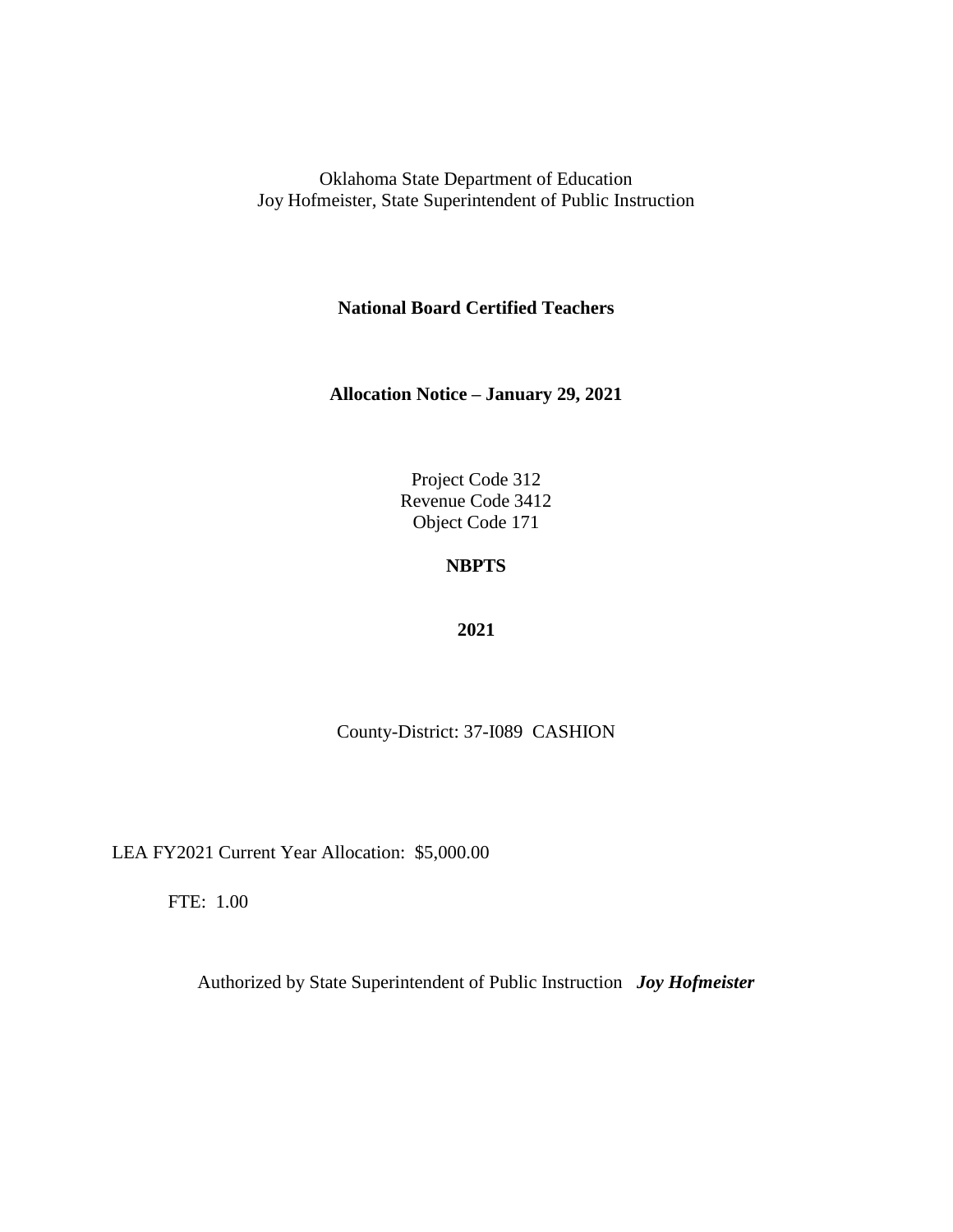Oklahoma State Department of Education
Joy Hofmeister, State Superintendent of Public Instruction

**National Board Certified Teachers**

**Allocation Notice – January 29, 2021**

Project Code 312
Revenue Code 3412
Object Code 171

**NBPTS**

**2021**

County-District: 37-I089 CASHION

LEA FY2021 Current Year Allocation: $5,000.00

FTE: 1.00

Authorized by State Superintendent of Public Instruction ***Joy Hofmeister***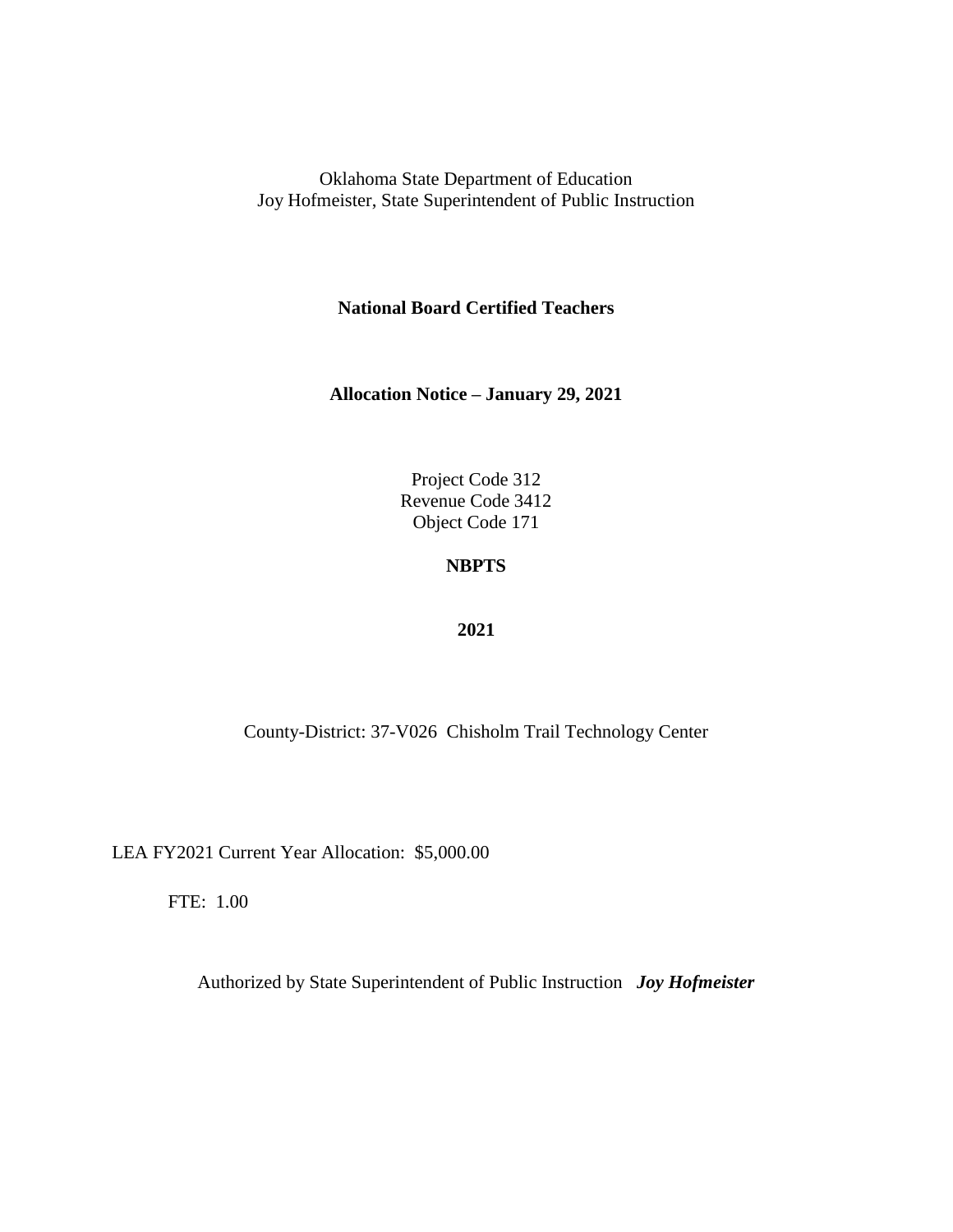Oklahoma State Department of Education
Joy Hofmeister, State Superintendent of Public Instruction

**National Board Certified Teachers**

**Allocation Notice – January 29, 2021**

Project Code 312
Revenue Code 3412
Object Code 171

**NBPTS**

**2021**

County-District: 37-V026 Chisholm Trail Technology Center

LEA FY2021 Current Year Allocation: $5,000.00

FTE: 1.00

Authorized by State Superintendent of Public Instruction ***Joy Hofmeister***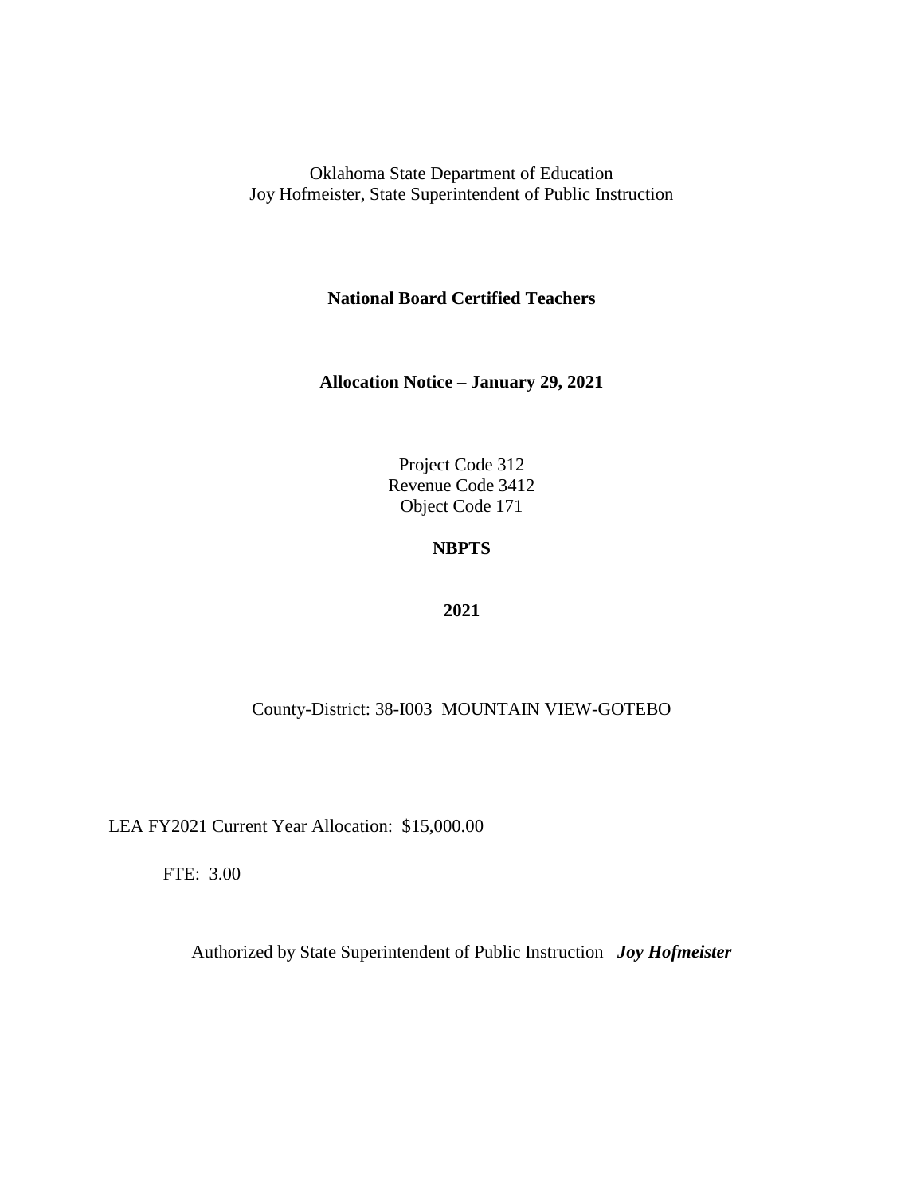Oklahoma State Department of Education
Joy Hofmeister, State Superintendent of Public Instruction

**National Board Certified Teachers**

**Allocation Notice – January 29, 2021**

Project Code 312
Revenue Code 3412
Object Code 171

**NBPTS**

**2021**

County-District: 38-I003 MOUNTAIN VIEW-GOTEBO

LEA FY2021 Current Year Allocation: $15,000.00

FTE: 3.00

Authorized by State Superintendent of Public Instruction ***Joy Hofmeister***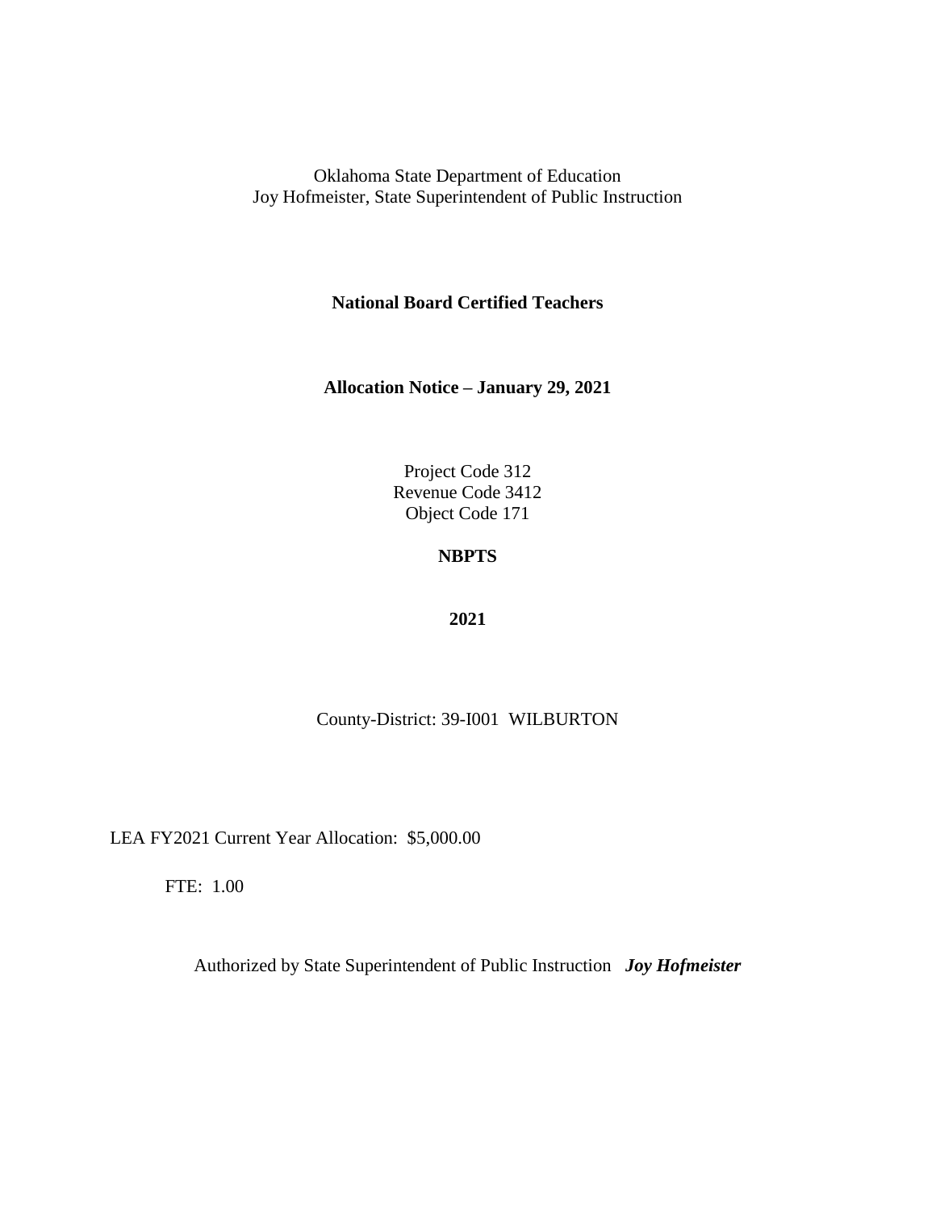Oklahoma State Department of Education
Joy Hofmeister, State Superintendent of Public Instruction

**National Board Certified Teachers**

**Allocation Notice – January 29, 2021**

Project Code 312
Revenue Code 3412
Object Code 171

**NBPTS**

**2021**

County-District: 39-I001 WILBURTON

LEA FY2021 Current Year Allocation: $5,000.00

FTE: 1.00

Authorized by State Superintendent of Public Instruction ***Joy Hofmeister***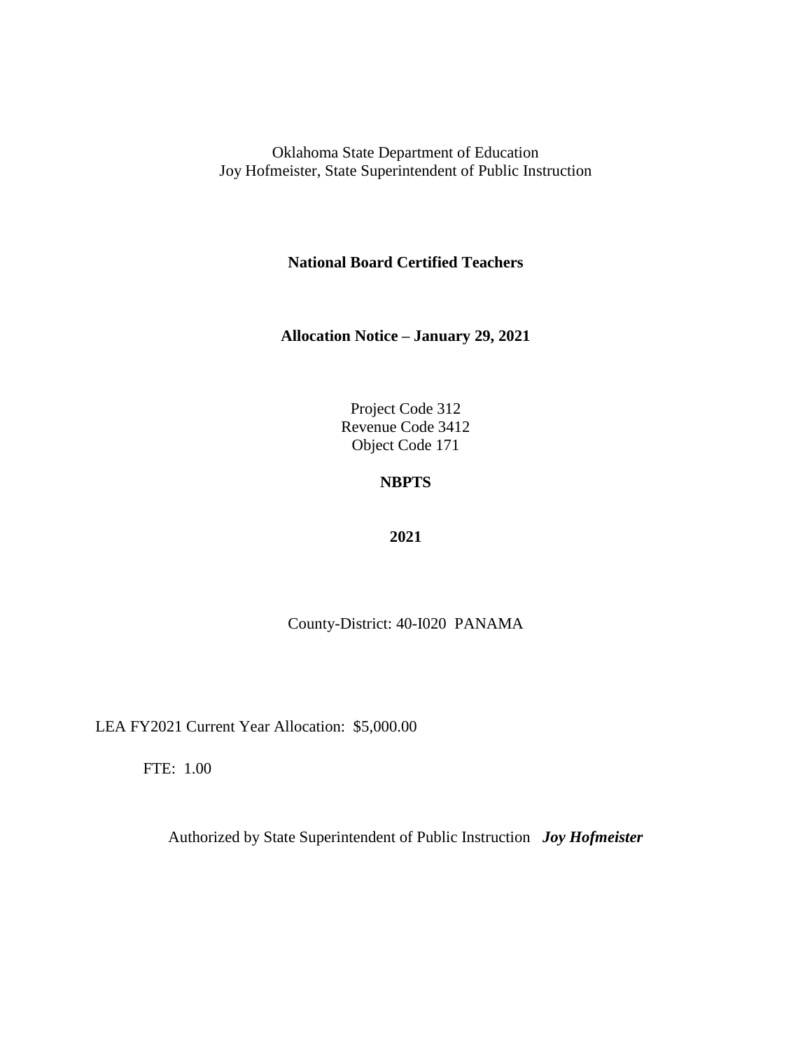Oklahoma State Department of Education
Joy Hofmeister, State Superintendent of Public Instruction

**National Board Certified Teachers**

**Allocation Notice – January 29, 2021**

Project Code 312
Revenue Code 3412
Object Code 171

**NBPTS**

**2021**

County-District: 40-I020 PANAMA

LEA FY2021 Current Year Allocation: $5,000.00

FTE: 1.00

Authorized by State Superintendent of Public Instruction ***Joy Hofmeister***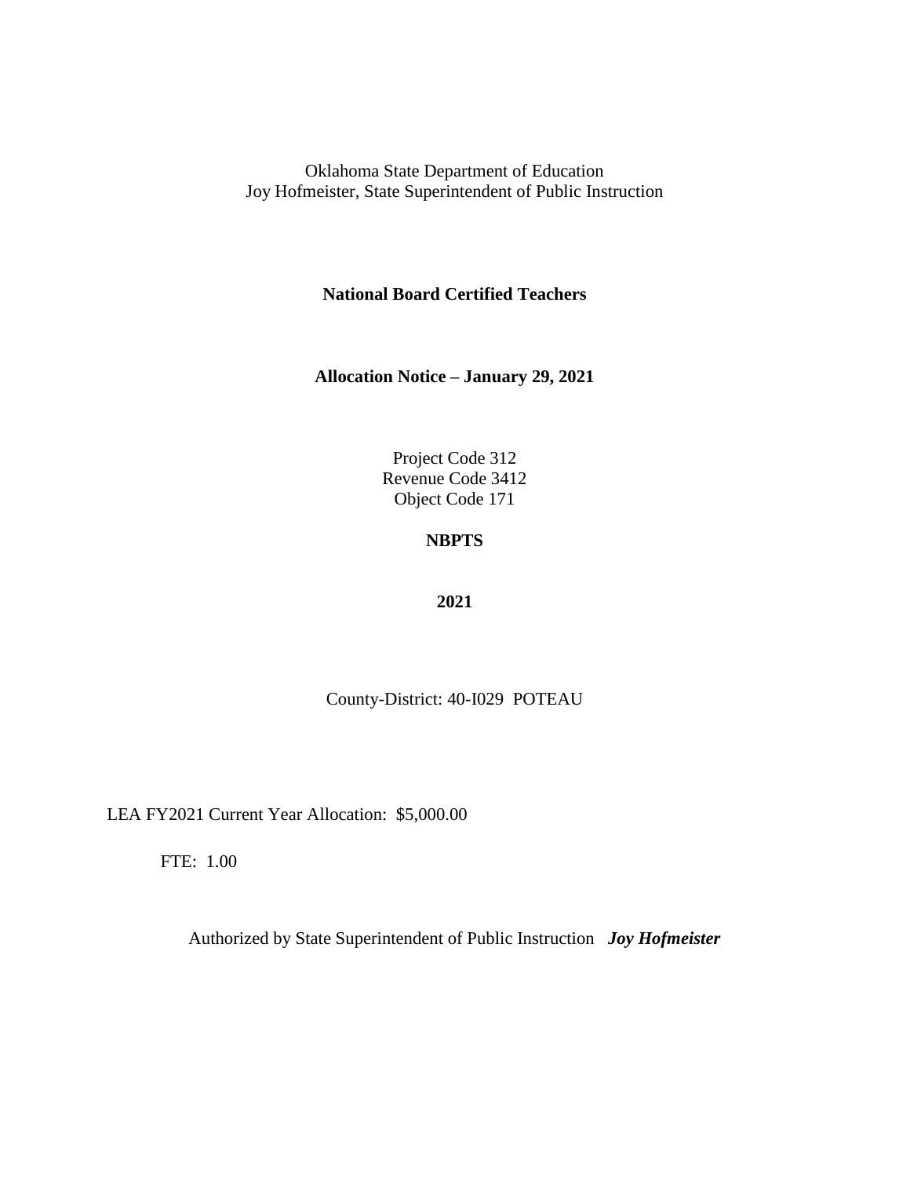Oklahoma State Department of Education
Joy Hofmeister, State Superintendent of Public Instruction

**National Board Certified Teachers**

**Allocation Notice – January 29, 2021**

Project Code 312
Revenue Code 3412
Object Code 171

**NBPTS**

**2021**

County-District: 40-I029 POTEAU

LEA FY2021 Current Year Allocation: $5,000.00

FTE: 1.00

Authorized by State Superintendent of Public Instruction ***Joy Hofmeister***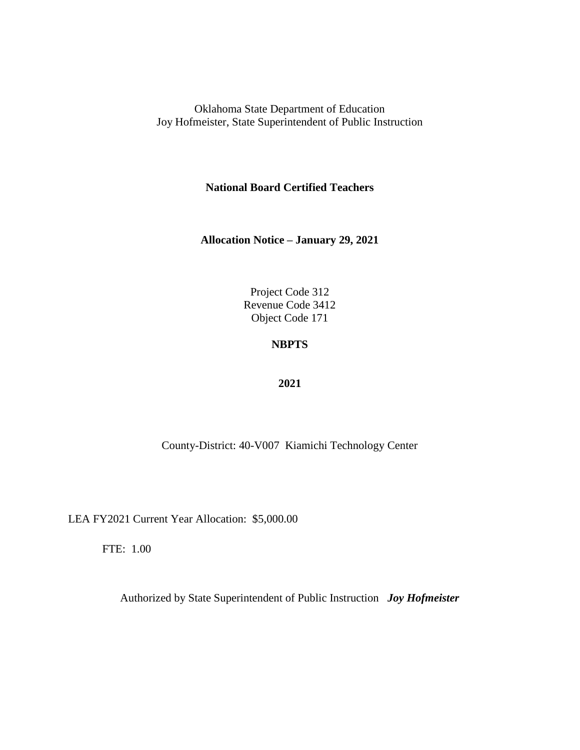Oklahoma State Department of Education
Joy Hofmeister, State Superintendent of Public Instruction

**National Board Certified Teachers**

**Allocation Notice – January 29, 2021**

Project Code 312
Revenue Code 3412
Object Code 171

**NBPTS**

**2021**

County-District: 40-V007 Kiamichi Technology Center

LEA FY2021 Current Year Allocation: $5,000.00

FTE: 1.00

Authorized by State Superintendent of Public Instruction ***Joy Hofmeister***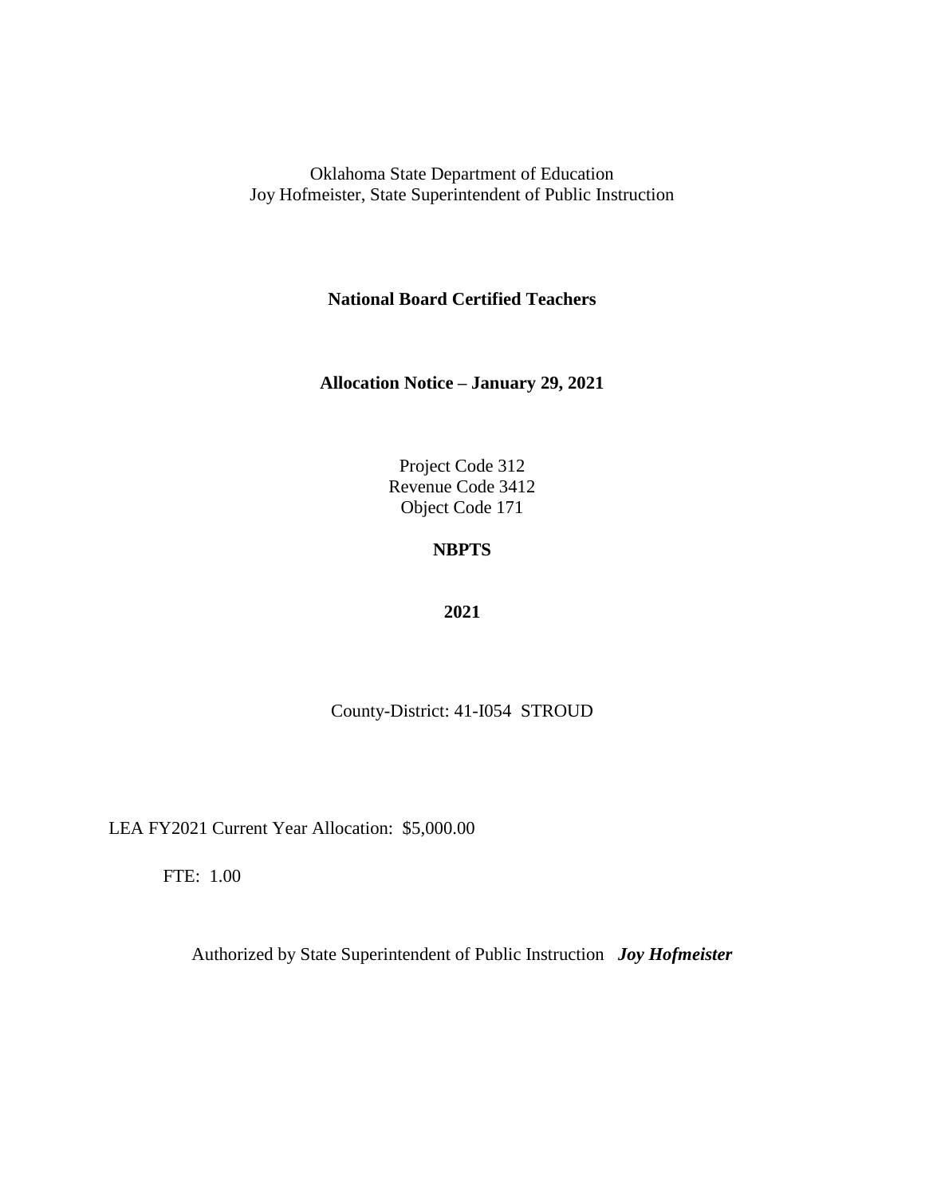Oklahoma State Department of Education
Joy Hofmeister, State Superintendent of Public Instruction

**National Board Certified Teachers**

**Allocation Notice – January 29, 2021**

Project Code 312
Revenue Code 3412
Object Code 171

**NBPTS**

**2021**

County-District: 41-I054 STROUD

LEA FY2021 Current Year Allocation: $5,000.00

FTE: 1.00

Authorized by State Superintendent of Public Instruction ***Joy Hofmeister***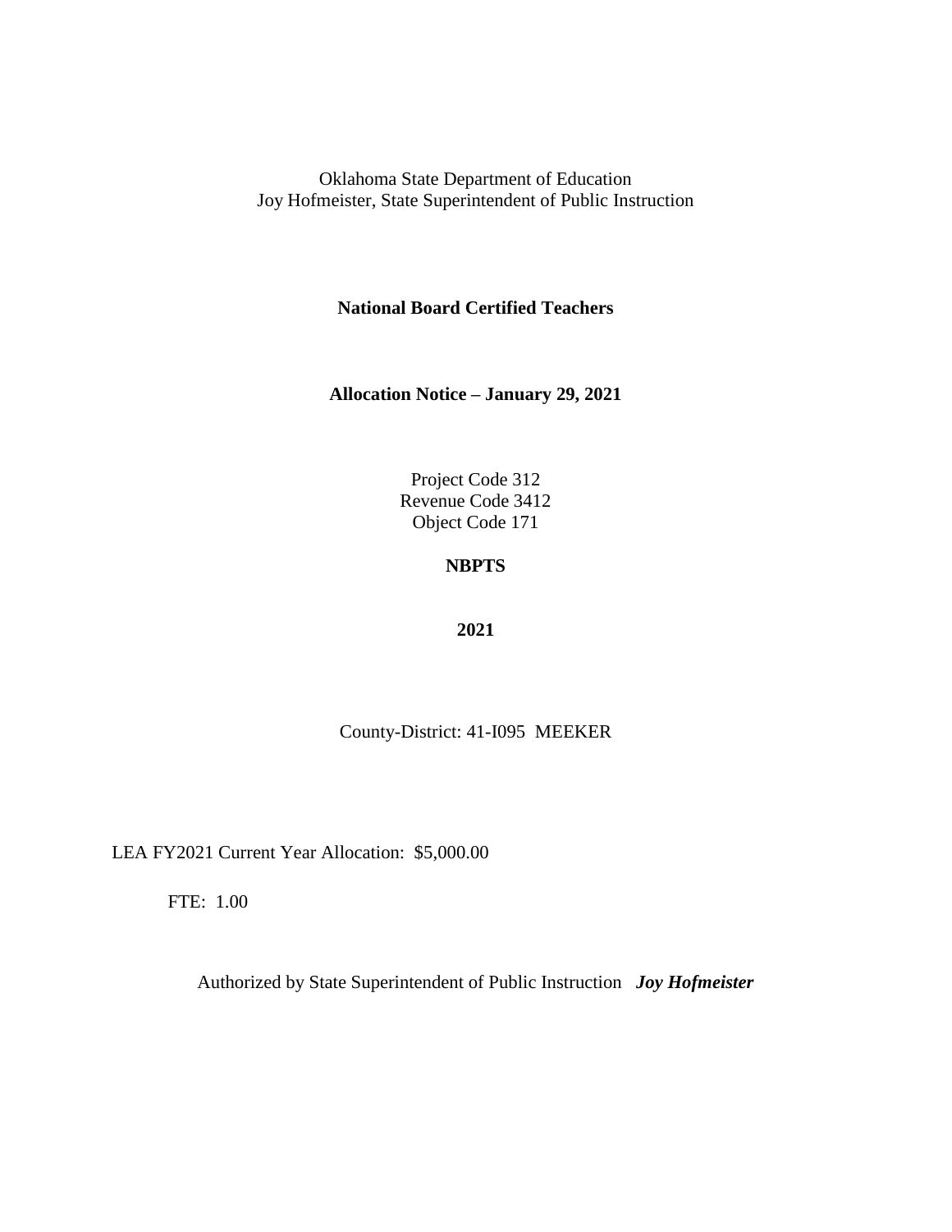Oklahoma State Department of Education
Joy Hofmeister, State Superintendent of Public Instruction

**National Board Certified Teachers**

**Allocation Notice – January 29, 2021**

Project Code 312
Revenue Code 3412
Object Code 171

**NBPTS**

**2021**

County-District: 41-I095 MEEKER

LEA FY2021 Current Year Allocation: $5,000.00

FTE: 1.00

Authorized by State Superintendent of Public Instruction ***Joy Hofmeister***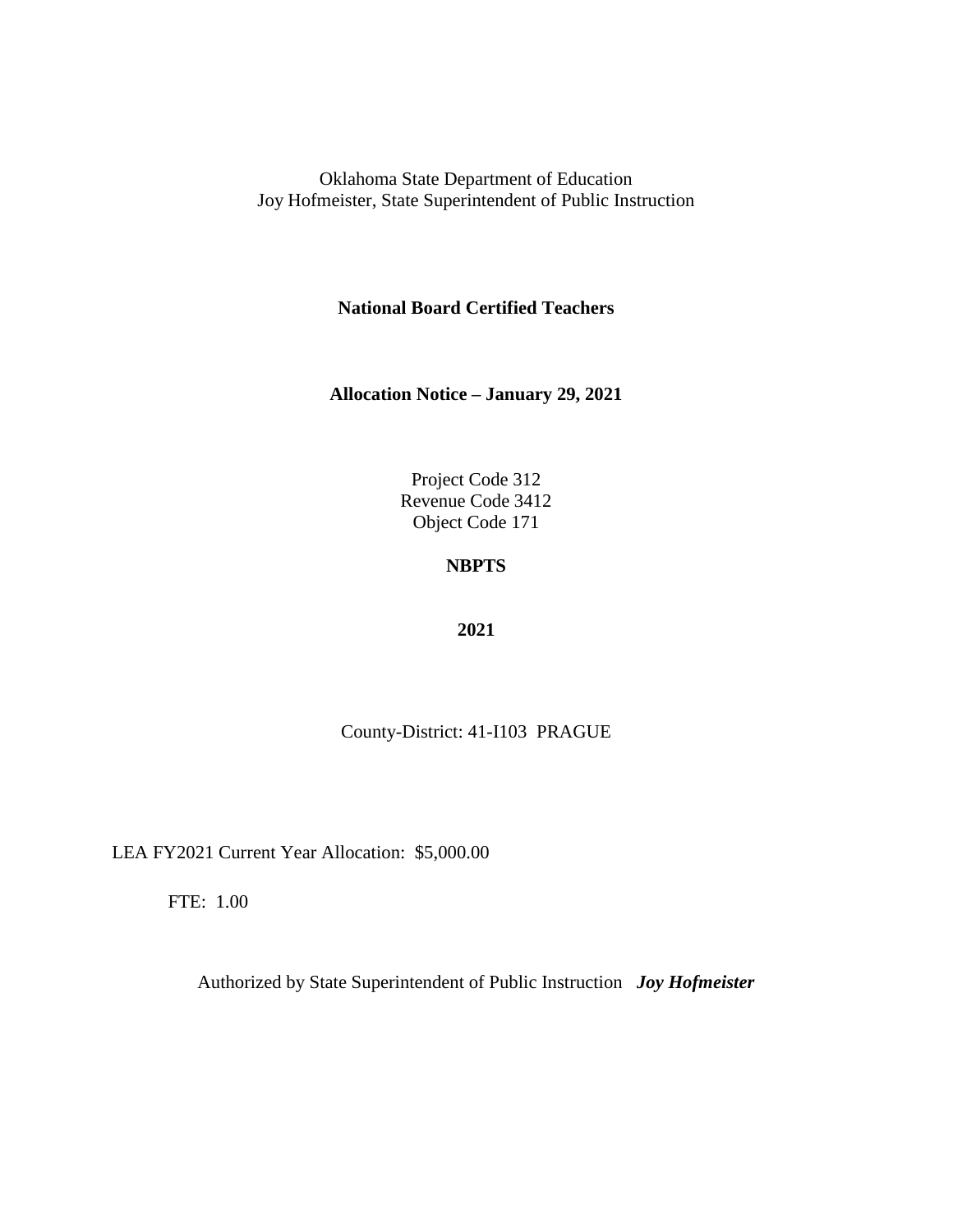Oklahoma State Department of Education
Joy Hofmeister, State Superintendent of Public Instruction

**National Board Certified Teachers**

**Allocation Notice – January 29, 2021**

Project Code 312
Revenue Code 3412
Object Code 171

**NBPTS**

**2021**

County-District: 41-I103 PRAGUE

LEA FY2021 Current Year Allocation: $5,000.00

FTE: 1.00

Authorized by State Superintendent of Public Instruction ***Joy Hofmeister***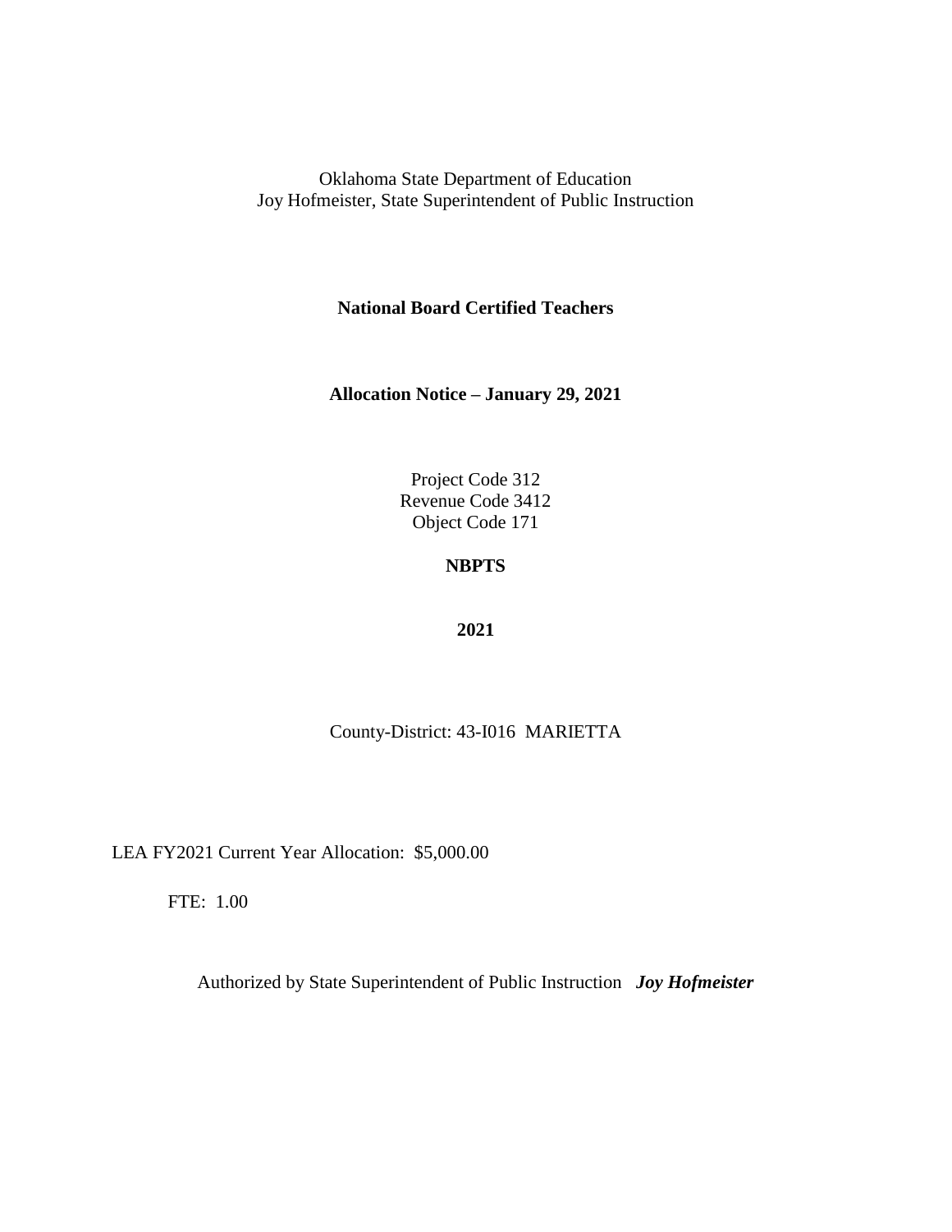Oklahoma State Department of Education
Joy Hofmeister, State Superintendent of Public Instruction

**National Board Certified Teachers**

**Allocation Notice – January 29, 2021**

Project Code 312
Revenue Code 3412
Object Code 171

**NBPTS**

**2021**

County-District: 43-I016 MARIETTA

LEA FY2021 Current Year Allocation: $5,000.00

FTE: 1.00

Authorized by State Superintendent of Public Instruction ***Joy Hofmeister***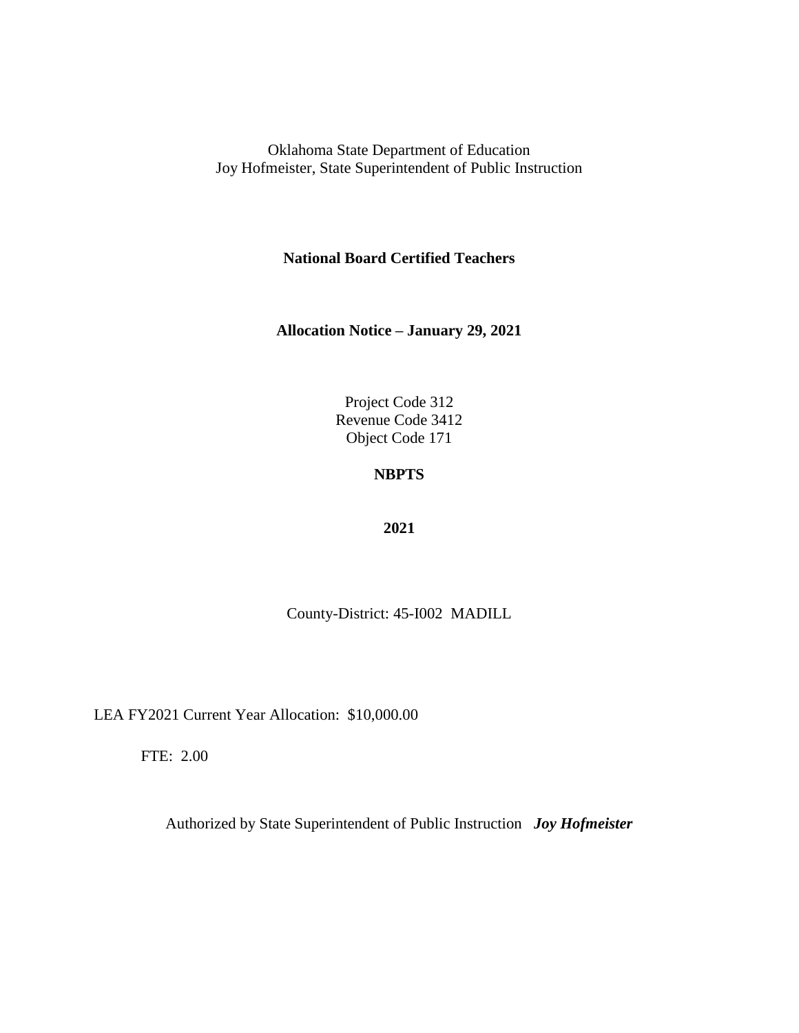Oklahoma State Department of Education
Joy Hofmeister, State Superintendent of Public Instruction

**National Board Certified Teachers**

**Allocation Notice – January 29, 2021**

Project Code 312
Revenue Code 3412
Object Code 171

**NBPTS**

**2021**

County-District: 45-I002 MADILL

LEA FY2021 Current Year Allocation: $10,000.00

FTE: 2.00

Authorized by State Superintendent of Public Instruction ***Joy Hofmeister***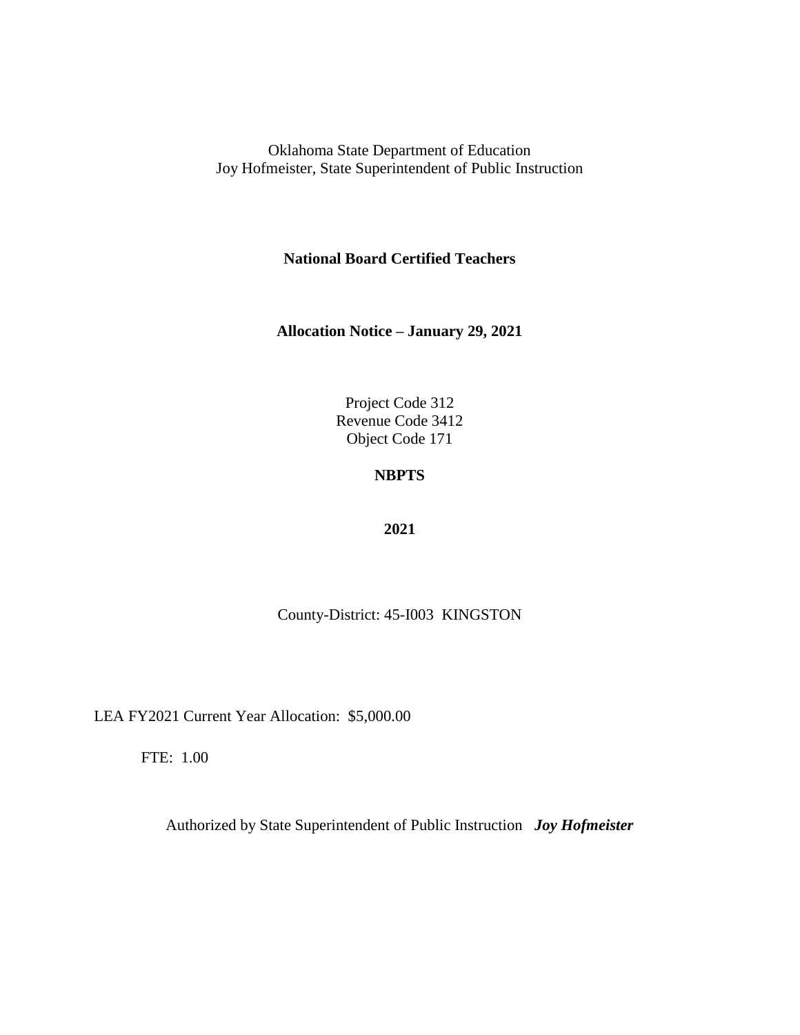Oklahoma State Department of Education
Joy Hofmeister, State Superintendent of Public Instruction

**National Board Certified Teachers**

**Allocation Notice – January 29, 2021**

Project Code 312
Revenue Code 3412
Object Code 171

**NBPTS**

**2021**

County-District: 45-I003 KINGSTON

LEA FY2021 Current Year Allocation: $5,000.00

FTE: 1.00

Authorized by State Superintendent of Public Instruction ***Joy Hofmeister***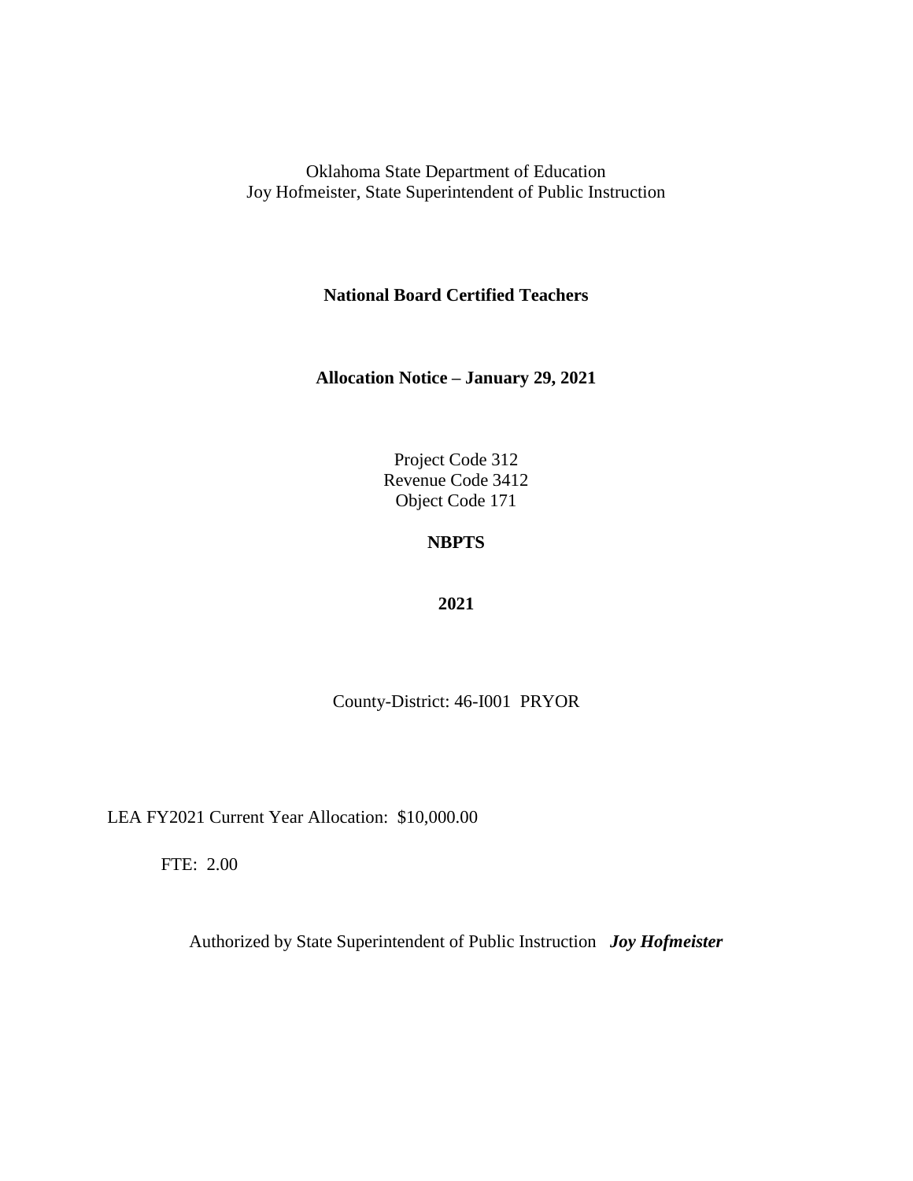Oklahoma State Department of Education
Joy Hofmeister, State Superintendent of Public Instruction

**National Board Certified Teachers**

**Allocation Notice – January 29, 2021**

Project Code 312
Revenue Code 3412
Object Code 171

**NBPTS**

**2021**

County-District: 46-I001 PRYOR

LEA FY2021 Current Year Allocation: $10,000.00

FTE: 2.00

Authorized by State Superintendent of Public Instruction ***Joy Hofmeister***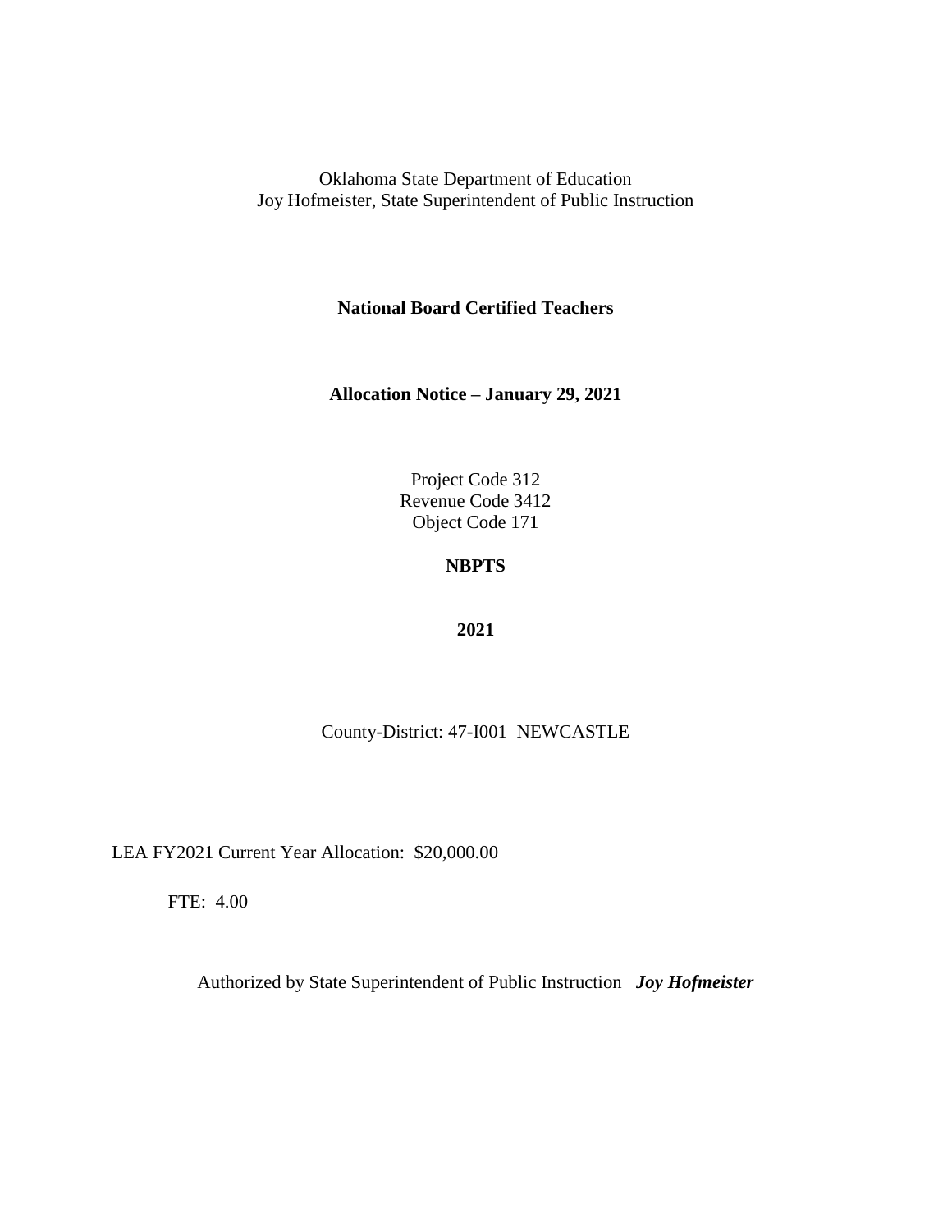Oklahoma State Department of Education
Joy Hofmeister, State Superintendent of Public Instruction

**National Board Certified Teachers**

**Allocation Notice – January 29, 2021**

Project Code 312
Revenue Code 3412
Object Code 171

**NBPTS**

**2021**

County-District: 47-I001 NEWCASTLE

LEA FY2021 Current Year Allocation: $20,000.00

FTE: 4.00

Authorized by State Superintendent of Public Instruction ***Joy Hofmeister***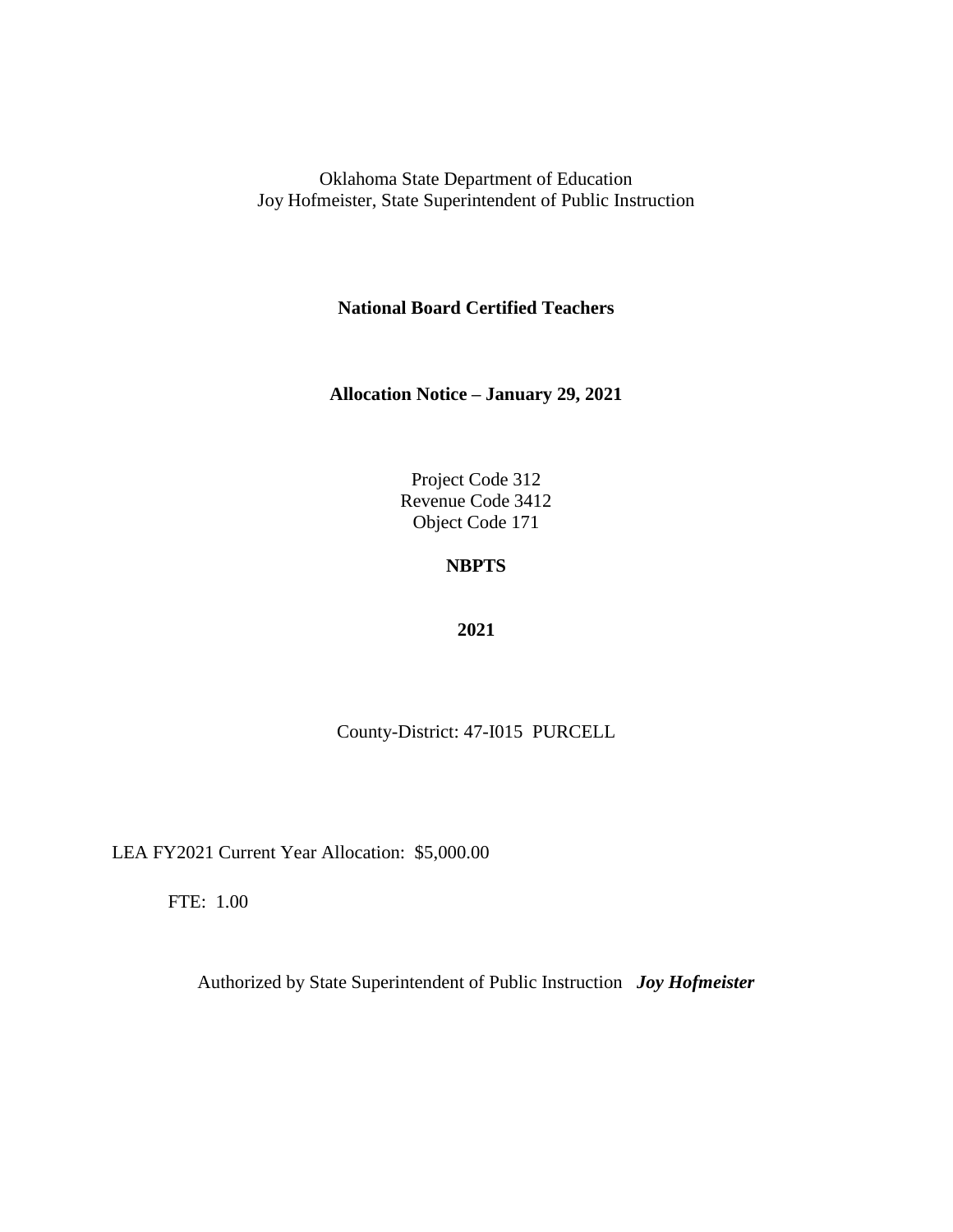Oklahoma State Department of Education
Joy Hofmeister, State Superintendent of Public Instruction

**National Board Certified Teachers**

**Allocation Notice – January 29, 2021**

Project Code 312
Revenue Code 3412
Object Code 171

**NBPTS**

**2021**

County-District: 47-I015 PURCELL

LEA FY2021 Current Year Allocation: $5,000.00

FTE: 1.00

Authorized by State Superintendent of Public Instruction ***Joy Hofmeister***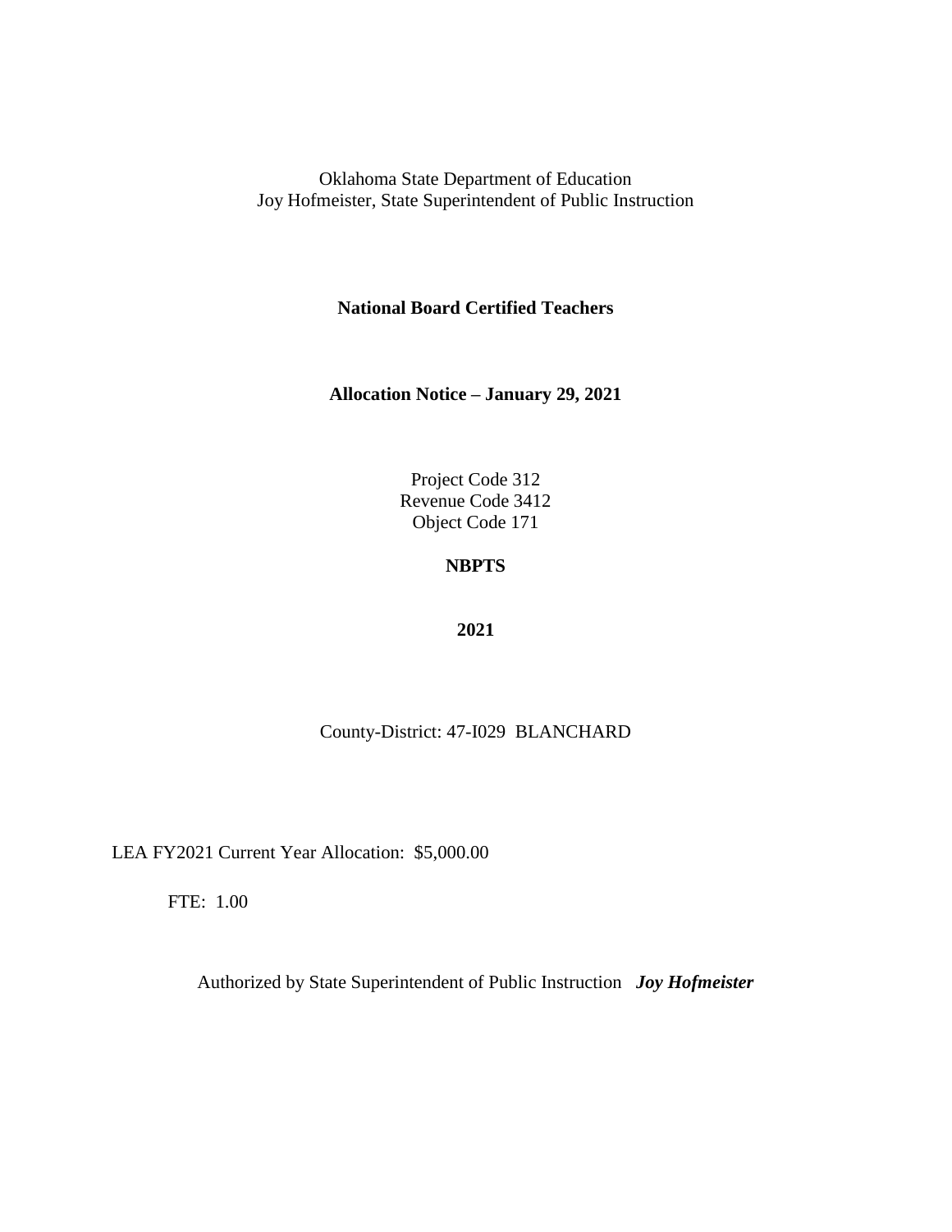Oklahoma State Department of Education
Joy Hofmeister, State Superintendent of Public Instruction

**National Board Certified Teachers**

**Allocation Notice – January 29, 2021**

Project Code 312
Revenue Code 3412
Object Code 171

**NBPTS**

**2021**

County-District: 47-I029 BLANCHARD

LEA FY2021 Current Year Allocation: $5,000.00

FTE: 1.00

Authorized by State Superintendent of Public Instruction ***Joy Hofmeister***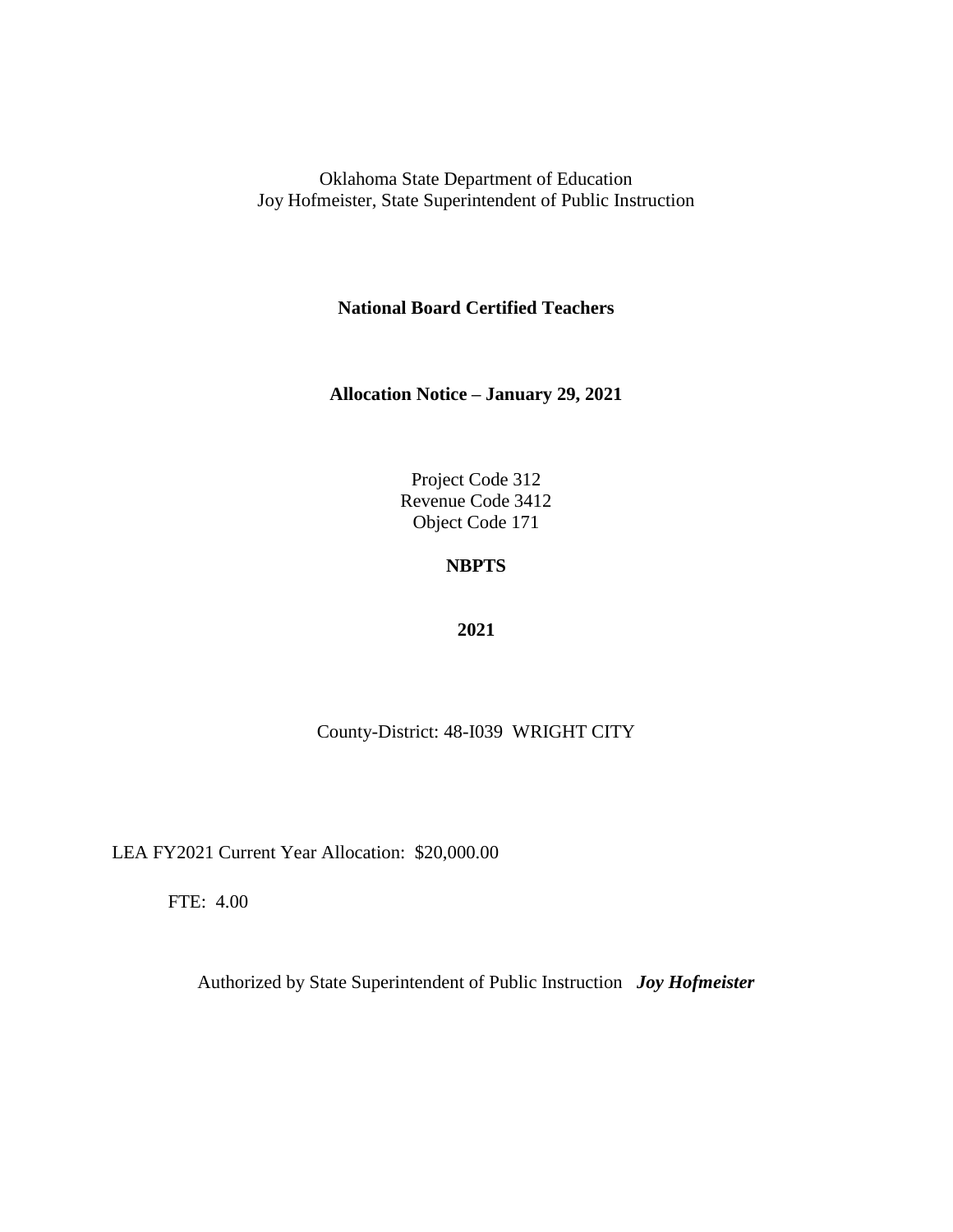Oklahoma State Department of Education
Joy Hofmeister, State Superintendent of Public Instruction

**National Board Certified Teachers**

**Allocation Notice – January 29, 2021**

Project Code 312
Revenue Code 3412
Object Code 171

**NBPTS**

**2021**

County-District: 48-I039 WRIGHT CITY

LEA FY2021 Current Year Allocation: $20,000.00

FTE: 4.00

Authorized by State Superintendent of Public Instruction ***Joy Hofmeister***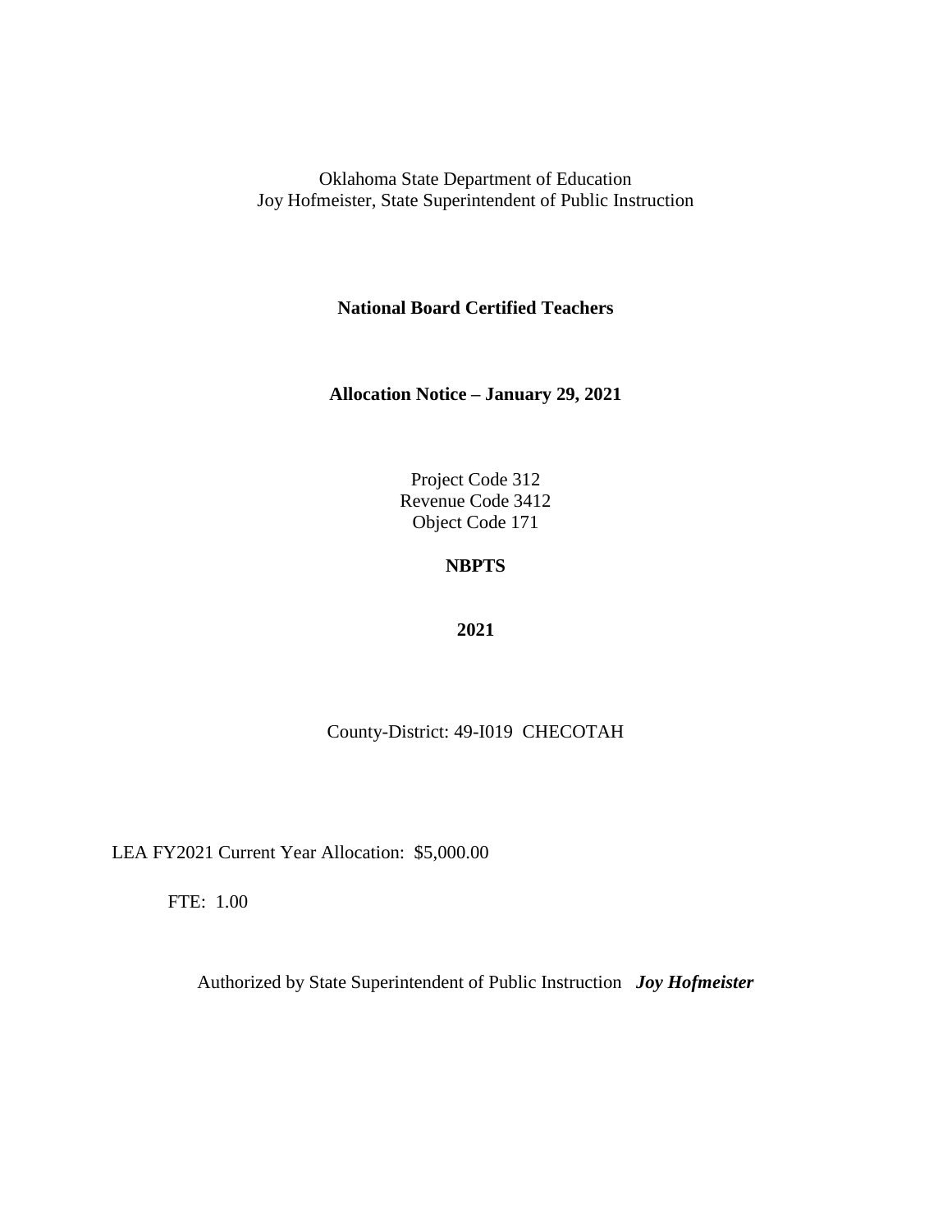Oklahoma State Department of Education
Joy Hofmeister, State Superintendent of Public Instruction

**National Board Certified Teachers**

**Allocation Notice – January 29, 2021**

Project Code 312
Revenue Code 3412
Object Code 171

**NBPTS**

**2021**

County-District: 49-I019 CHECOTAH

LEA FY2021 Current Year Allocation: $5,000.00

FTE: 1.00

Authorized by State Superintendent of Public Instruction ***Joy Hofmeister***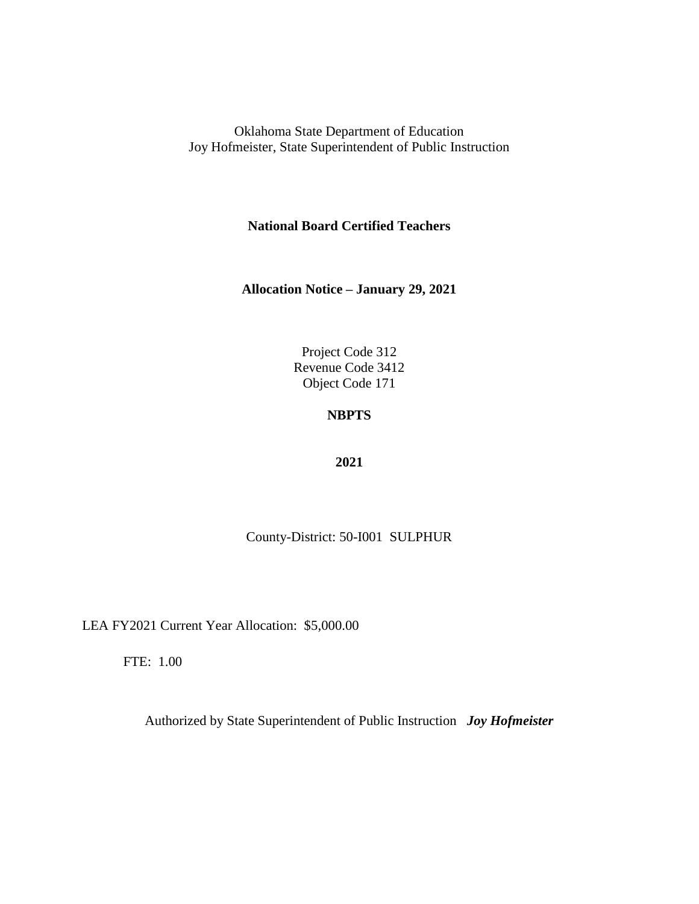Oklahoma State Department of Education
Joy Hofmeister, State Superintendent of Public Instruction

**National Board Certified Teachers**

**Allocation Notice – January 29, 2021**

Project Code 312
Revenue Code 3412
Object Code 171

**NBPTS**

**2021**

County-District: 50-I001 SULPHUR

LEA FY2021 Current Year Allocation: $5,000.00

FTE: 1.00

Authorized by State Superintendent of Public Instruction ***Joy Hofmeister***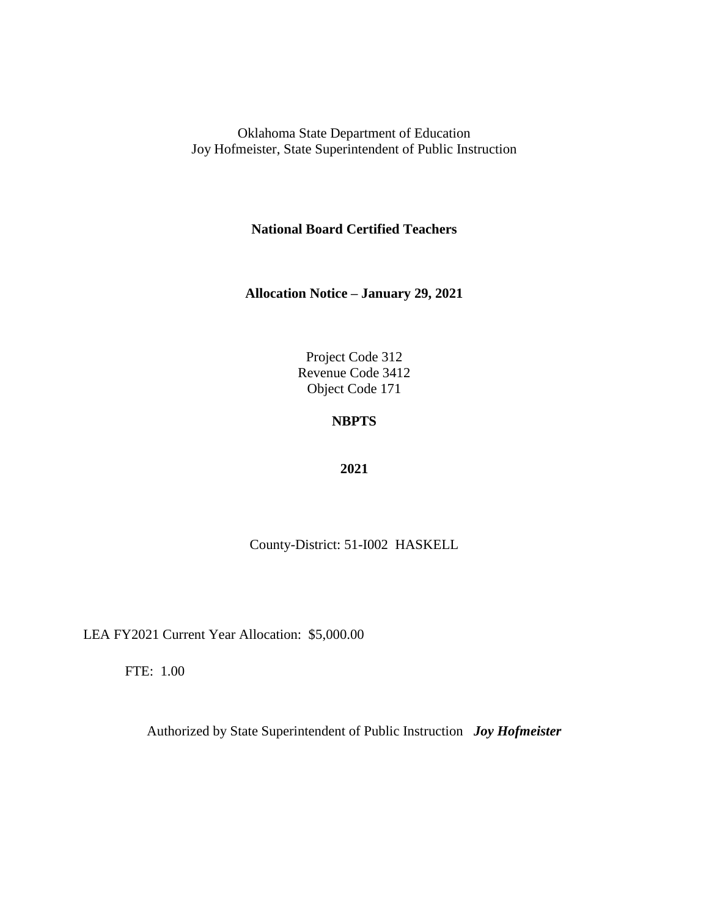Oklahoma State Department of Education
Joy Hofmeister, State Superintendent of Public Instruction

**National Board Certified Teachers**

**Allocation Notice – January 29, 2021**

Project Code 312
Revenue Code 3412
Object Code 171

**NBPTS**

**2021**

County-District: 51-I002 HASKELL

LEA FY2021 Current Year Allocation: $5,000.00

FTE: 1.00

Authorized by State Superintendent of Public Instruction ***Joy Hofmeister***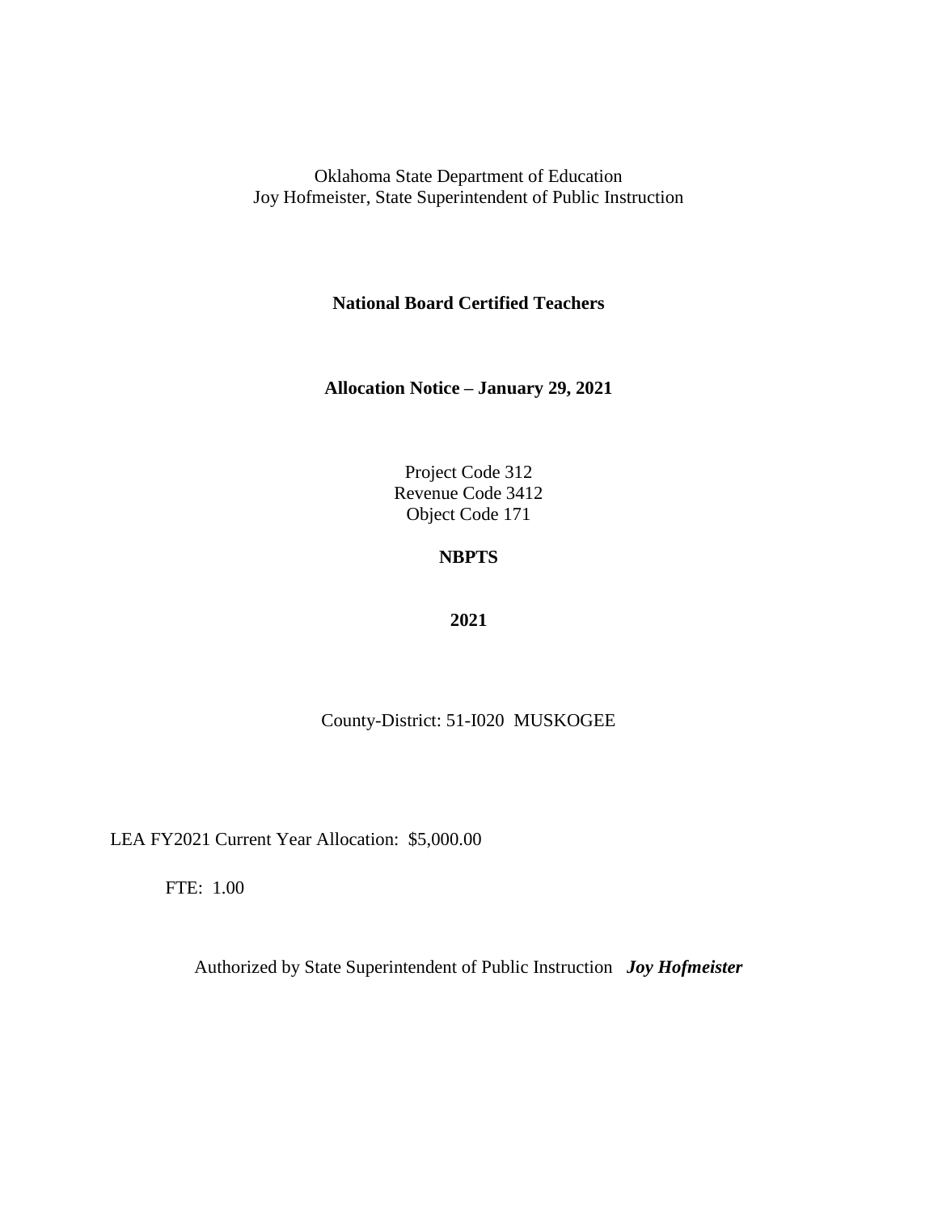Oklahoma State Department of Education
Joy Hofmeister, State Superintendent of Public Instruction

**National Board Certified Teachers**

**Allocation Notice – January 29, 2021**

Project Code 312
Revenue Code 3412
Object Code 171

**NBPTS**

**2021**

County-District: 51-I020 MUSKOGEE

LEA FY2021 Current Year Allocation: $5,000.00

FTE: 1.00

Authorized by State Superintendent of Public Instruction ***Joy Hofmeister***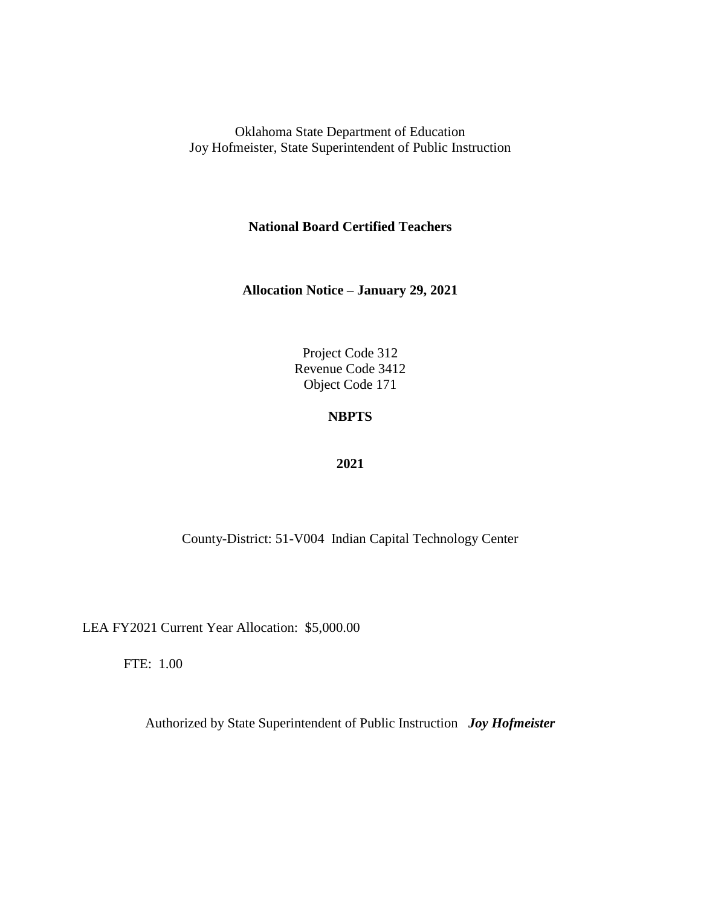Oklahoma State Department of Education
Joy Hofmeister, State Superintendent of Public Instruction

**National Board Certified Teachers**

**Allocation Notice – January 29, 2021**

Project Code 312
Revenue Code 3412
Object Code 171

**NBPTS**

**2021**

County-District: 51-V004 Indian Capital Technology Center

LEA FY2021 Current Year Allocation: $5,000.00

FTE: 1.00

Authorized by State Superintendent of Public Instruction ***Joy Hofmeister***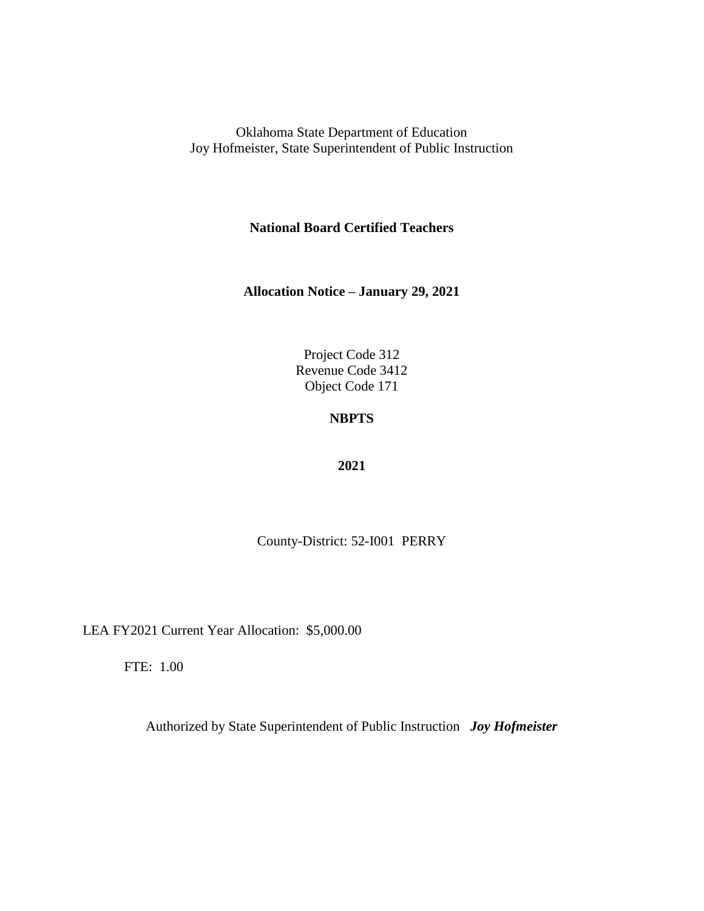Oklahoma State Department of Education
Joy Hofmeister, State Superintendent of Public Instruction

**National Board Certified Teachers**

**Allocation Notice – January 29, 2021**

Project Code 312
Revenue Code 3412
Object Code 171

**NBPTS**

**2021**

County-District: 52-I001 PERRY

LEA FY2021 Current Year Allocation: $5,000.00

FTE: 1.00

Authorized by State Superintendent of Public Instruction ***Joy Hofmeister***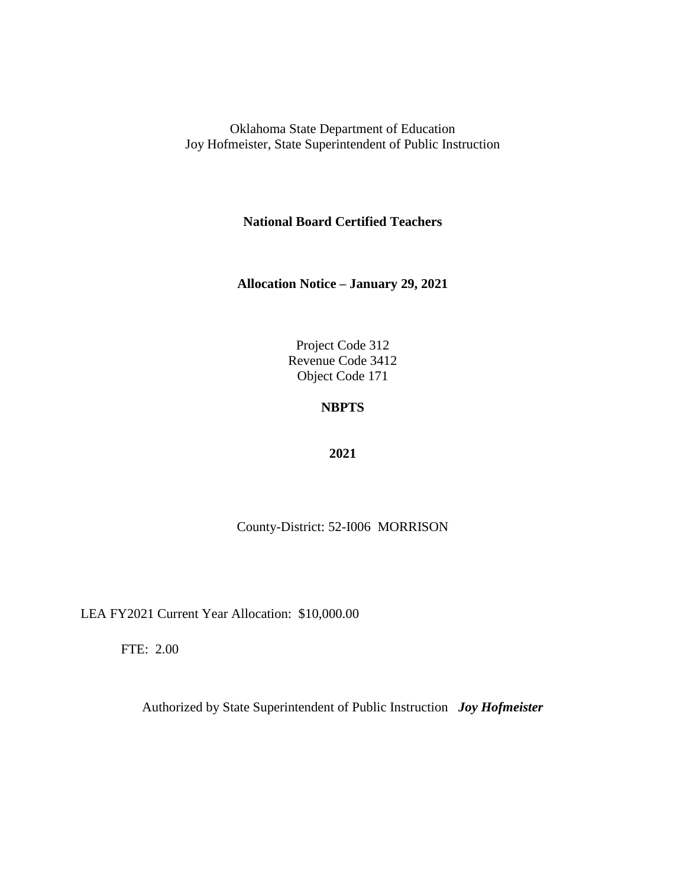Oklahoma State Department of Education
Joy Hofmeister, State Superintendent of Public Instruction

**National Board Certified Teachers**

**Allocation Notice – January 29, 2021**

Project Code 312
Revenue Code 3412
Object Code 171

**NBPTS**

**2021**

County-District: 52-I006 MORRISON

LEA FY2021 Current Year Allocation: $10,000.00

FTE: 2.00

Authorized by State Superintendent of Public Instruction ***Joy Hofmeister***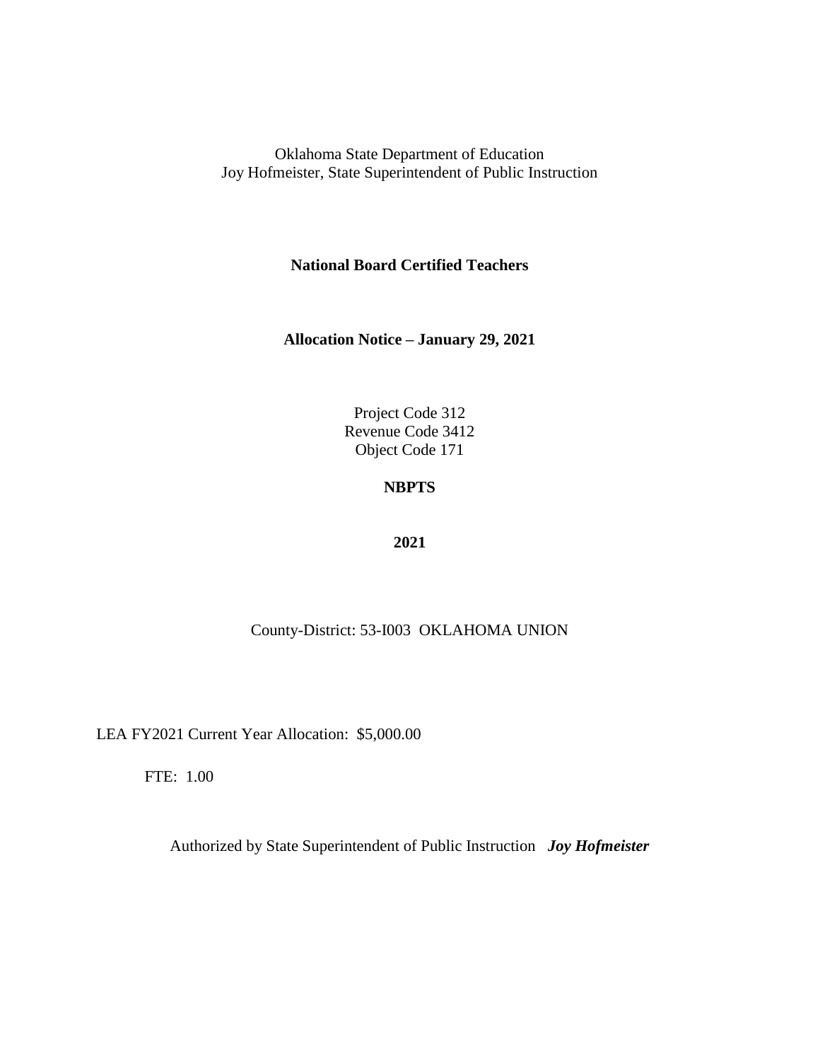Oklahoma State Department of Education
Joy Hofmeister, State Superintendent of Public Instruction

**National Board Certified Teachers**

**Allocation Notice – January 29, 2021**

Project Code 312
Revenue Code 3412
Object Code 171

**NBPTS**

**2021**

County-District: 53-I003 OKLAHOMA UNION

LEA FY2021 Current Year Allocation: $5,000.00

FTE: 1.00

Authorized by State Superintendent of Public Instruction ***Joy Hofmeister***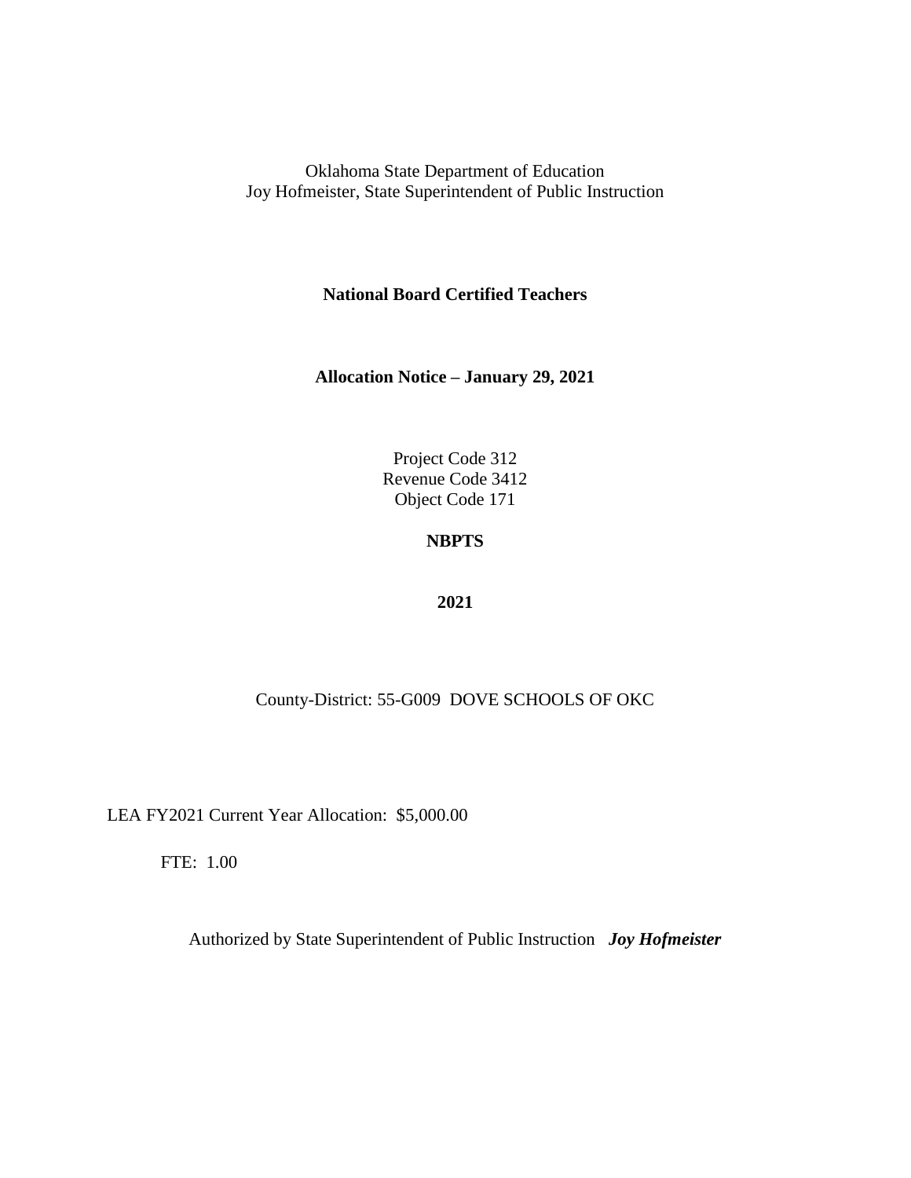Oklahoma State Department of Education
Joy Hofmeister, State Superintendent of Public Instruction

**National Board Certified Teachers**

**Allocation Notice – January 29, 2021**

Project Code 312
Revenue Code 3412
Object Code 171

**NBPTS**

**2021**

County-District: 55-G009 DOVE SCHOOLS OF OKC

LEA FY2021 Current Year Allocation: $5,000.00

FTE: 1.00

Authorized by State Superintendent of Public Instruction ***Joy Hofmeister***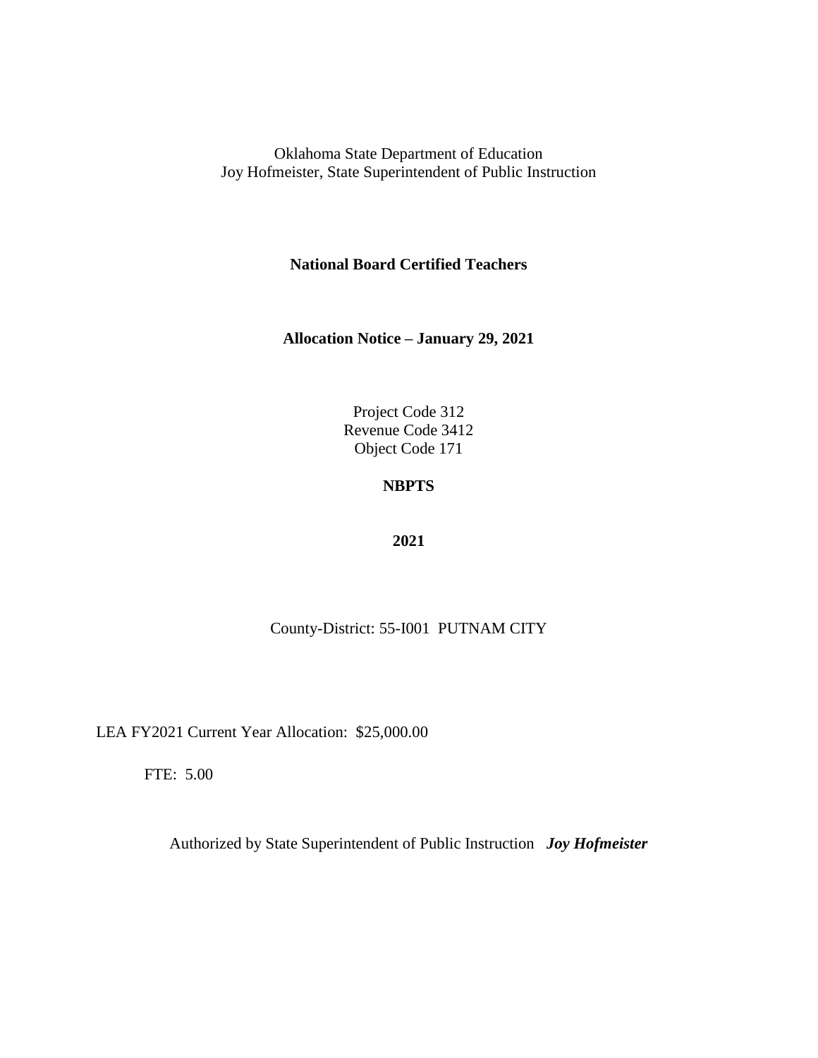Oklahoma State Department of Education
Joy Hofmeister, State Superintendent of Public Instruction

**National Board Certified Teachers**

**Allocation Notice – January 29, 2021**

Project Code 312
Revenue Code 3412
Object Code 171

**NBPTS**

**2021**

County-District: 55-I001 PUTNAM CITY

LEA FY2021 Current Year Allocation: $25,000.00

FTE: 5.00

Authorized by State Superintendent of Public Instruction ***Joy Hofmeister***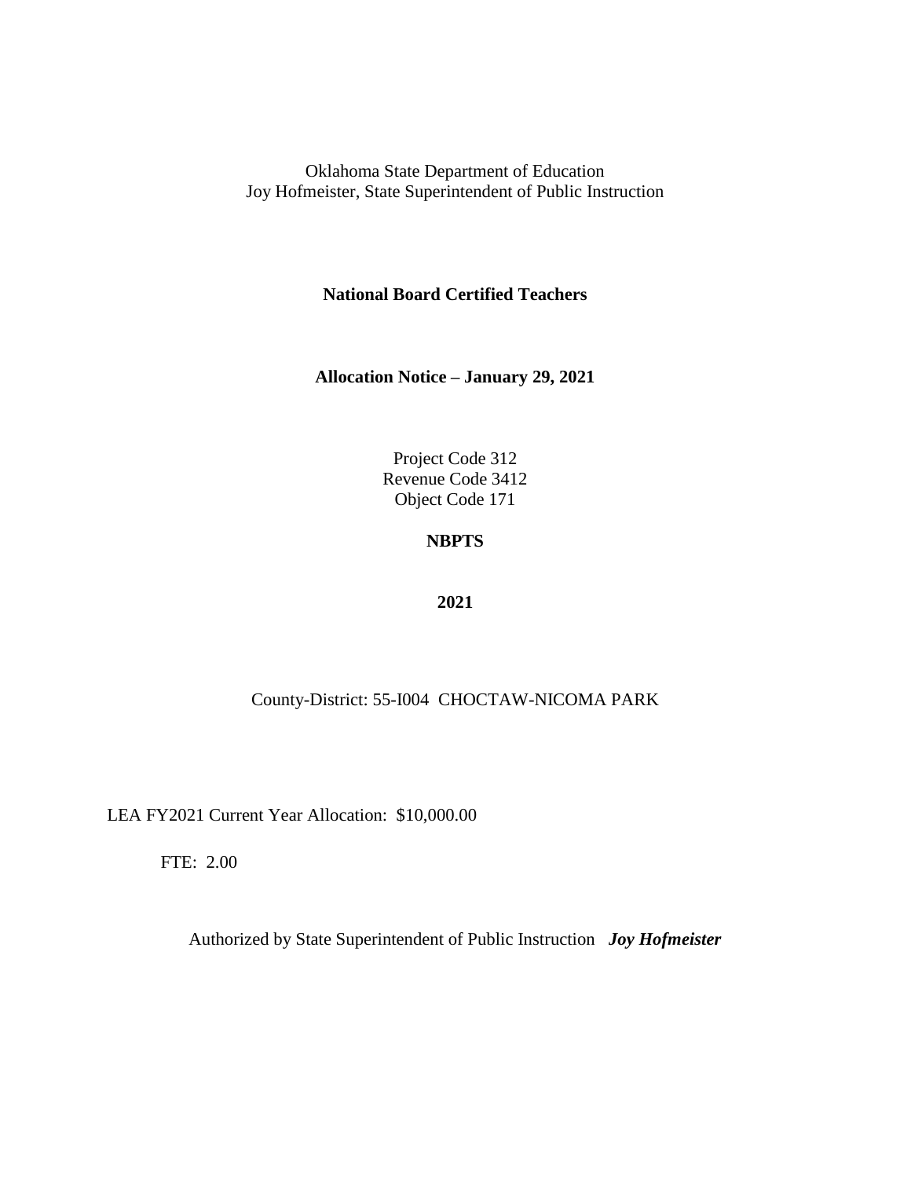Oklahoma State Department of Education
Joy Hofmeister, State Superintendent of Public Instruction

**National Board Certified Teachers**

**Allocation Notice – January 29, 2021**

Project Code 312
Revenue Code 3412
Object Code 171

**NBPTS**

**2021**

County-District: 55-I004 CHOCTAW-NICOMA PARK

LEA FY2021 Current Year Allocation: $10,000.00

FTE: 2.00

Authorized by State Superintendent of Public Instruction ***Joy Hofmeister***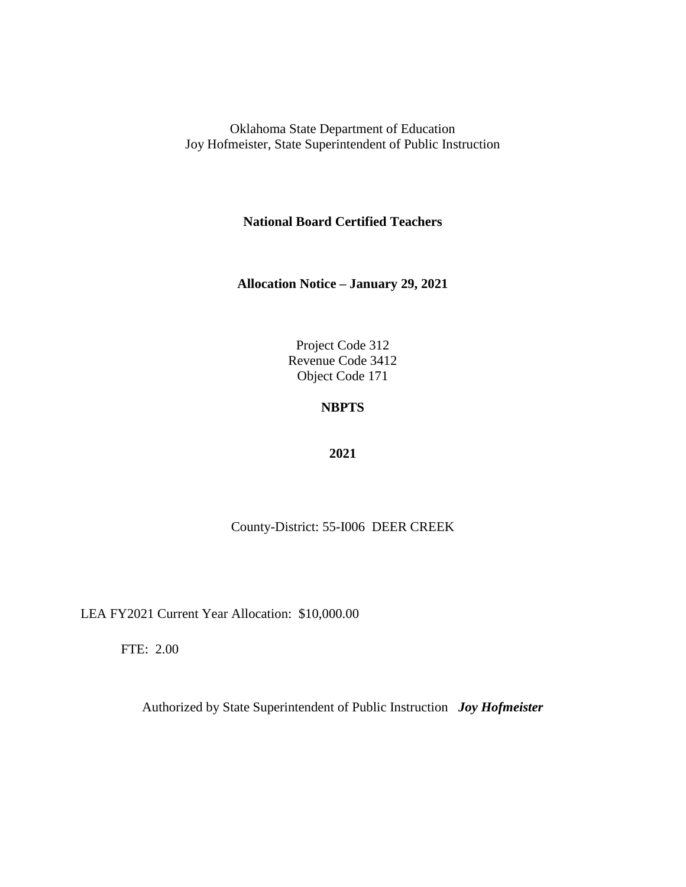Oklahoma State Department of Education
Joy Hofmeister, State Superintendent of Public Instruction

**National Board Certified Teachers**

**Allocation Notice – January 29, 2021**

Project Code 312
Revenue Code 3412
Object Code 171

**NBPTS**

**2021**

County-District: 55-I006 DEER CREEK

LEA FY2021 Current Year Allocation: $10,000.00

FTE: 2.00

Authorized by State Superintendent of Public Instruction ***Joy Hofmeister***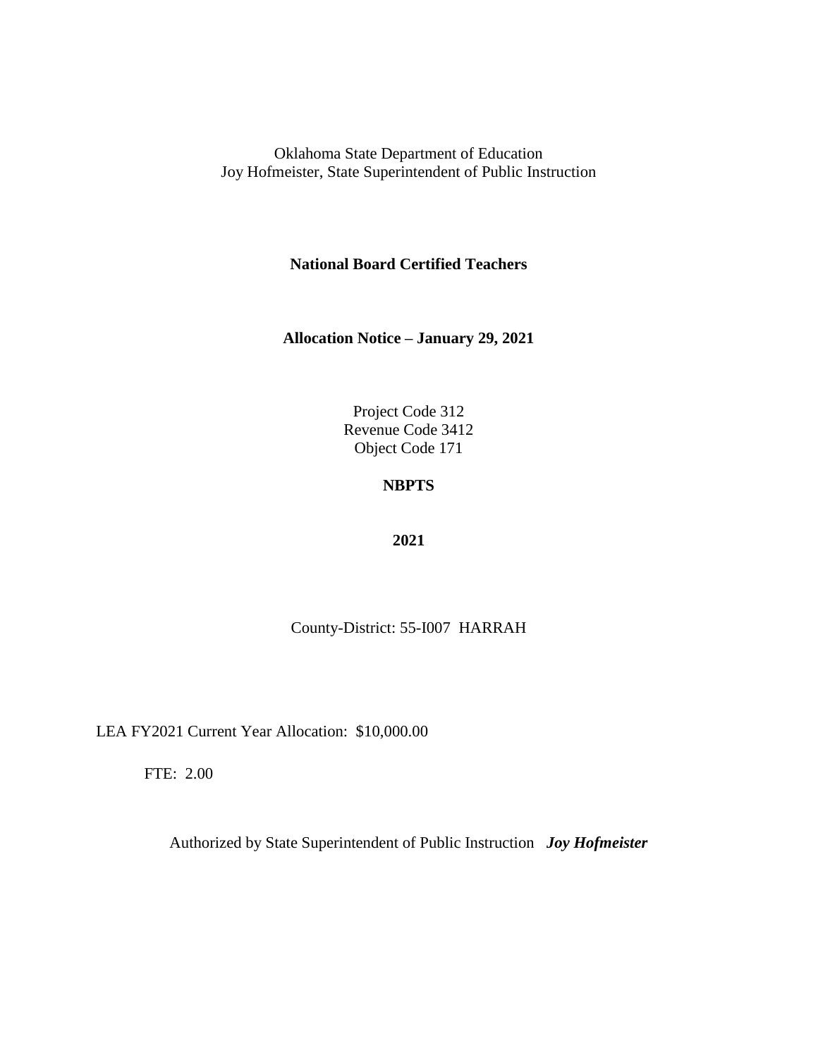Oklahoma State Department of Education
Joy Hofmeister, State Superintendent of Public Instruction

**National Board Certified Teachers**

**Allocation Notice – January 29, 2021**

Project Code 312
Revenue Code 3412
Object Code 171

**NBPTS**

**2021**

County-District: 55-I007 HARRAH

LEA FY2021 Current Year Allocation: $10,000.00

FTE: 2.00

Authorized by State Superintendent of Public Instruction ***Joy Hofmeister***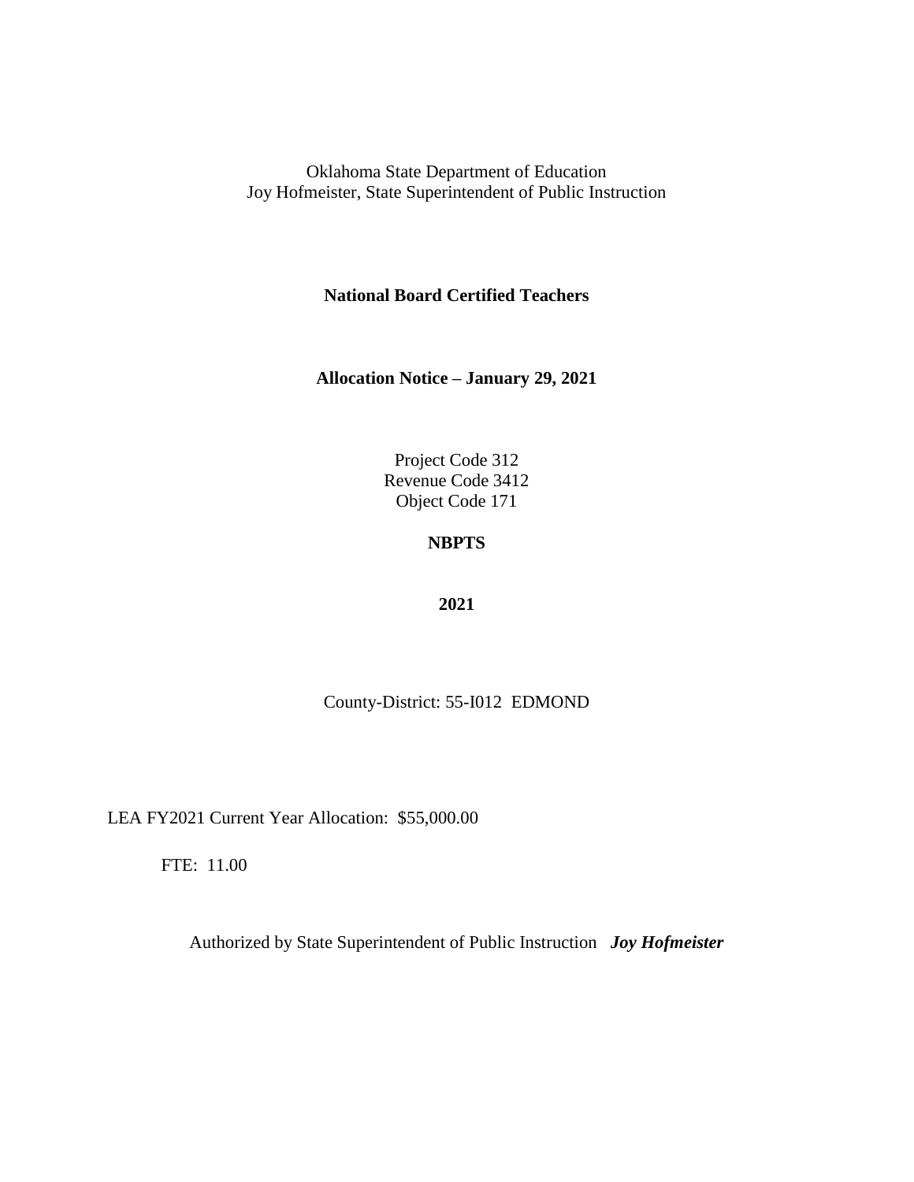Oklahoma State Department of Education
Joy Hofmeister, State Superintendent of Public Instruction

**National Board Certified Teachers**

**Allocation Notice – January 29, 2021**

Project Code 312
Revenue Code 3412
Object Code 171

**NBPTS**

**2021**

County-District: 55-I012 EDMOND

LEA FY2021 Current Year Allocation: $55,000.00

FTE: 11.00

Authorized by State Superintendent of Public Instruction ***Joy Hofmeister***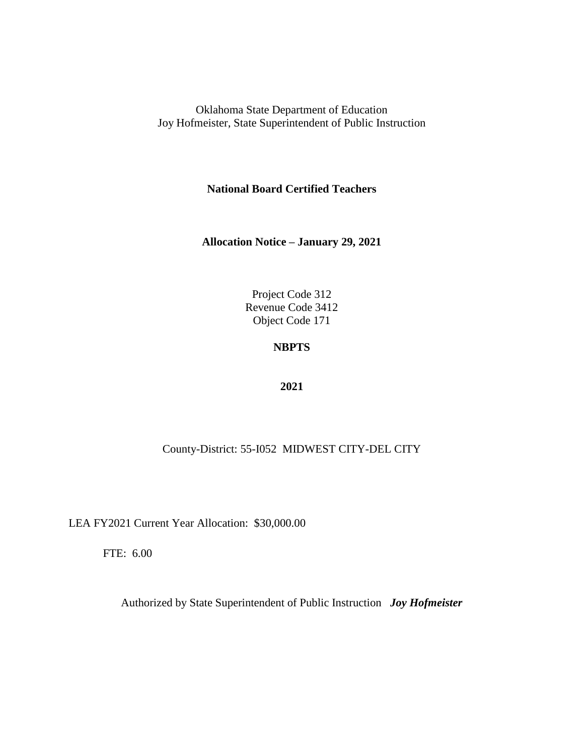Oklahoma State Department of Education
Joy Hofmeister, State Superintendent of Public Instruction

**National Board Certified Teachers**

**Allocation Notice – January 29, 2021**

Project Code 312
Revenue Code 3412
Object Code 171

**NBPTS**

**2021**

County-District: 55-I052 MIDWEST CITY-DEL CITY

LEA FY2021 Current Year Allocation: $30,000.00

FTE: 6.00

Authorized by State Superintendent of Public Instruction ***Joy Hofmeister***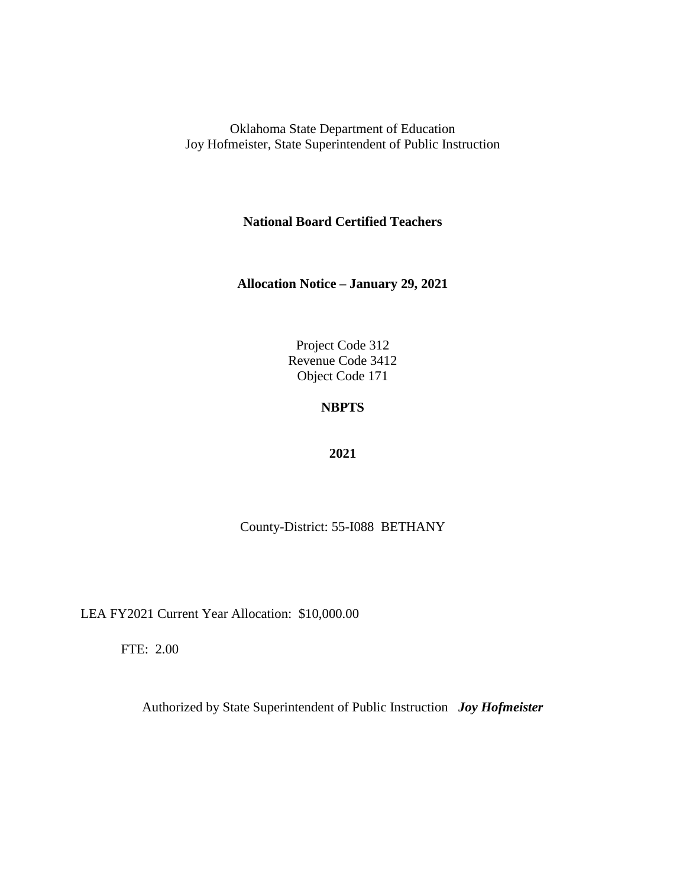Oklahoma State Department of Education
Joy Hofmeister, State Superintendent of Public Instruction

**National Board Certified Teachers**

**Allocation Notice – January 29, 2021**

Project Code 312
Revenue Code 3412
Object Code 171

**NBPTS**

**2021**

County-District: 55-I088 BETHANY

LEA FY2021 Current Year Allocation: $10,000.00

FTE: 2.00

Authorized by State Superintendent of Public Instruction ***Joy Hofmeister***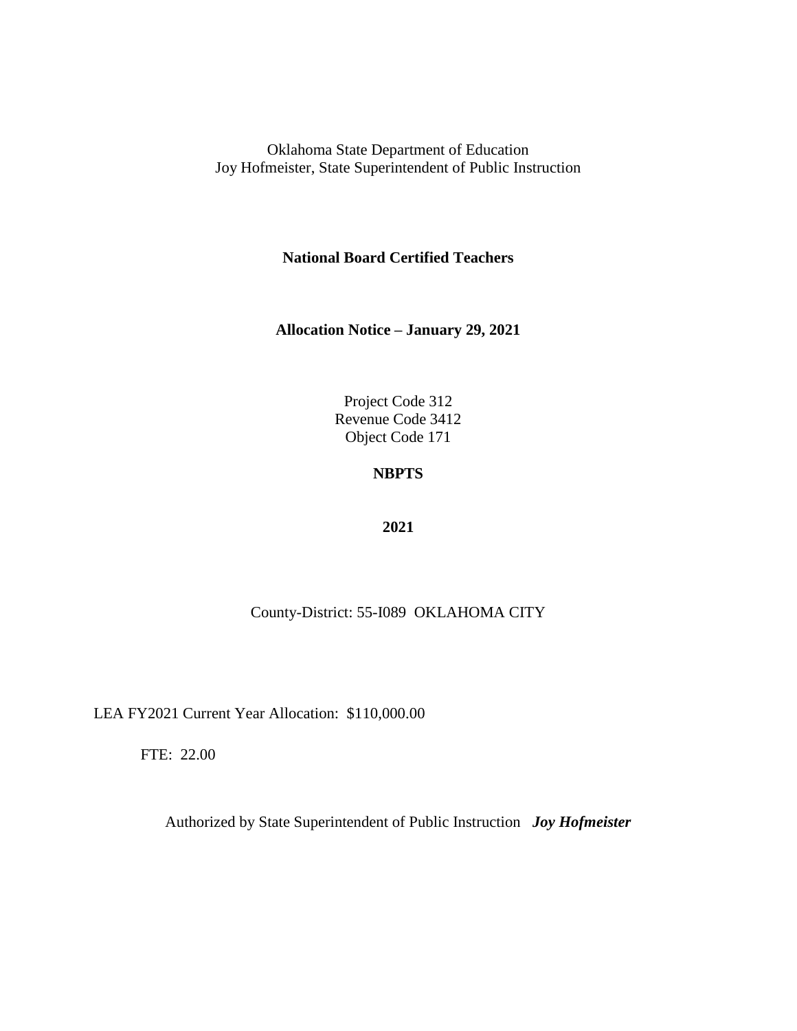Oklahoma State Department of Education
Joy Hofmeister, State Superintendent of Public Instruction

**National Board Certified Teachers**

**Allocation Notice – January 29, 2021**

Project Code 312
Revenue Code 3412
Object Code 171

**NBPTS**

**2021**

County-District: 55-I089 OKLAHOMA CITY

LEA FY2021 Current Year Allocation: $110,000.00

FTE: 22.00

Authorized by State Superintendent of Public Instruction ***Joy Hofmeister***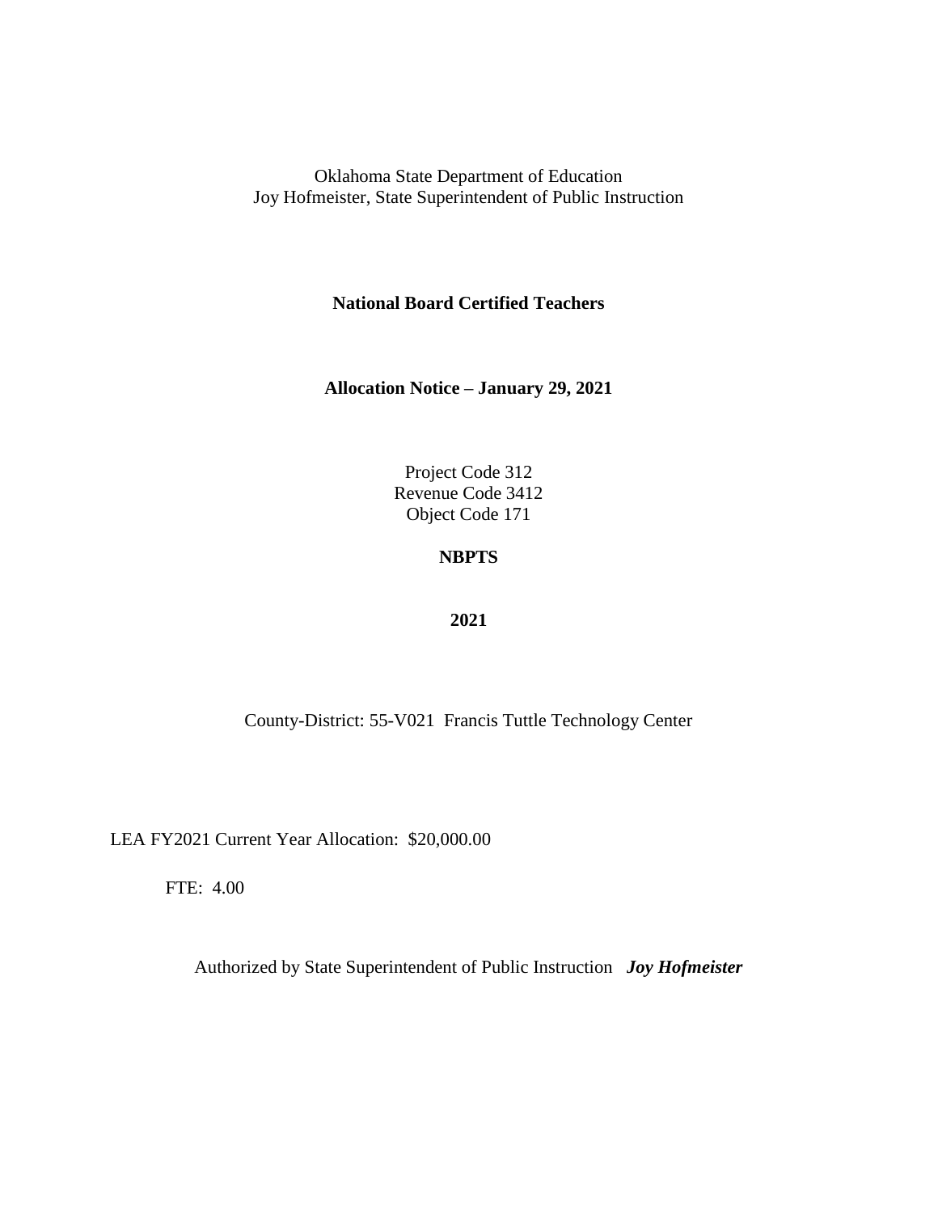Oklahoma State Department of Education
Joy Hofmeister, State Superintendent of Public Instruction

**National Board Certified Teachers**

**Allocation Notice – January 29, 2021**

Project Code 312
Revenue Code 3412
Object Code 171

**NBPTS**

**2021**

County-District: 55-V021 Francis Tuttle Technology Center

LEA FY2021 Current Year Allocation: $20,000.00

FTE: 4.00

Authorized by State Superintendent of Public Instruction ***Joy Hofmeister***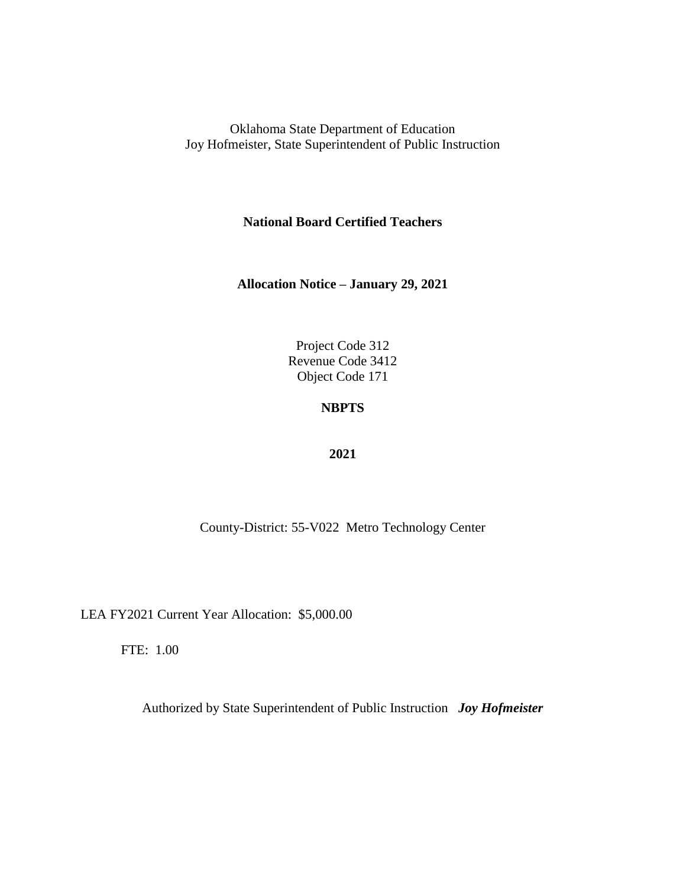Oklahoma State Department of Education
Joy Hofmeister, State Superintendent of Public Instruction

**National Board Certified Teachers**

**Allocation Notice – January 29, 2021**

Project Code 312
Revenue Code 3412
Object Code 171

**NBPTS**

**2021**

County-District: 55-V022 Metro Technology Center

LEA FY2021 Current Year Allocation: $5,000.00

FTE: 1.00

Authorized by State Superintendent of Public Instruction ***Joy Hofmeister***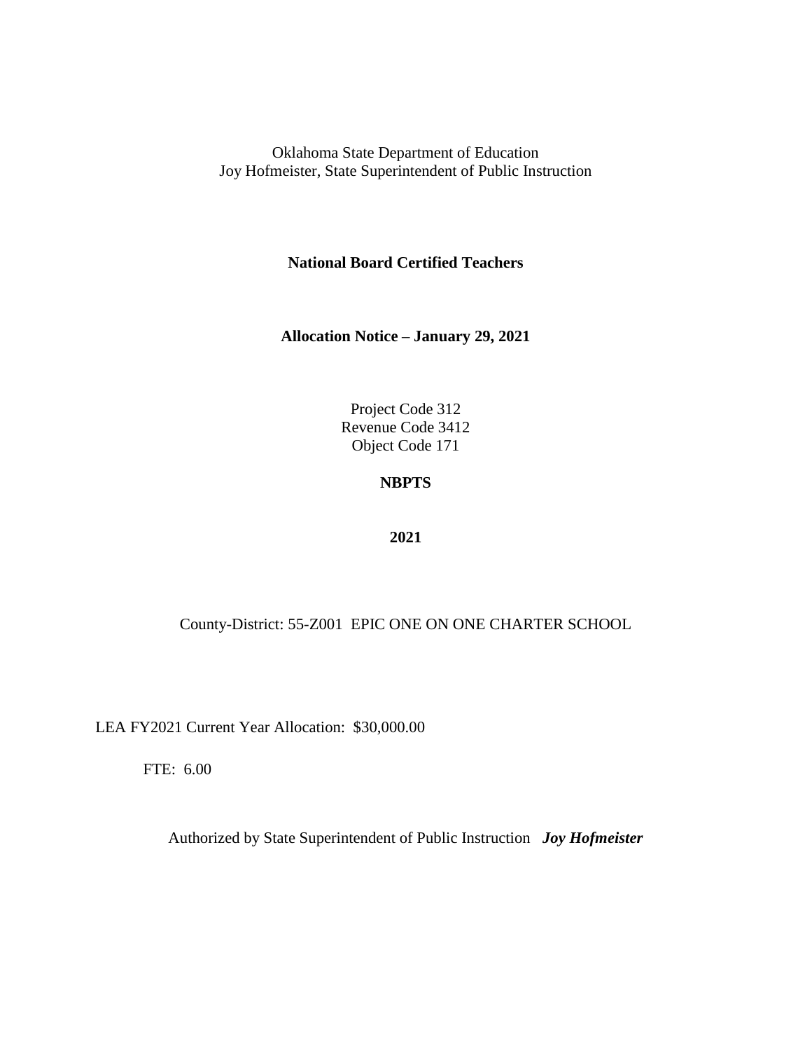Oklahoma State Department of Education
Joy Hofmeister, State Superintendent of Public Instruction

**National Board Certified Teachers**

**Allocation Notice – January 29, 2021**

Project Code 312
Revenue Code 3412
Object Code 171

**NBPTS**

**2021**

County-District: 55-Z001 EPIC ONE ON ONE CHARTER SCHOOL

LEA FY2021 Current Year Allocation: $30,000.00

FTE: 6.00

Authorized by State Superintendent of Public Instruction ***Joy Hofmeister***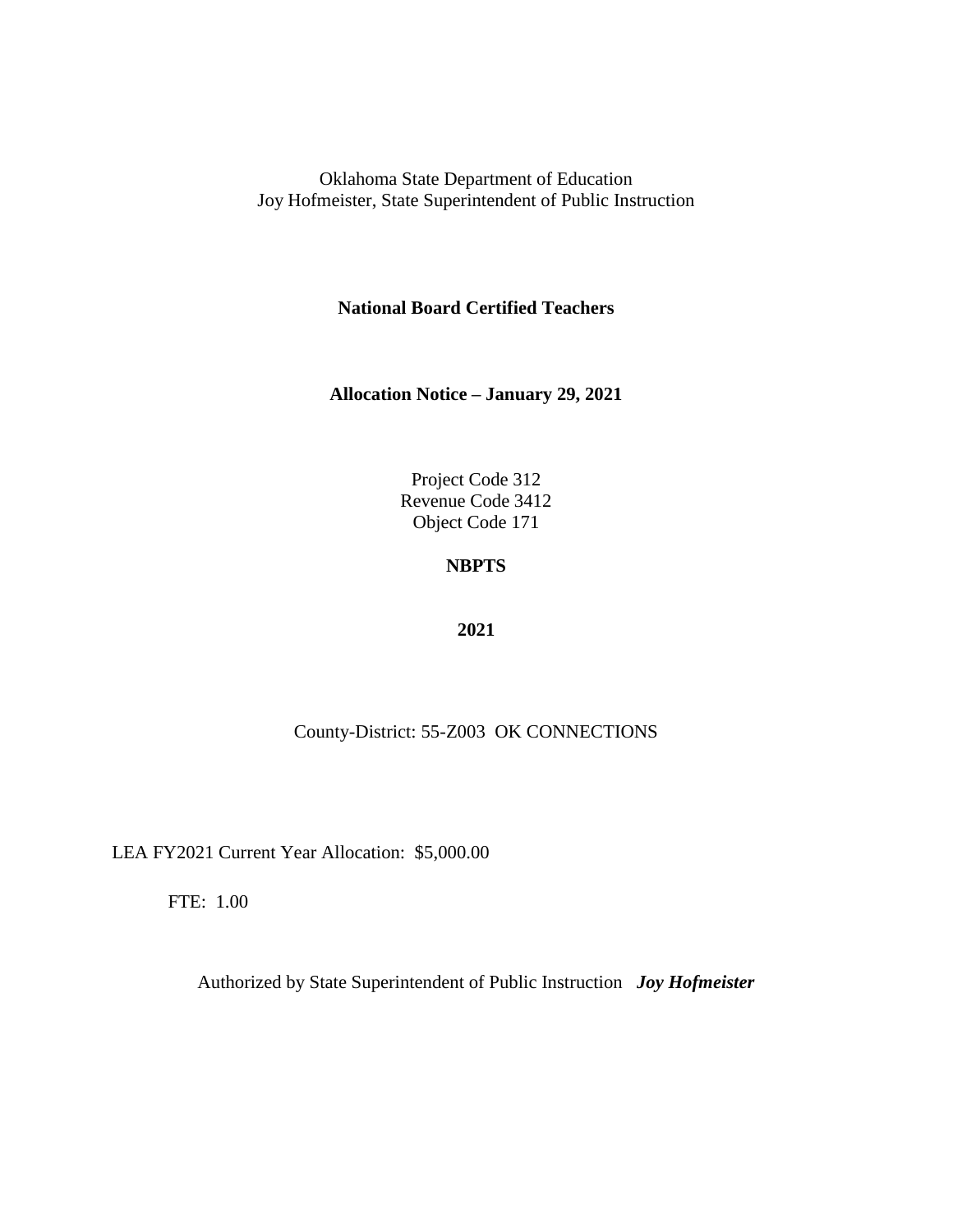Oklahoma State Department of Education
Joy Hofmeister, State Superintendent of Public Instruction

**National Board Certified Teachers**

**Allocation Notice – January 29, 2021**

Project Code 312
Revenue Code 3412
Object Code 171

**NBPTS**

**2021**

County-District: 55-Z003 OK CONNECTIONS

LEA FY2021 Current Year Allocation: $5,000.00

FTE: 1.00

Authorized by State Superintendent of Public Instruction ***Joy Hofmeister***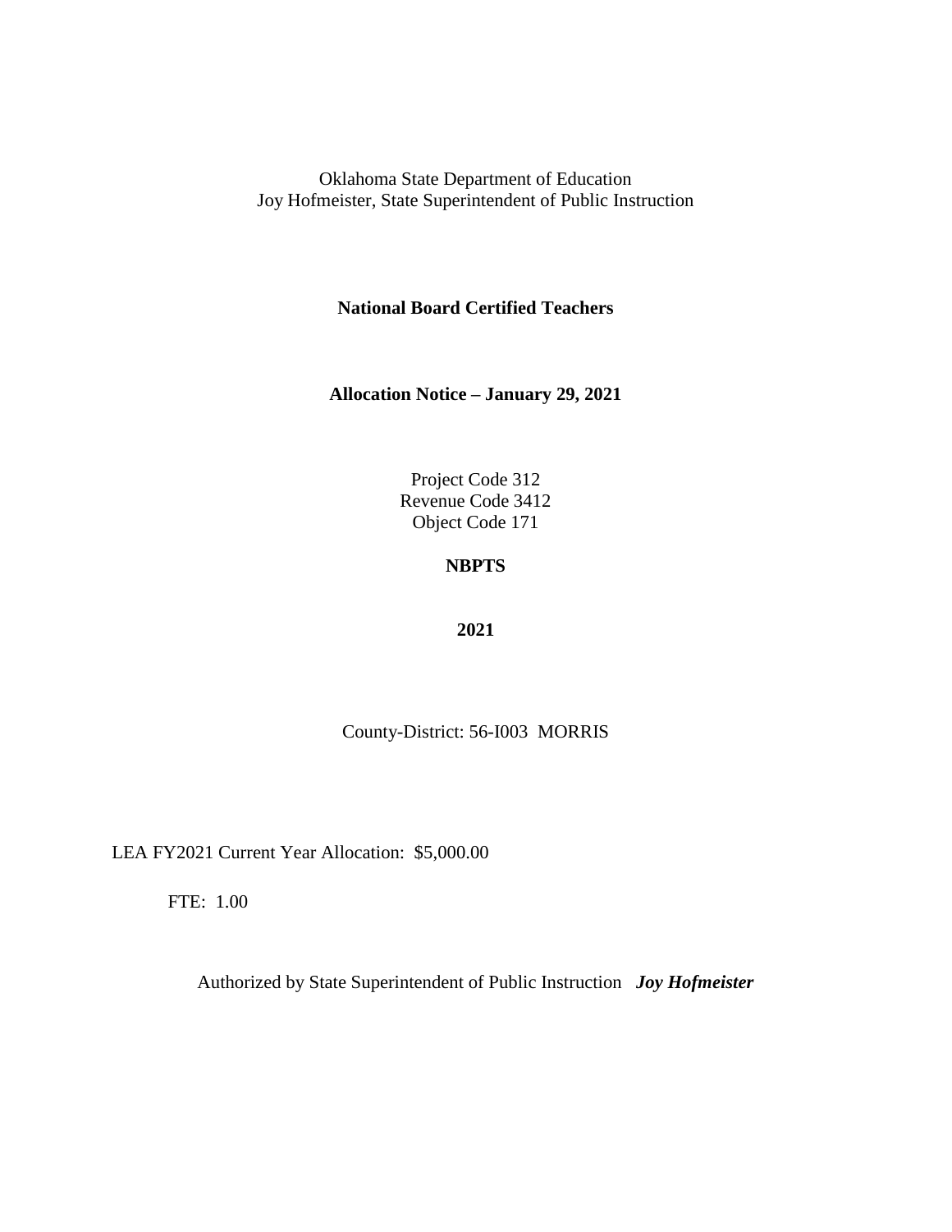Oklahoma State Department of Education
Joy Hofmeister, State Superintendent of Public Instruction

**National Board Certified Teachers**

**Allocation Notice – January 29, 2021**

Project Code 312
Revenue Code 3412
Object Code 171

**NBPTS**

**2021**

County-District: 56-I003 MORRIS

LEA FY2021 Current Year Allocation: $5,000.00

FTE: 1.00

Authorized by State Superintendent of Public Instruction ***Joy Hofmeister***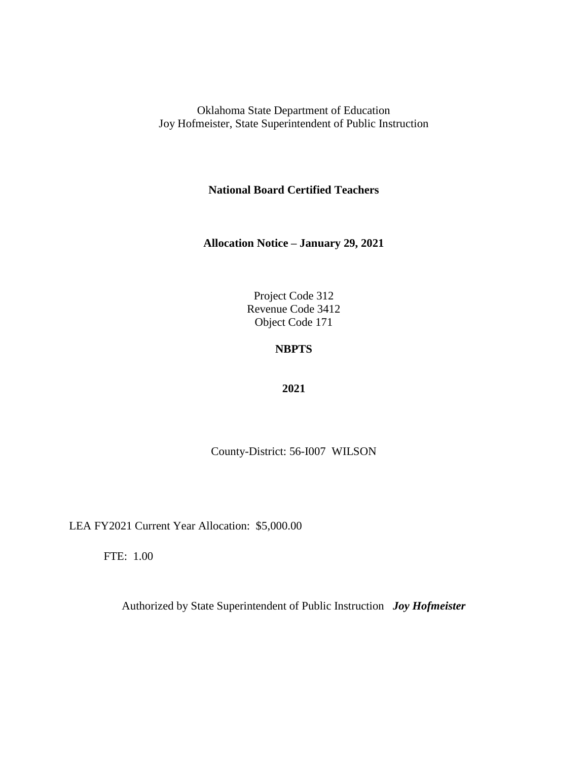Oklahoma State Department of Education
Joy Hofmeister, State Superintendent of Public Instruction

**National Board Certified Teachers**

**Allocation Notice – January 29, 2021**

Project Code 312
Revenue Code 3412
Object Code 171

**NBPTS**

**2021**

County-District: 56-I007 WILSON

LEA FY2021 Current Year Allocation: $5,000.00

FTE: 1.00

Authorized by State Superintendent of Public Instruction ***Joy Hofmeister***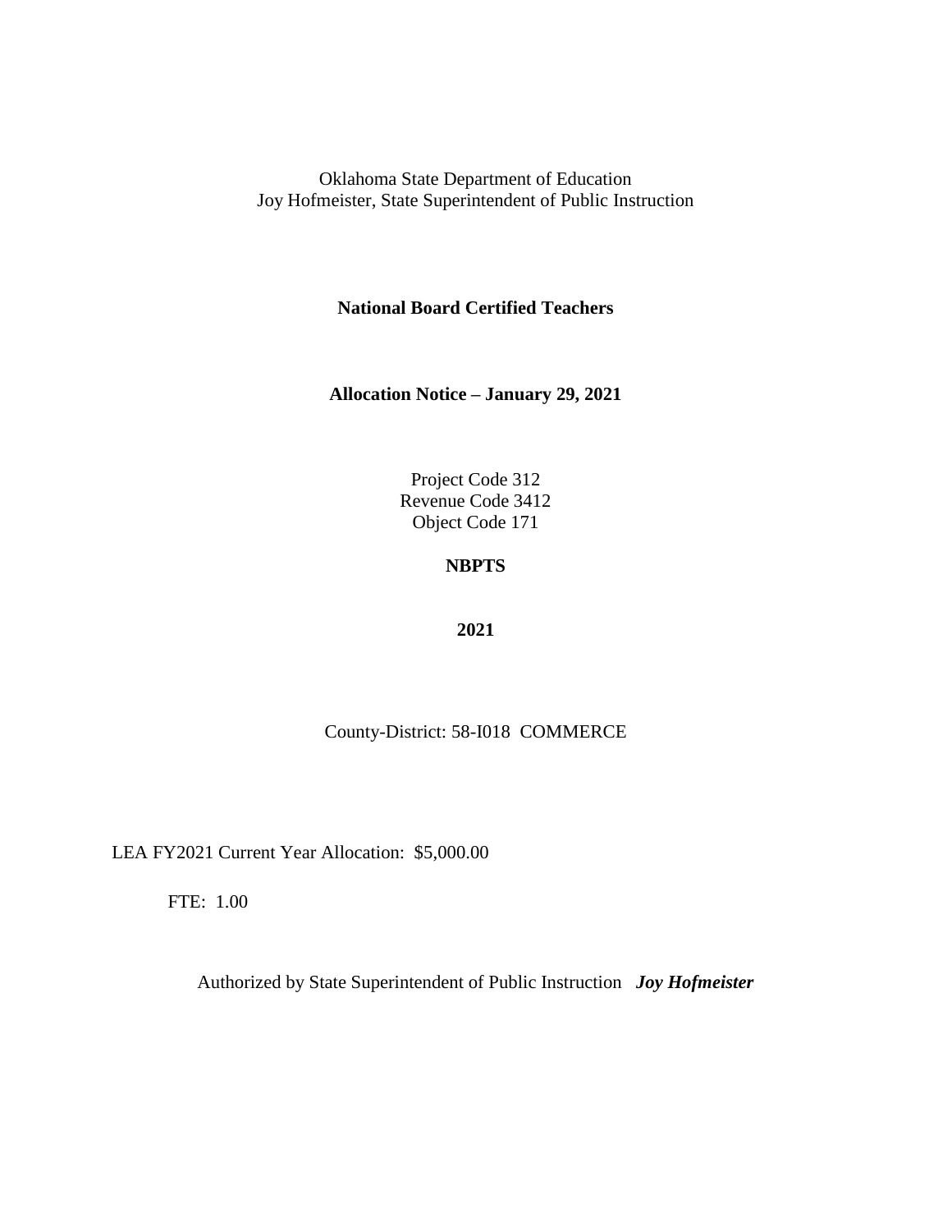Oklahoma State Department of Education
Joy Hofmeister, State Superintendent of Public Instruction

**National Board Certified Teachers**

**Allocation Notice – January 29, 2021**

Project Code 312
Revenue Code 3412
Object Code 171

**NBPTS**

**2021**

County-District: 58-I018 COMMERCE

LEA FY2021 Current Year Allocation: $5,000.00

FTE: 1.00

Authorized by State Superintendent of Public Instruction ***Joy Hofmeister***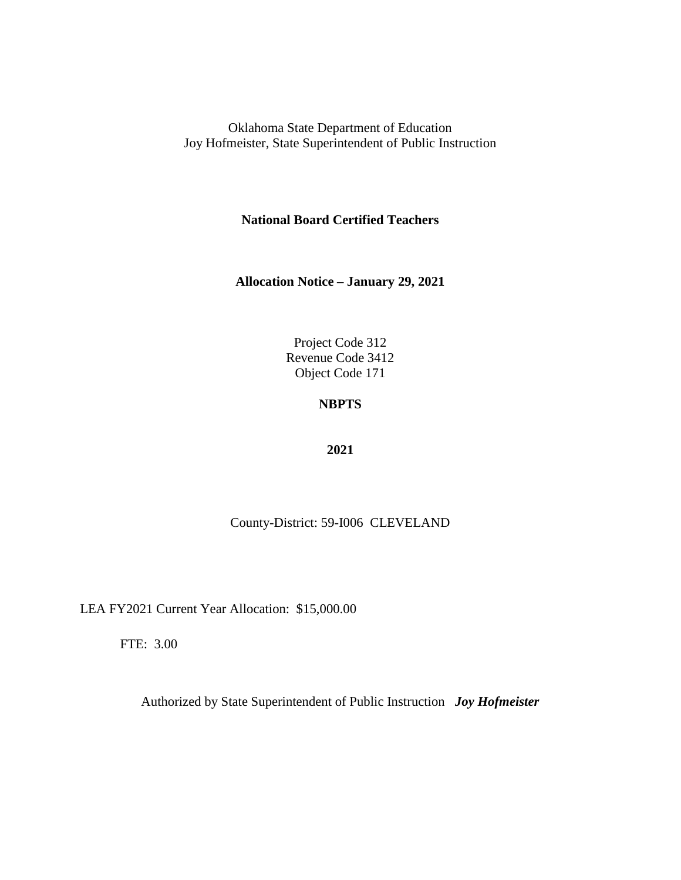Oklahoma State Department of Education
Joy Hofmeister, State Superintendent of Public Instruction

**National Board Certified Teachers**

**Allocation Notice – January 29, 2021**

Project Code 312
Revenue Code 3412
Object Code 171

**NBPTS**

**2021**

County-District: 59-I006 CLEVELAND

LEA FY2021 Current Year Allocation: $15,000.00

FTE: 3.00

Authorized by State Superintendent of Public Instruction ***Joy Hofmeister***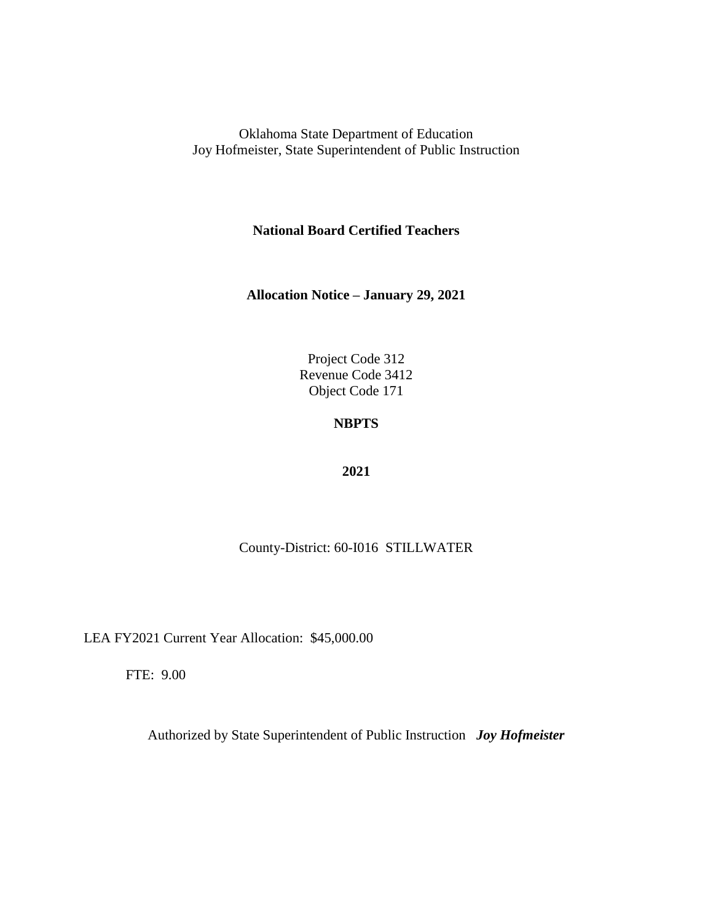Oklahoma State Department of Education
Joy Hofmeister, State Superintendent of Public Instruction

**National Board Certified Teachers**

**Allocation Notice – January 29, 2021**

Project Code 312
Revenue Code 3412
Object Code 171

**NBPTS**

**2021**

County-District: 60-I016 STILLWATER

LEA FY2021 Current Year Allocation: $45,000.00

FTE: 9.00

Authorized by State Superintendent of Public Instruction ***Joy Hofmeister***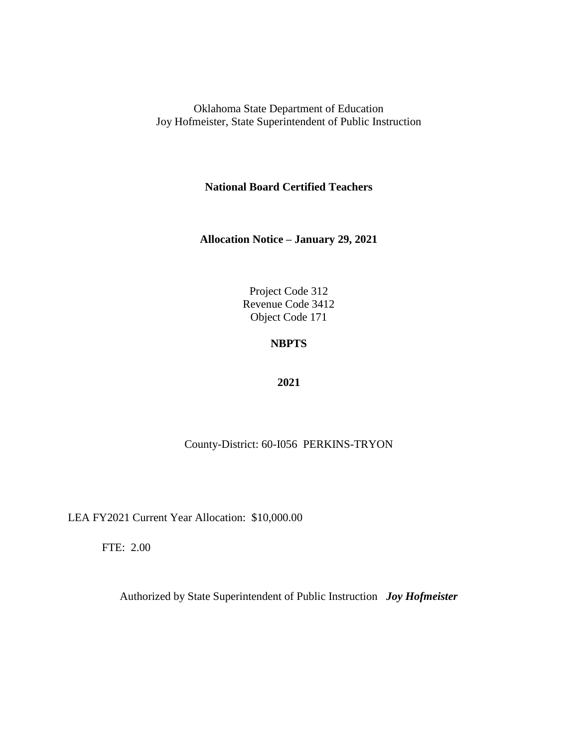Oklahoma State Department of Education
Joy Hofmeister, State Superintendent of Public Instruction

**National Board Certified Teachers**

**Allocation Notice – January 29, 2021**

Project Code 312
Revenue Code 3412
Object Code 171

**NBPTS**

**2021**

County-District: 60-I056 PERKINS-TRYON

LEA FY2021 Current Year Allocation: $10,000.00

FTE: 2.00

Authorized by State Superintendent of Public Instruction ***Joy Hofmeister***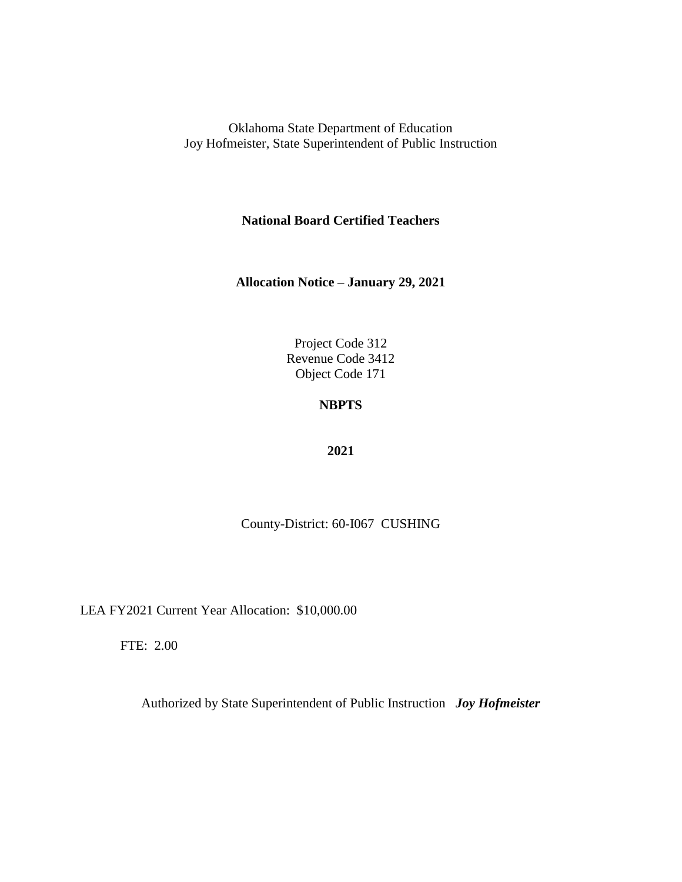Oklahoma State Department of Education
Joy Hofmeister, State Superintendent of Public Instruction

**National Board Certified Teachers**

**Allocation Notice – January 29, 2021**

Project Code 312
Revenue Code 3412
Object Code 171

**NBPTS**

**2021**

County-District: 60-I067 CUSHING

LEA FY2021 Current Year Allocation: $10,000.00

FTE: 2.00

Authorized by State Superintendent of Public Instruction ***Joy Hofmeister***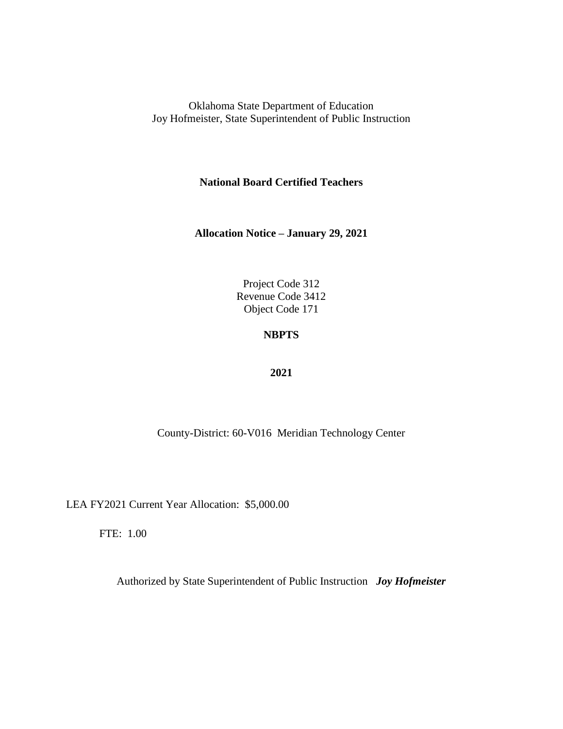Oklahoma State Department of Education
Joy Hofmeister, State Superintendent of Public Instruction

**National Board Certified Teachers**

**Allocation Notice – January 29, 2021**

Project Code 312
Revenue Code 3412
Object Code 171

**NBPTS**

**2021**

County-District: 60-V016 Meridian Technology Center

LEA FY2021 Current Year Allocation: $5,000.00

FTE: 1.00

Authorized by State Superintendent of Public Instruction ***Joy Hofmeister***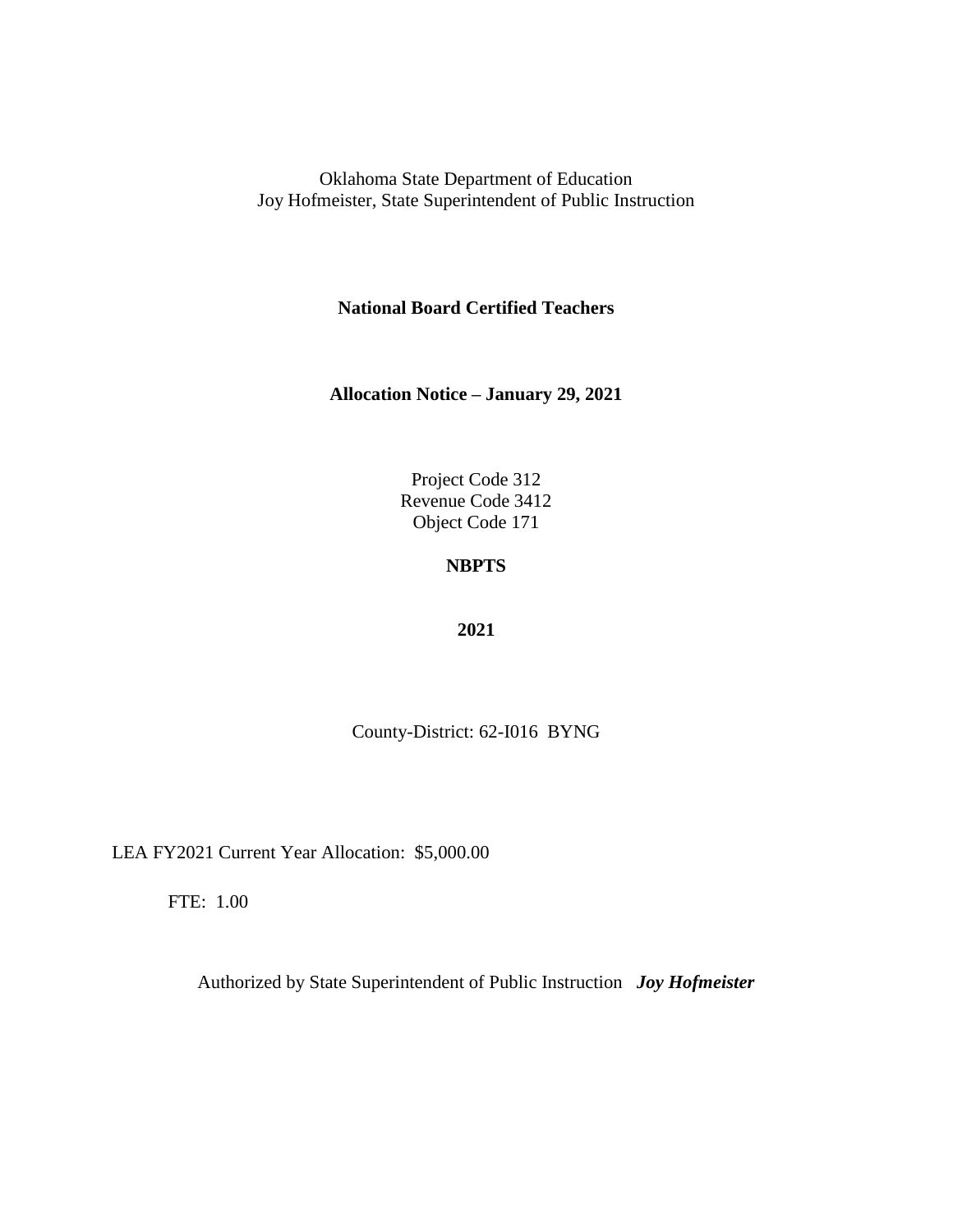Oklahoma State Department of Education
Joy Hofmeister, State Superintendent of Public Instruction

**National Board Certified Teachers**

**Allocation Notice – January 29, 2021**

Project Code 312
Revenue Code 3412
Object Code 171

**NBPTS**

**2021**

County-District: 62-I016 BYNG

LEA FY2021 Current Year Allocation: $5,000.00

FTE: 1.00

Authorized by State Superintendent of Public Instruction ***Joy Hofmeister***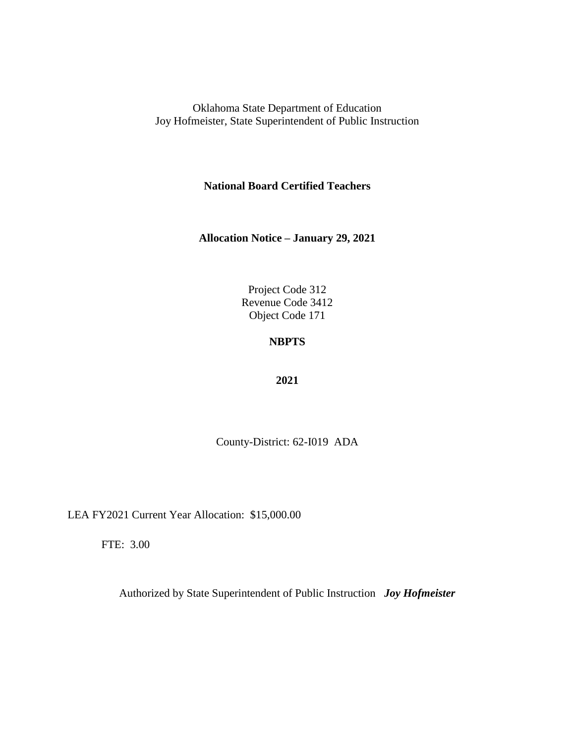Oklahoma State Department of Education
Joy Hofmeister, State Superintendent of Public Instruction

**National Board Certified Teachers**

**Allocation Notice – January 29, 2021**

Project Code 312
Revenue Code 3412
Object Code 171

**NBPTS**

**2021**

County-District: 62-I019 ADA

LEA FY2021 Current Year Allocation: $15,000.00

FTE: 3.00

Authorized by State Superintendent of Public Instruction ***Joy Hofmeister***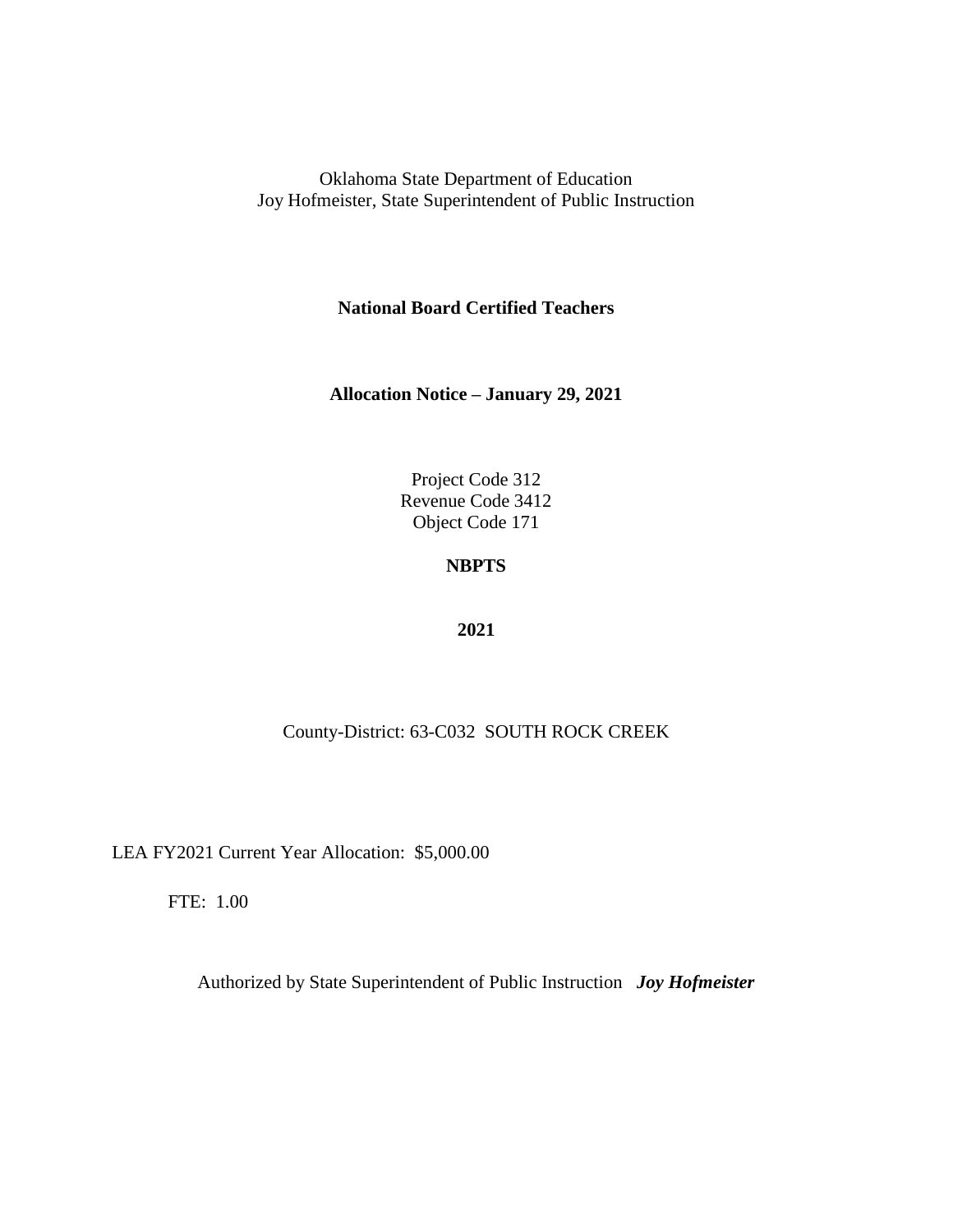Oklahoma State Department of Education
Joy Hofmeister, State Superintendent of Public Instruction

**National Board Certified Teachers**

**Allocation Notice – January 29, 2021**

Project Code 312
Revenue Code 3412
Object Code 171

**NBPTS**

**2021**

County-District: 63-C032 SOUTH ROCK CREEK

LEA FY2021 Current Year Allocation: $5,000.00

FTE: 1.00

Authorized by State Superintendent of Public Instruction ***Joy Hofmeister***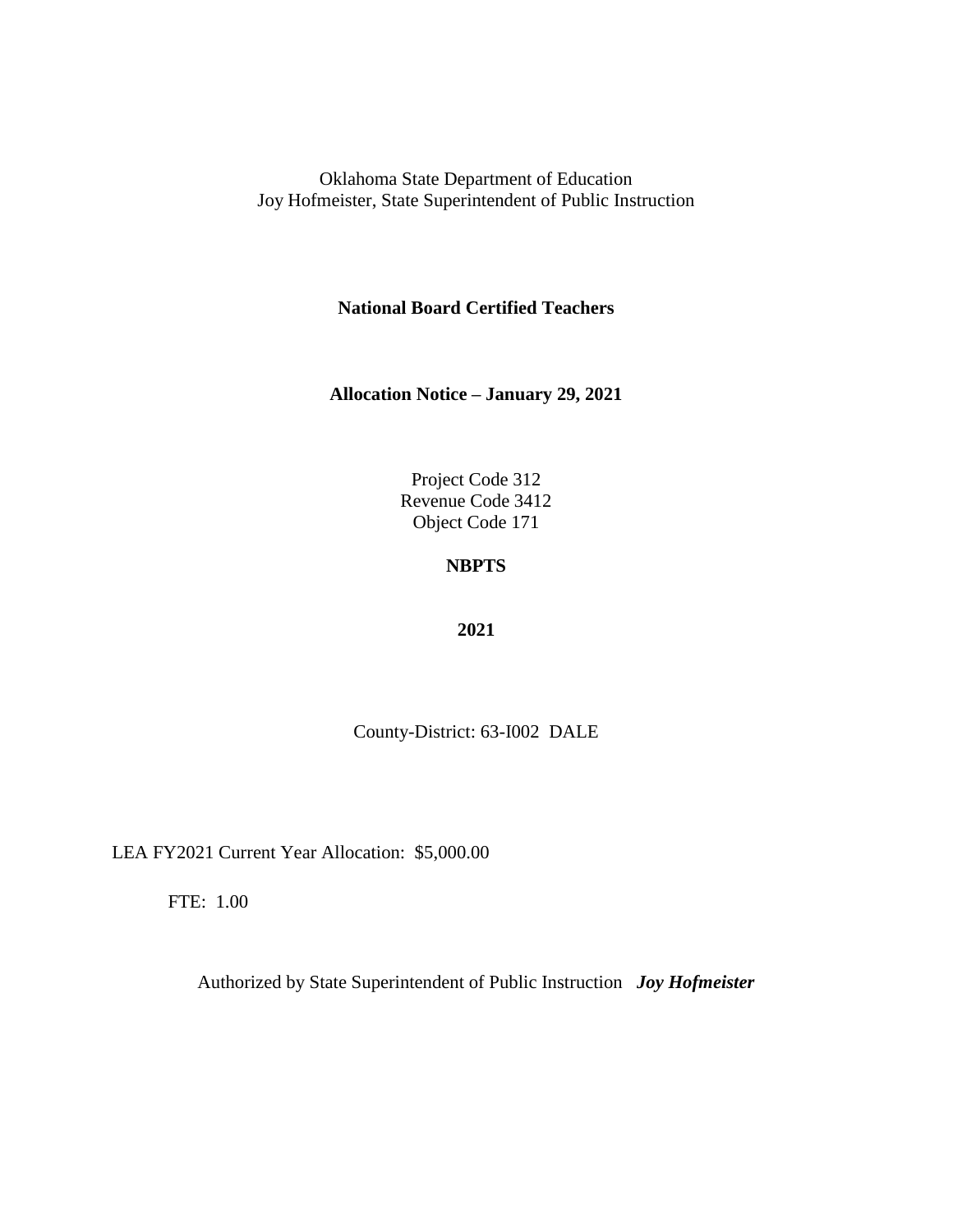Oklahoma State Department of Education
Joy Hofmeister, State Superintendent of Public Instruction

**National Board Certified Teachers**

**Allocation Notice – January 29, 2021**

Project Code 312
Revenue Code 3412
Object Code 171

**NBPTS**

**2021**

County-District: 63-I002 DALE

LEA FY2021 Current Year Allocation: $5,000.00

FTE: 1.00

Authorized by State Superintendent of Public Instruction ***Joy Hofmeister***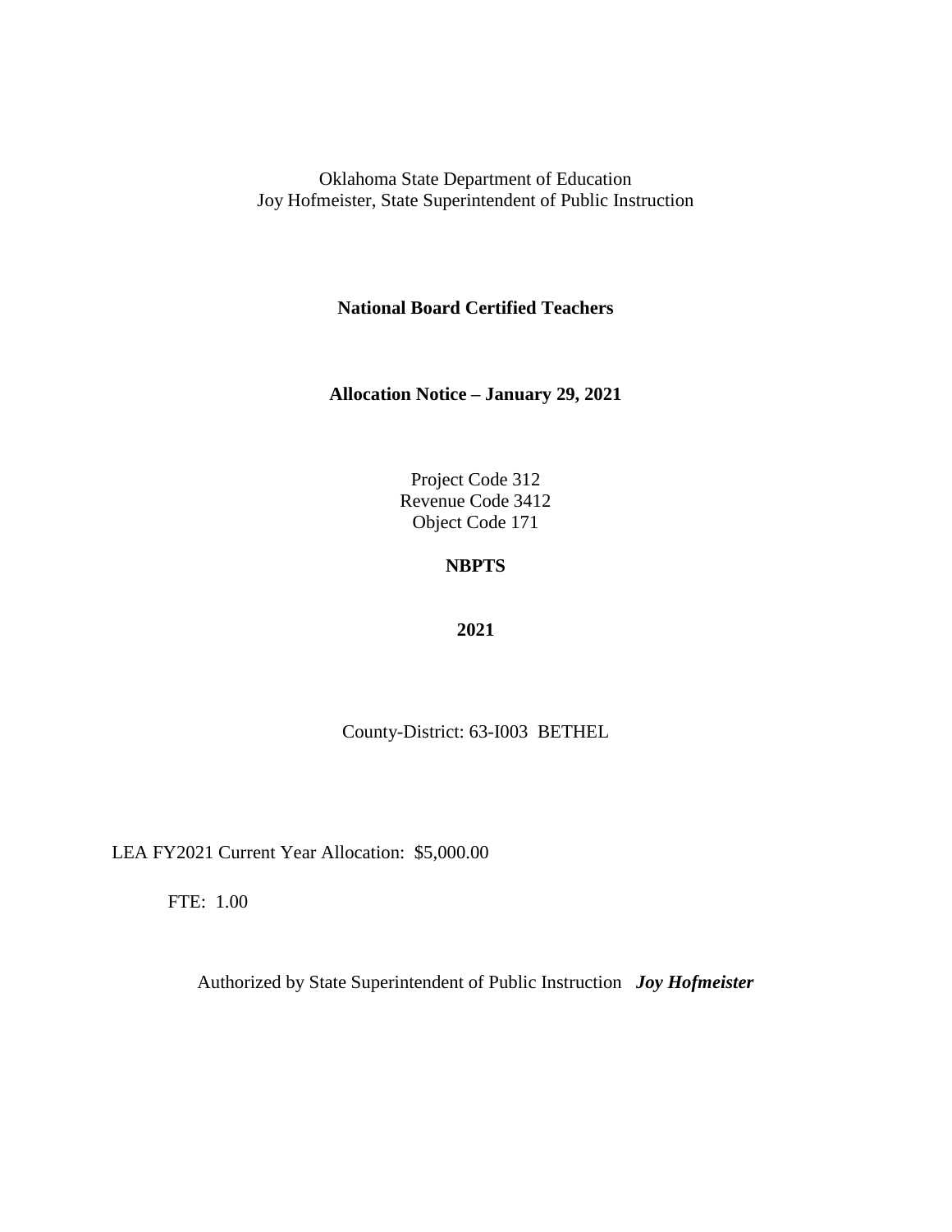Oklahoma State Department of Education
Joy Hofmeister, State Superintendent of Public Instruction

**National Board Certified Teachers**

**Allocation Notice – January 29, 2021**

Project Code 312
Revenue Code 3412
Object Code 171

**NBPTS**

**2021**

County-District: 63-I003 BETHEL

LEA FY2021 Current Year Allocation: $5,000.00

FTE: 1.00

Authorized by State Superintendent of Public Instruction ***Joy Hofmeister***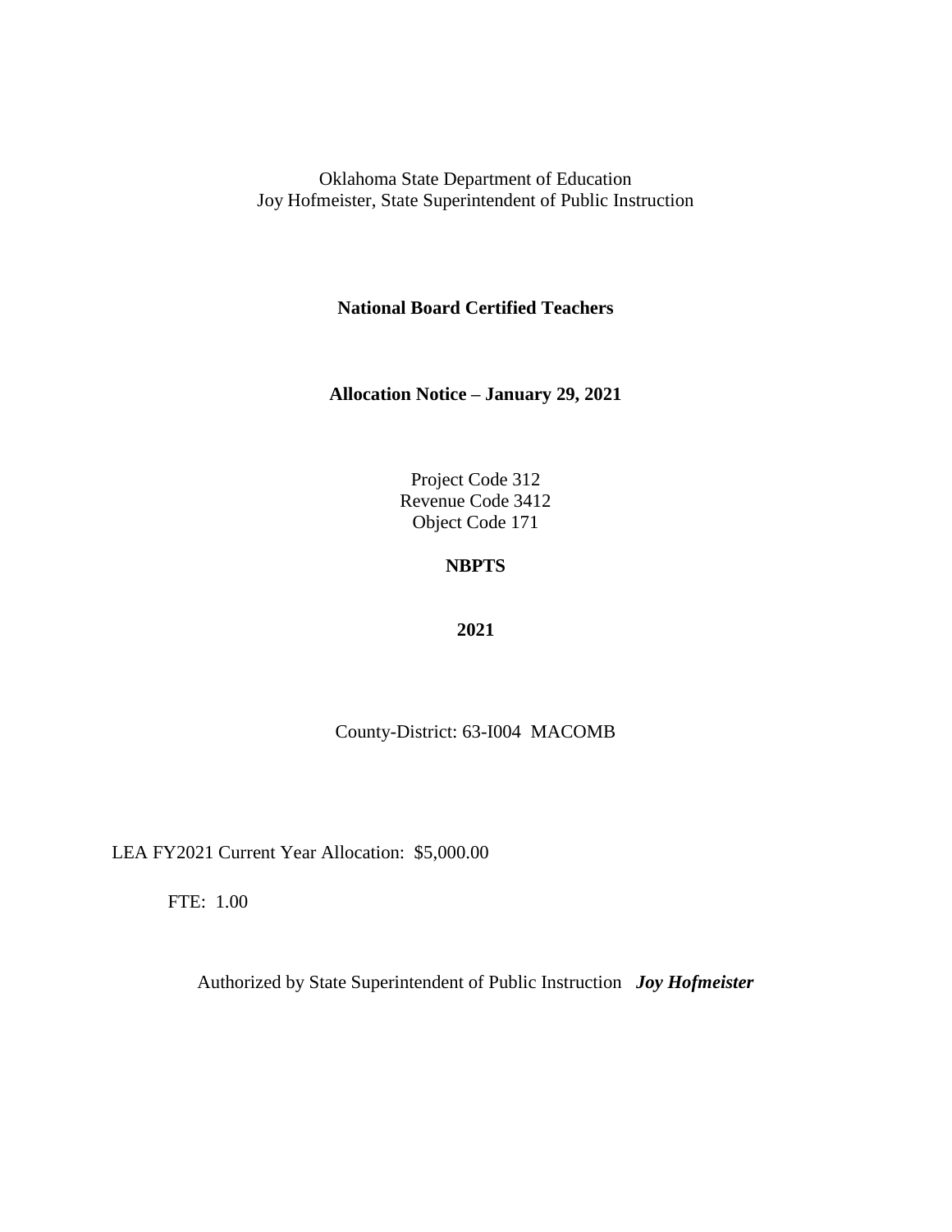Oklahoma State Department of Education
Joy Hofmeister, State Superintendent of Public Instruction

**National Board Certified Teachers**

**Allocation Notice – January 29, 2021**

Project Code 312
Revenue Code 3412
Object Code 171

**NBPTS**

**2021**

County-District: 63-I004 MACOMB

LEA FY2021 Current Year Allocation: $5,000.00

FTE: 1.00

Authorized by State Superintendent of Public Instruction ***Joy Hofmeister***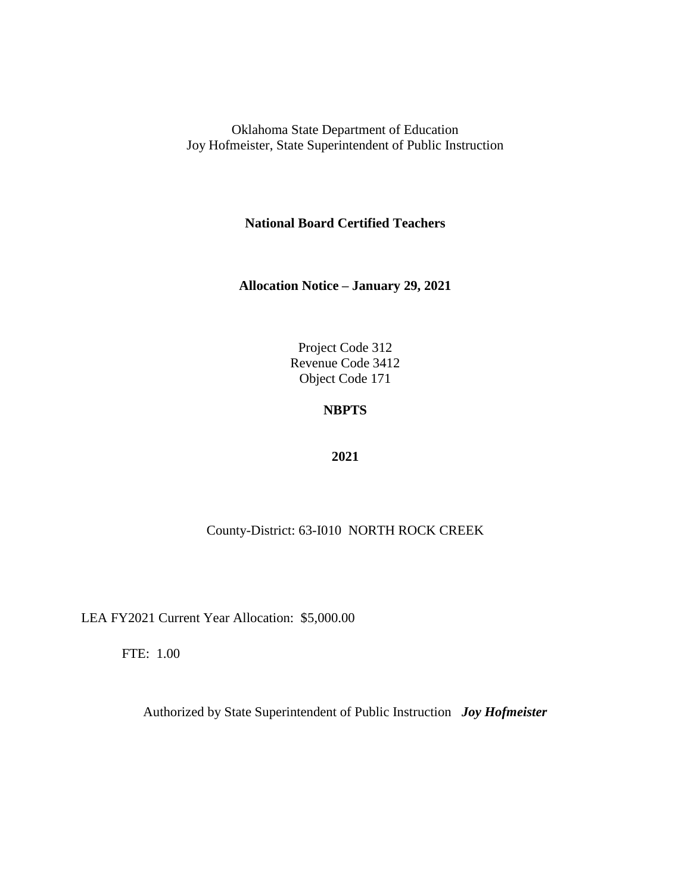Oklahoma State Department of Education
Joy Hofmeister, State Superintendent of Public Instruction

**National Board Certified Teachers**

**Allocation Notice – January 29, 2021**

Project Code 312
Revenue Code 3412
Object Code 171

**NBPTS**

**2021**

County-District: 63-I010 NORTH ROCK CREEK

LEA FY2021 Current Year Allocation: $5,000.00

FTE: 1.00

Authorized by State Superintendent of Public Instruction ***Joy Hofmeister***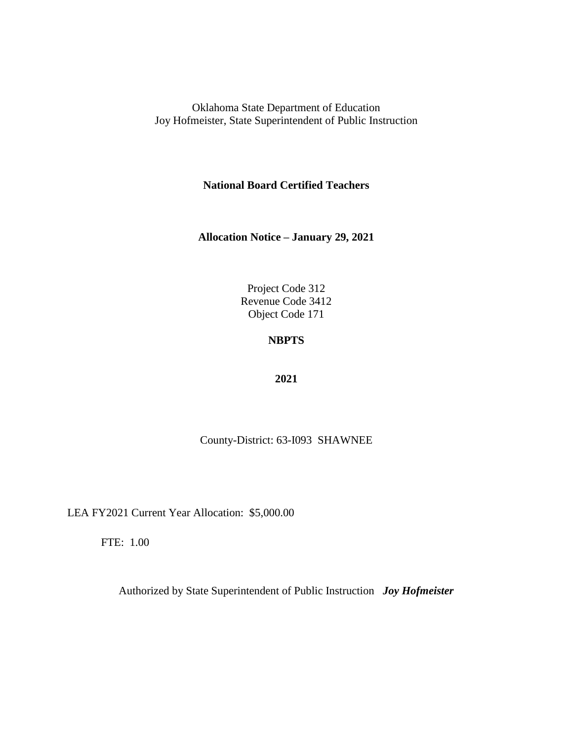Oklahoma State Department of Education
Joy Hofmeister, State Superintendent of Public Instruction

**National Board Certified Teachers**

**Allocation Notice – January 29, 2021**

Project Code 312
Revenue Code 3412
Object Code 171

**NBPTS**

**2021**

County-District: 63-I093 SHAWNEE

LEA FY2021 Current Year Allocation: $5,000.00

FTE: 1.00

Authorized by State Superintendent of Public Instruction ***Joy Hofmeister***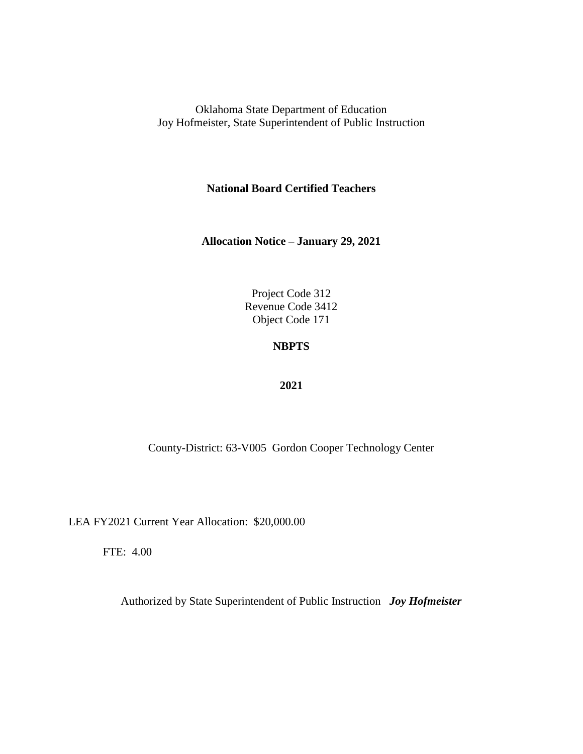Oklahoma State Department of Education
Joy Hofmeister, State Superintendent of Public Instruction

**National Board Certified Teachers**

**Allocation Notice – January 29, 2021**

Project Code 312
Revenue Code 3412
Object Code 171

**NBPTS**

**2021**

County-District: 63-V005 Gordon Cooper Technology Center

LEA FY2021 Current Year Allocation: $20,000.00

FTE: 4.00

Authorized by State Superintendent of Public Instruction ***Joy Hofmeister***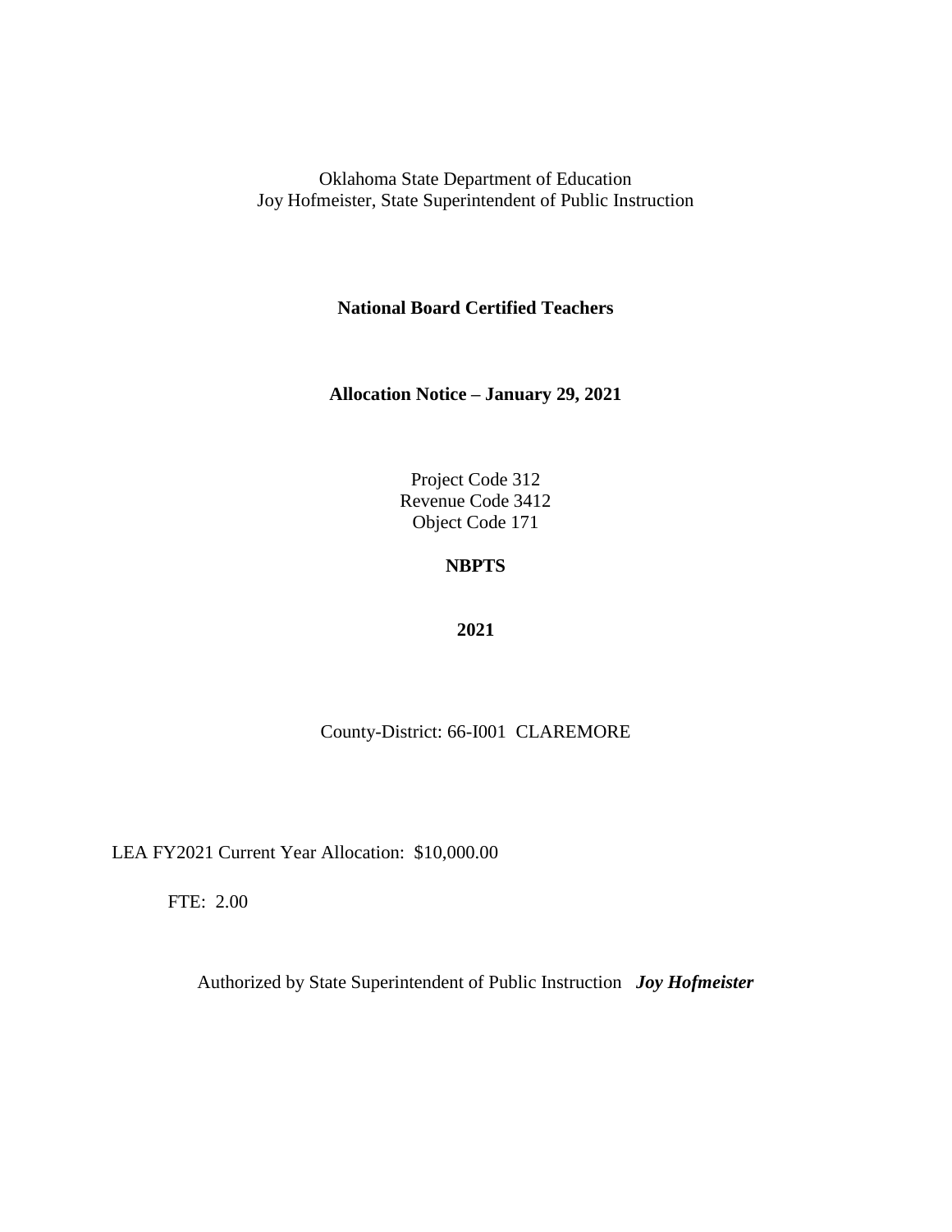Oklahoma State Department of Education
Joy Hofmeister, State Superintendent of Public Instruction

**National Board Certified Teachers**

**Allocation Notice – January 29, 2021**

Project Code 312
Revenue Code 3412
Object Code 171

**NBPTS**

**2021**

County-District: 66-I001 CLAREMORE

LEA FY2021 Current Year Allocation: $10,000.00

FTE: 2.00

Authorized by State Superintendent of Public Instruction ***Joy Hofmeister***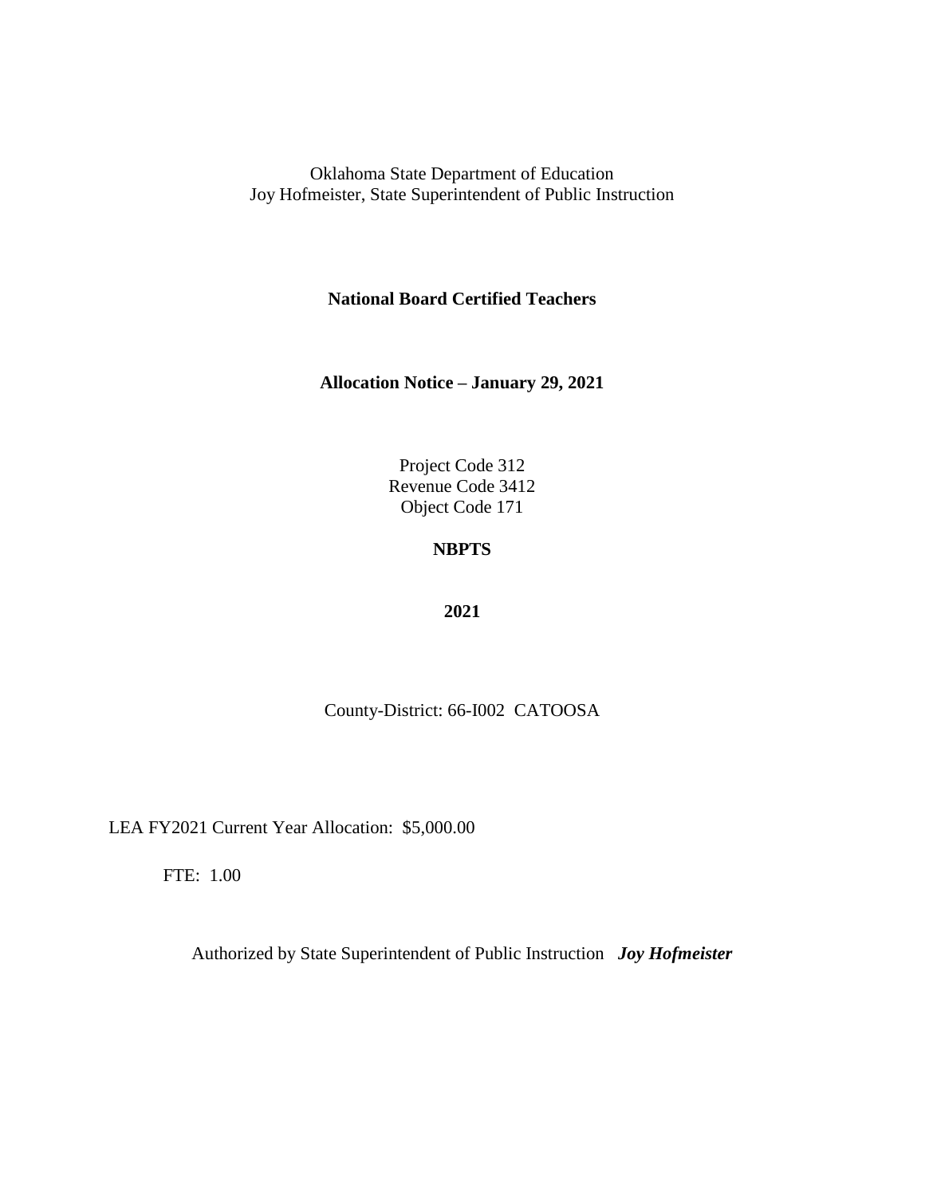Oklahoma State Department of Education
Joy Hofmeister, State Superintendent of Public Instruction

**National Board Certified Teachers**

**Allocation Notice – January 29, 2021**

Project Code 312
Revenue Code 3412
Object Code 171

**NBPTS**

**2021**

County-District: 66-I002 CATOOSA

LEA FY2021 Current Year Allocation: $5,000.00

FTE: 1.00

Authorized by State Superintendent of Public Instruction ***Joy Hofmeister***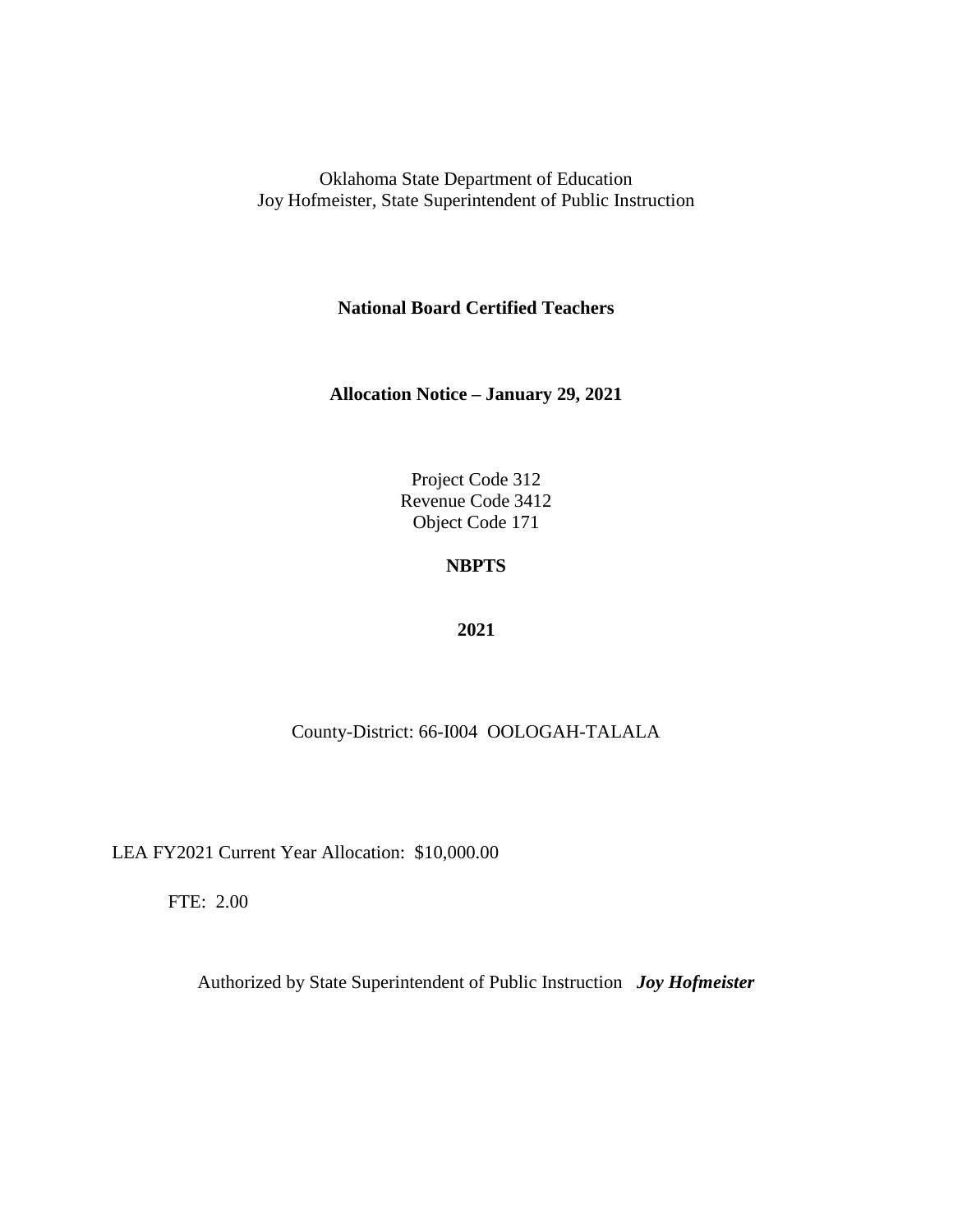Oklahoma State Department of Education
Joy Hofmeister, State Superintendent of Public Instruction

**National Board Certified Teachers**

**Allocation Notice – January 29, 2021**

Project Code 312
Revenue Code 3412
Object Code 171

**NBPTS**

**2021**

County-District: 66-I004 OOLOGAH-TALALA

LEA FY2021 Current Year Allocation: $10,000.00

FTE: 2.00

Authorized by State Superintendent of Public Instruction ***Joy Hofmeister***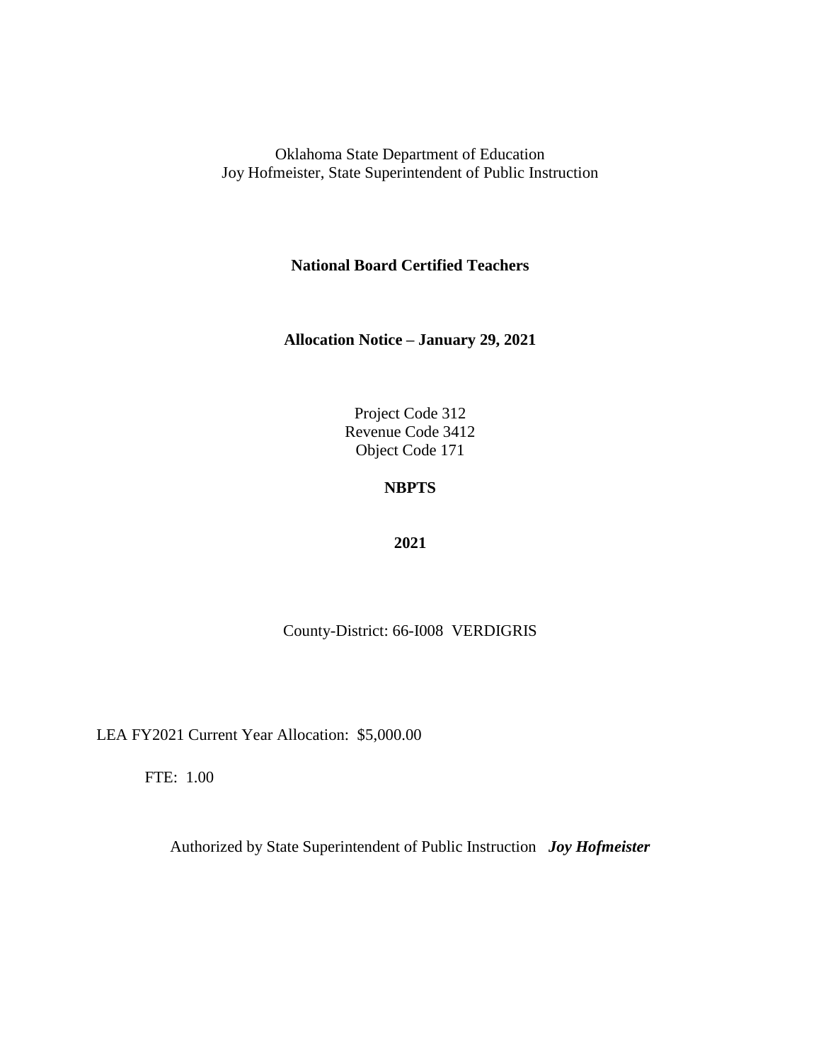Oklahoma State Department of Education
Joy Hofmeister, State Superintendent of Public Instruction

**National Board Certified Teachers**

**Allocation Notice – January 29, 2021**

Project Code 312
Revenue Code 3412
Object Code 171

**NBPTS**

**2021**

County-District: 66-I008 VERDIGRIS

LEA FY2021 Current Year Allocation: $5,000.00

FTE: 1.00

Authorized by State Superintendent of Public Instruction ***Joy Hofmeister***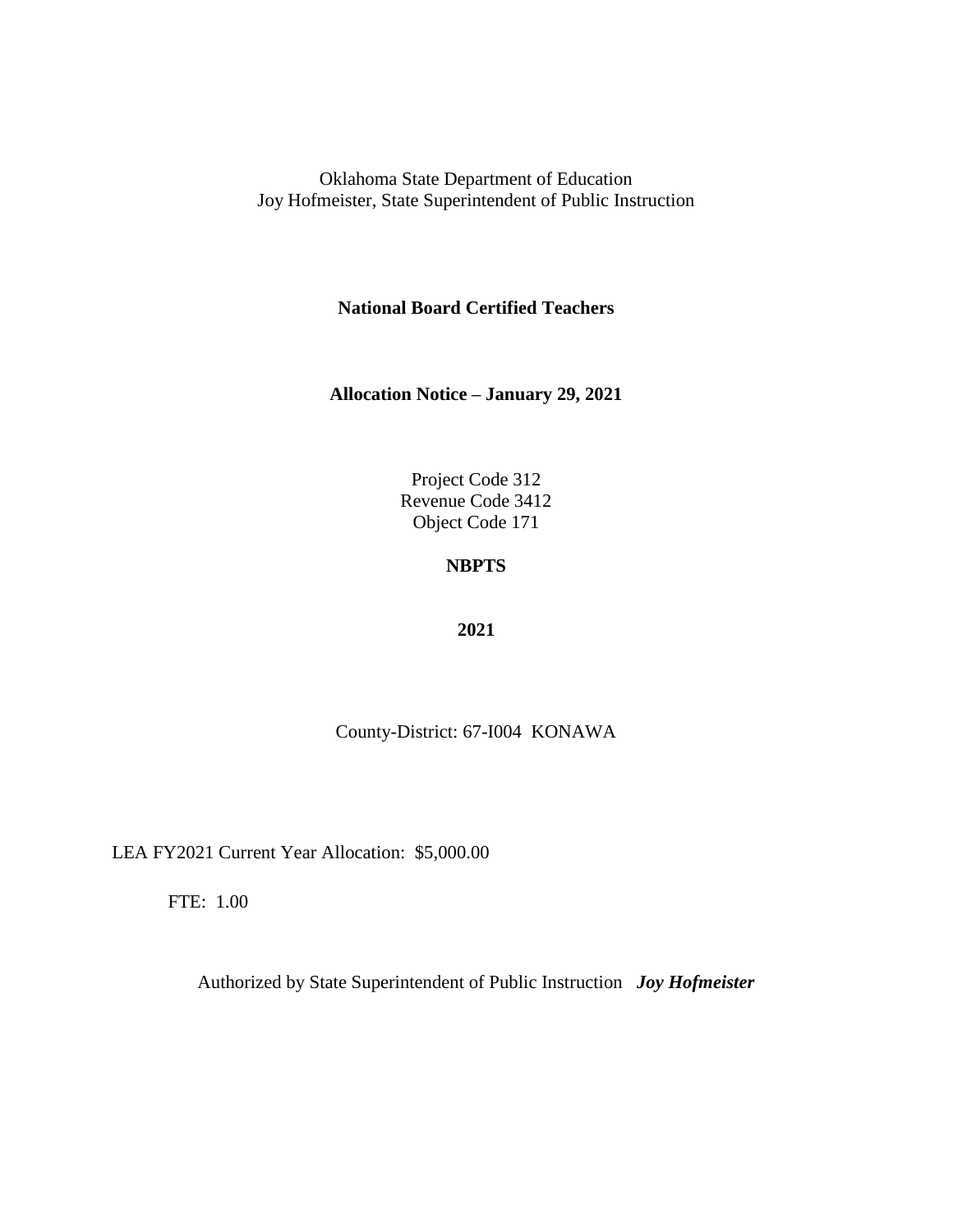Oklahoma State Department of Education
Joy Hofmeister, State Superintendent of Public Instruction

**National Board Certified Teachers**

**Allocation Notice – January 29, 2021**

Project Code 312
Revenue Code 3412
Object Code 171

**NBPTS**

**2021**

County-District: 67-I004 KONAWA

LEA FY2021 Current Year Allocation: $5,000.00

FTE: 1.00

Authorized by State Superintendent of Public Instruction ***Joy Hofmeister***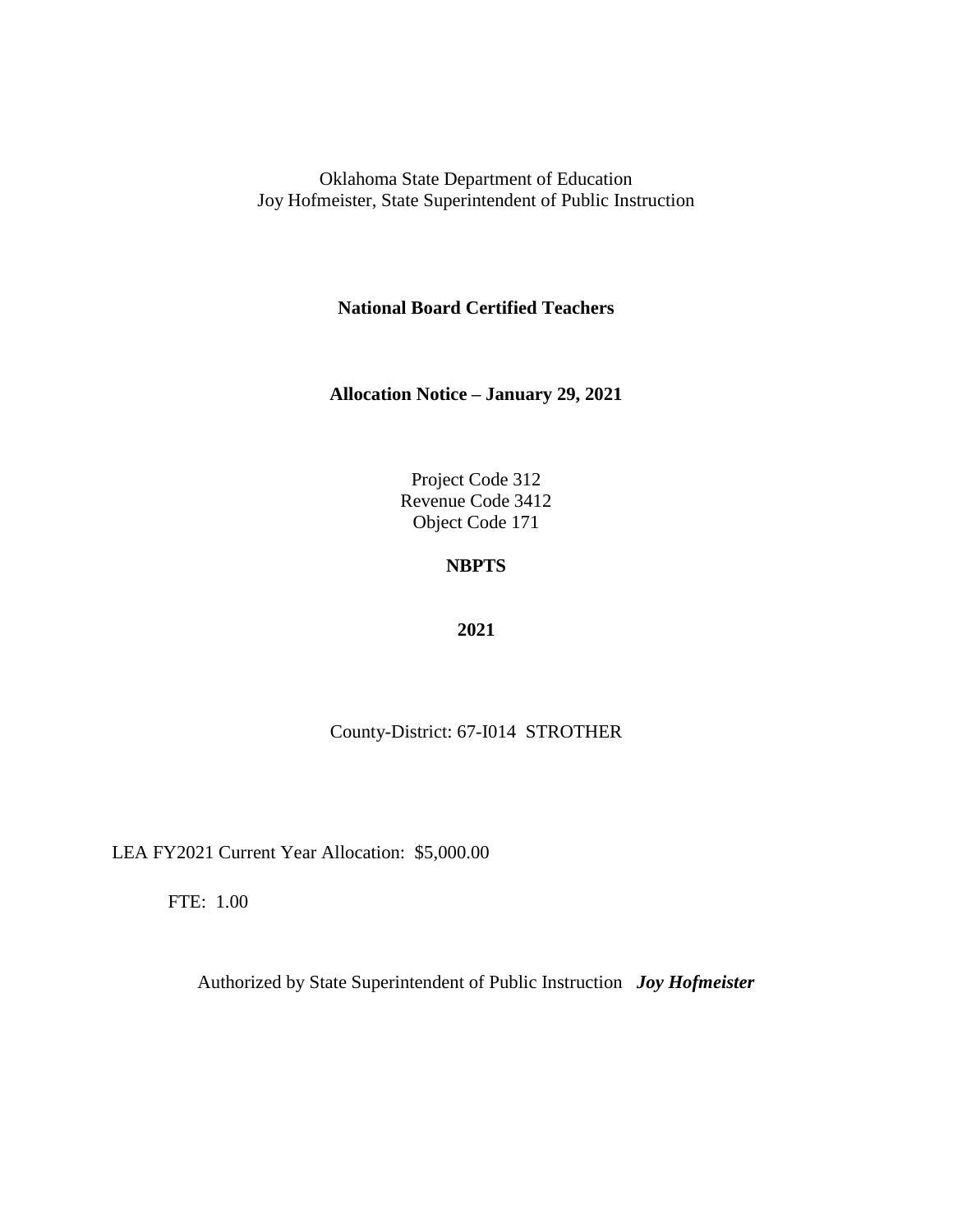Oklahoma State Department of Education
Joy Hofmeister, State Superintendent of Public Instruction

**National Board Certified Teachers**

**Allocation Notice – January 29, 2021**

Project Code 312
Revenue Code 3412
Object Code 171

**NBPTS**

**2021**

County-District: 67-I014 STROTHER

LEA FY2021 Current Year Allocation: $5,000.00

FTE: 1.00

Authorized by State Superintendent of Public Instruction ***Joy Hofmeister***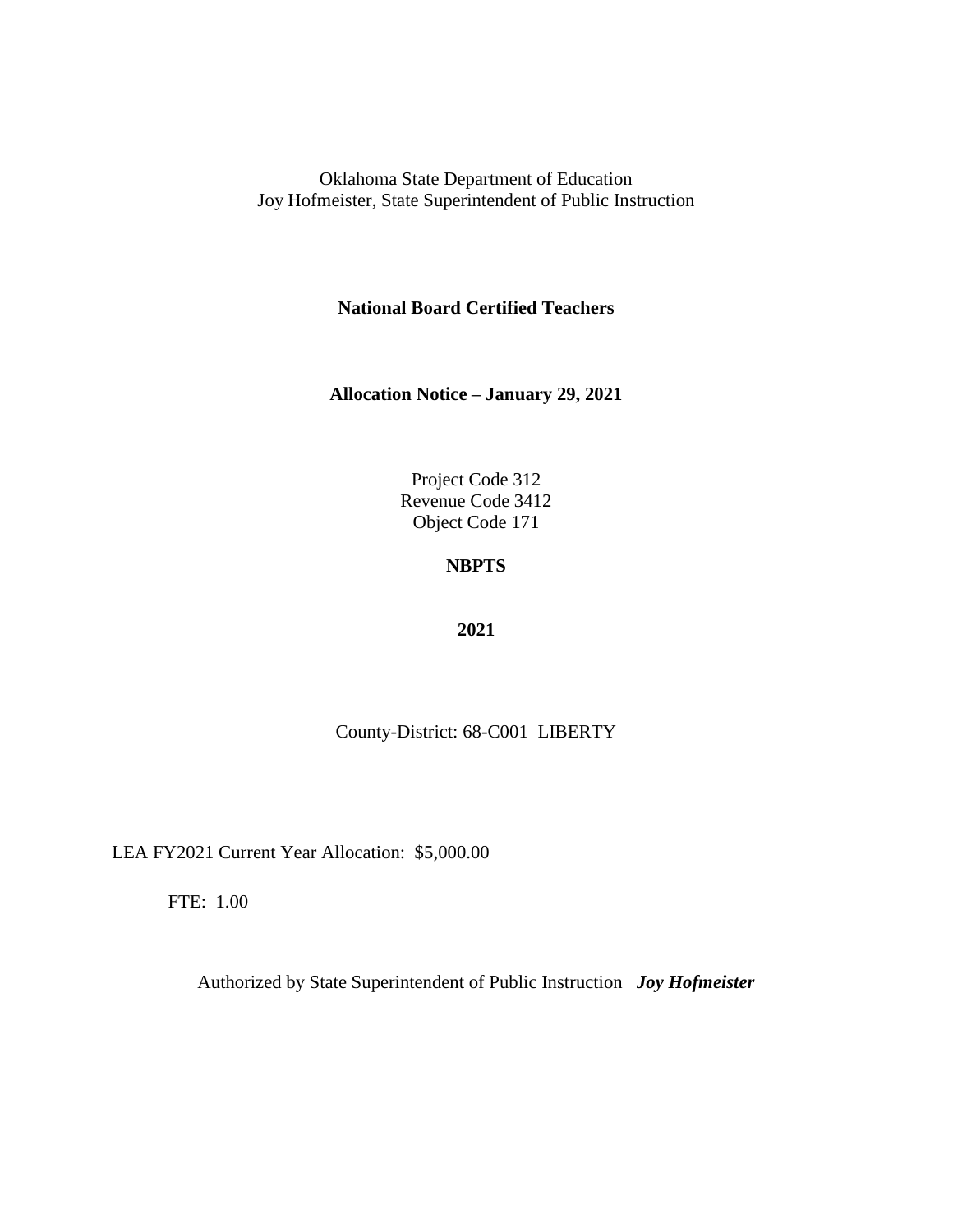Oklahoma State Department of Education
Joy Hofmeister, State Superintendent of Public Instruction

**National Board Certified Teachers**

**Allocation Notice – January 29, 2021**

Project Code 312
Revenue Code 3412
Object Code 171

**NBPTS**

**2021**

County-District: 68-C001 LIBERTY

LEA FY2021 Current Year Allocation: $5,000.00

FTE: 1.00

Authorized by State Superintendent of Public Instruction ***Joy Hofmeister***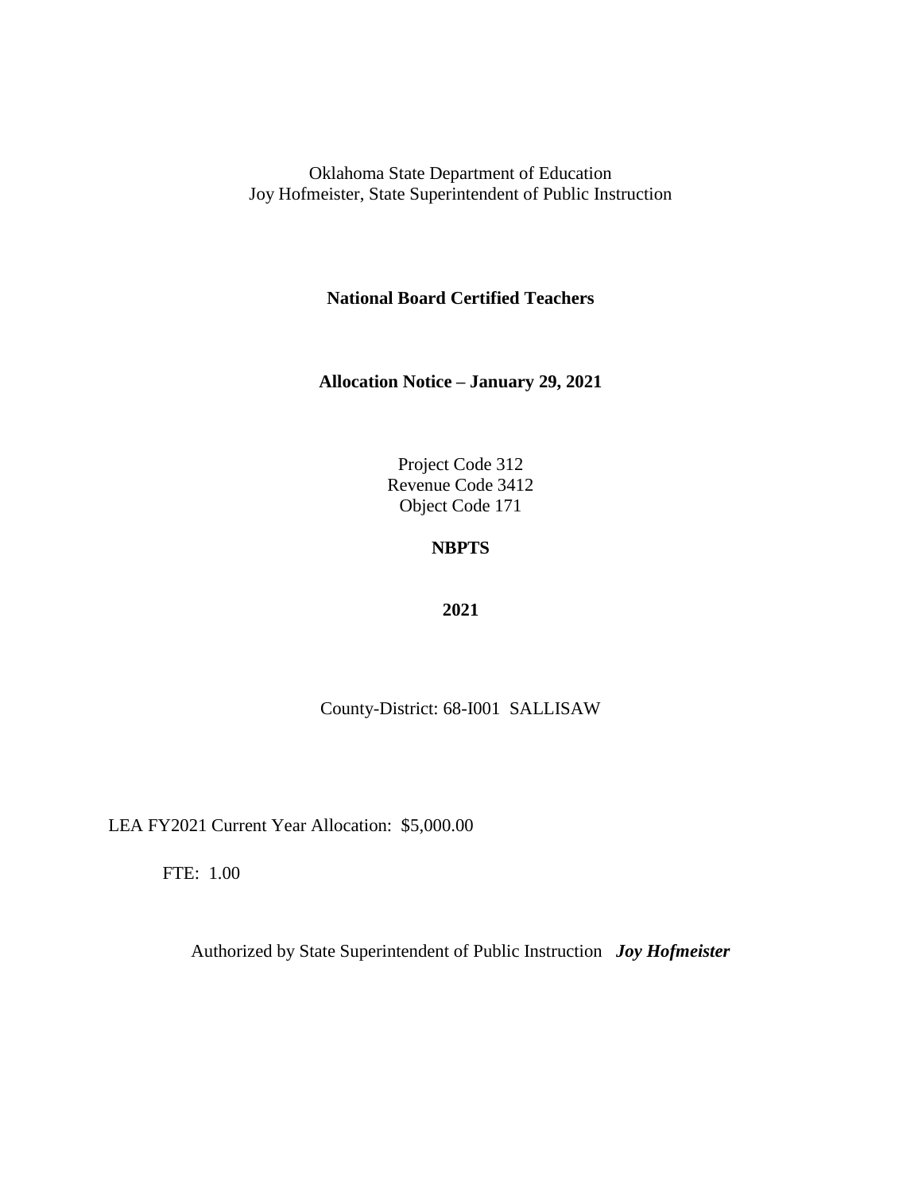Oklahoma State Department of Education
Joy Hofmeister, State Superintendent of Public Instruction

**National Board Certified Teachers**

**Allocation Notice – January 29, 2021**

Project Code 312
Revenue Code 3412
Object Code 171

**NBPTS**

**2021**

County-District: 68-I001 SALLISAW

LEA FY2021 Current Year Allocation: $5,000.00

FTE: 1.00

Authorized by State Superintendent of Public Instruction ***Joy Hofmeister***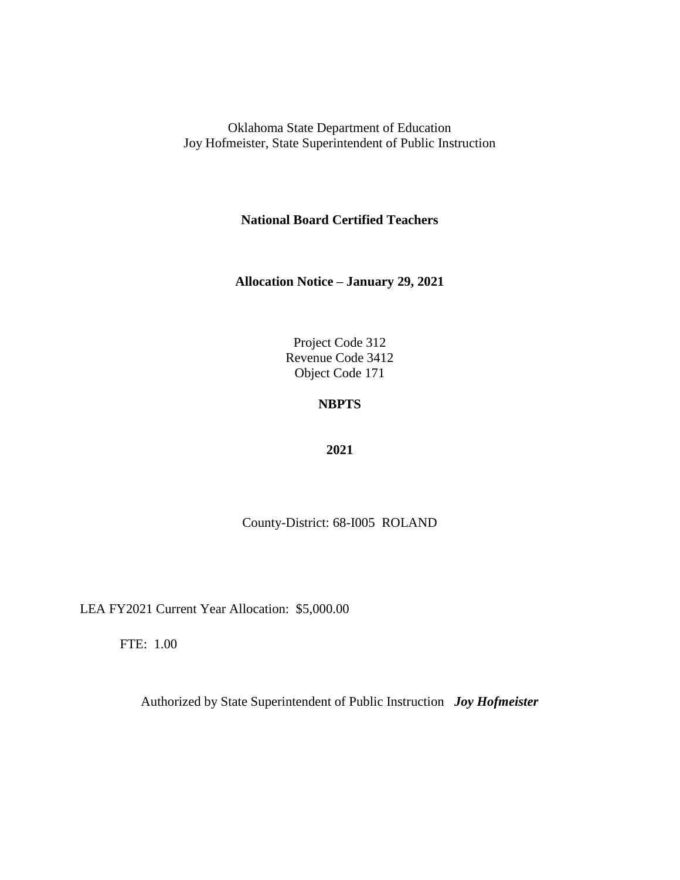Oklahoma State Department of Education
Joy Hofmeister, State Superintendent of Public Instruction

**National Board Certified Teachers**

**Allocation Notice – January 29, 2021**

Project Code 312
Revenue Code 3412
Object Code 171

**NBPTS**

**2021**

County-District: 68-I005 ROLAND

LEA FY2021 Current Year Allocation: $5,000.00

FTE: 1.00

Authorized by State Superintendent of Public Instruction ***Joy Hofmeister***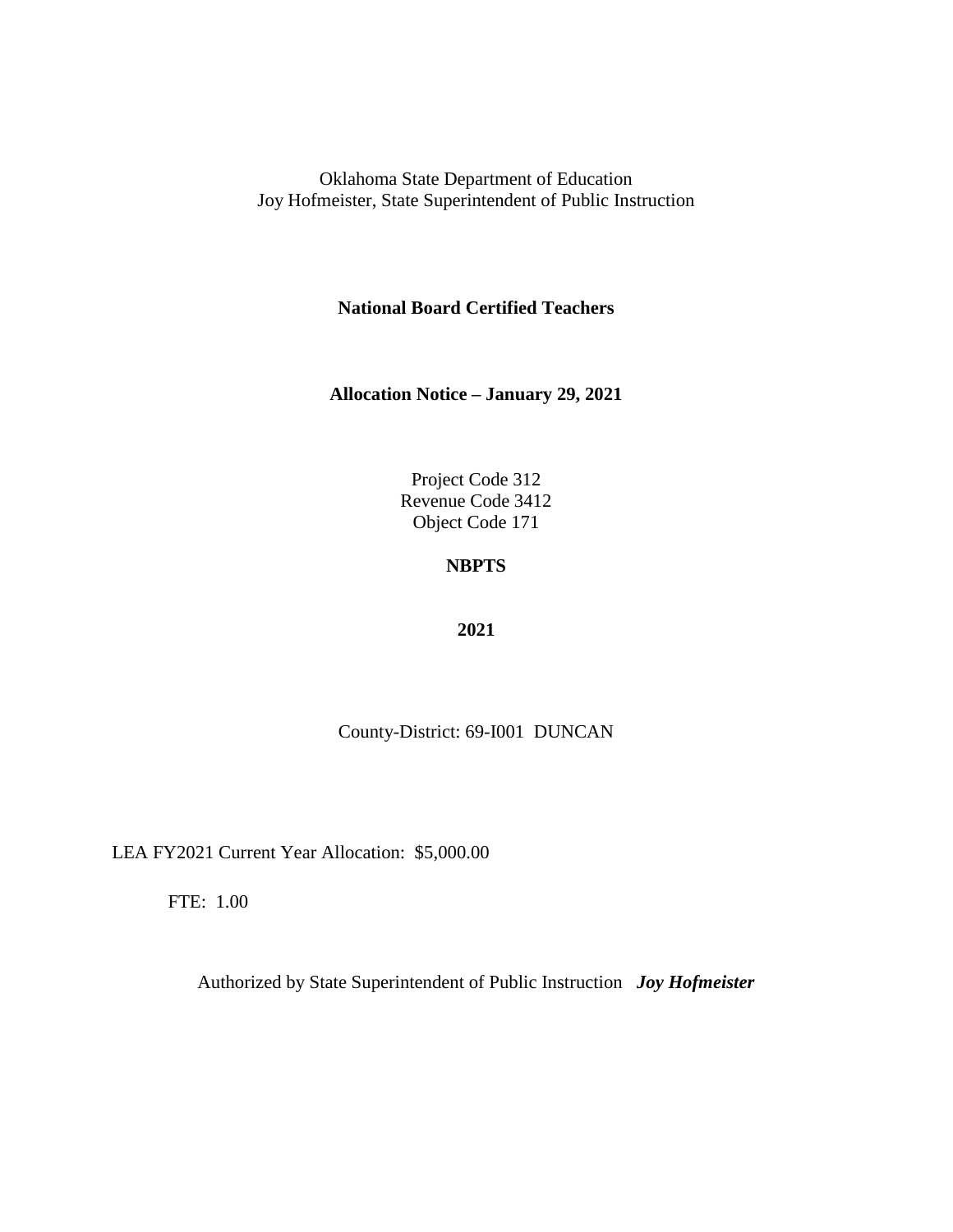Oklahoma State Department of Education
Joy Hofmeister, State Superintendent of Public Instruction

**National Board Certified Teachers**

**Allocation Notice – January 29, 2021**

Project Code 312
Revenue Code 3412
Object Code 171

**NBPTS**

**2021**

County-District: 69-I001 DUNCAN

LEA FY2021 Current Year Allocation: $5,000.00

FTE: 1.00

Authorized by State Superintendent of Public Instruction ***Joy Hofmeister***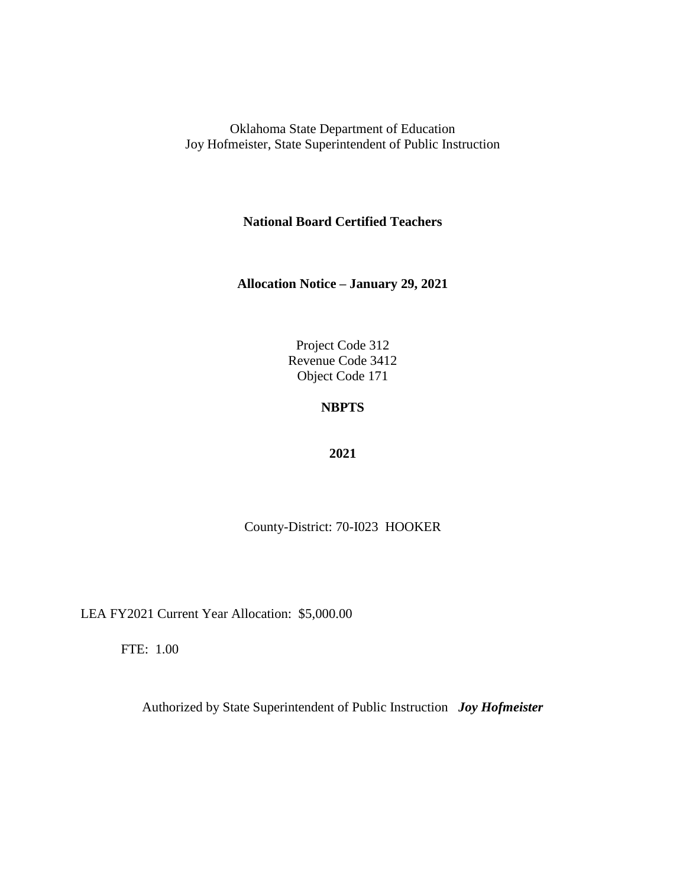Oklahoma State Department of Education
Joy Hofmeister, State Superintendent of Public Instruction

**National Board Certified Teachers**

**Allocation Notice – January 29, 2021**

Project Code 312
Revenue Code 3412
Object Code 171

**NBPTS**

**2021**

County-District: 70-I023 HOOKER

LEA FY2021 Current Year Allocation: $5,000.00

FTE: 1.00

Authorized by State Superintendent of Public Instruction ***Joy Hofmeister***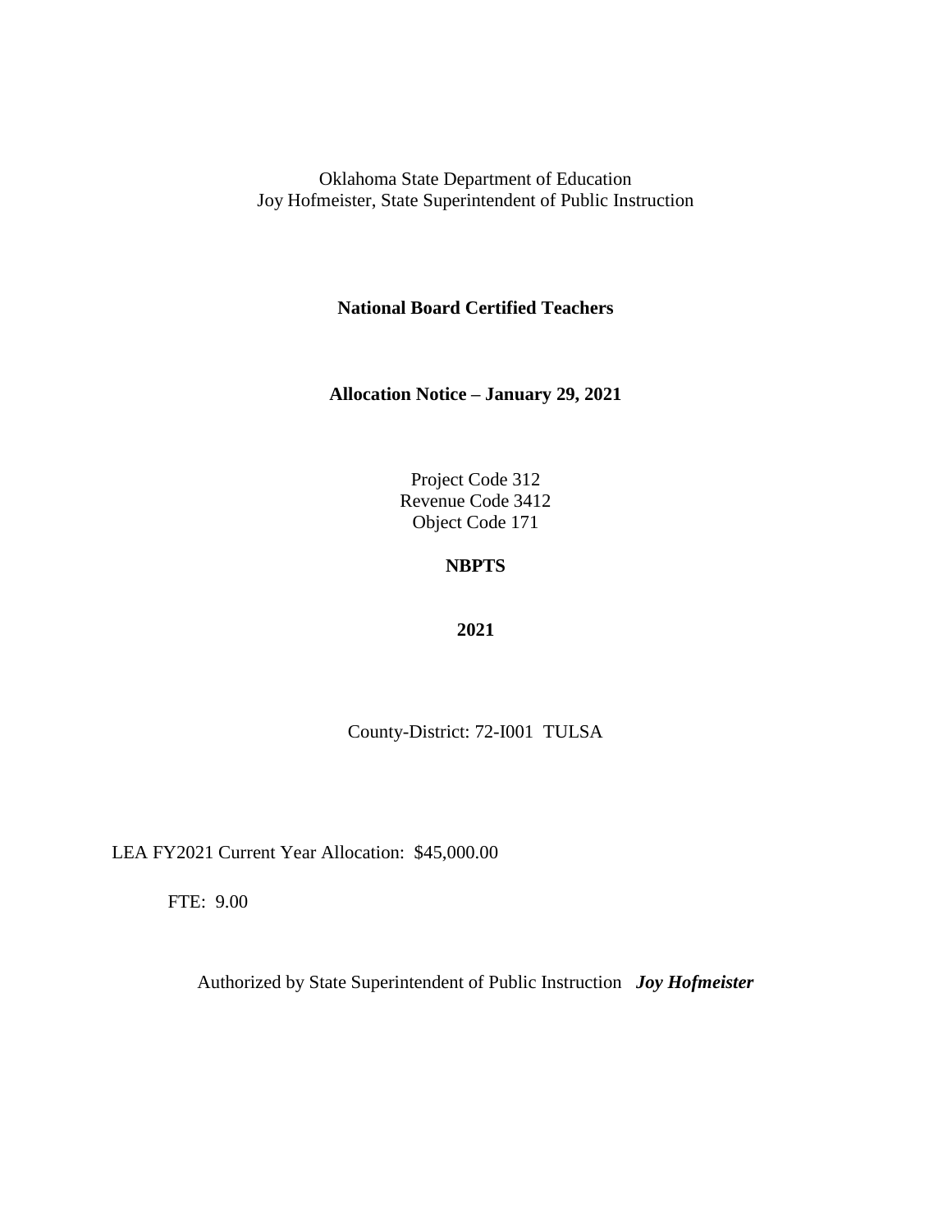Oklahoma State Department of Education
Joy Hofmeister, State Superintendent of Public Instruction

**National Board Certified Teachers**

**Allocation Notice – January 29, 2021**

Project Code 312
Revenue Code 3412
Object Code 171

**NBPTS**

**2021**

County-District: 72-I001 TULSA

LEA FY2021 Current Year Allocation: $45,000.00

FTE: 9.00

Authorized by State Superintendent of Public Instruction ***Joy Hofmeister***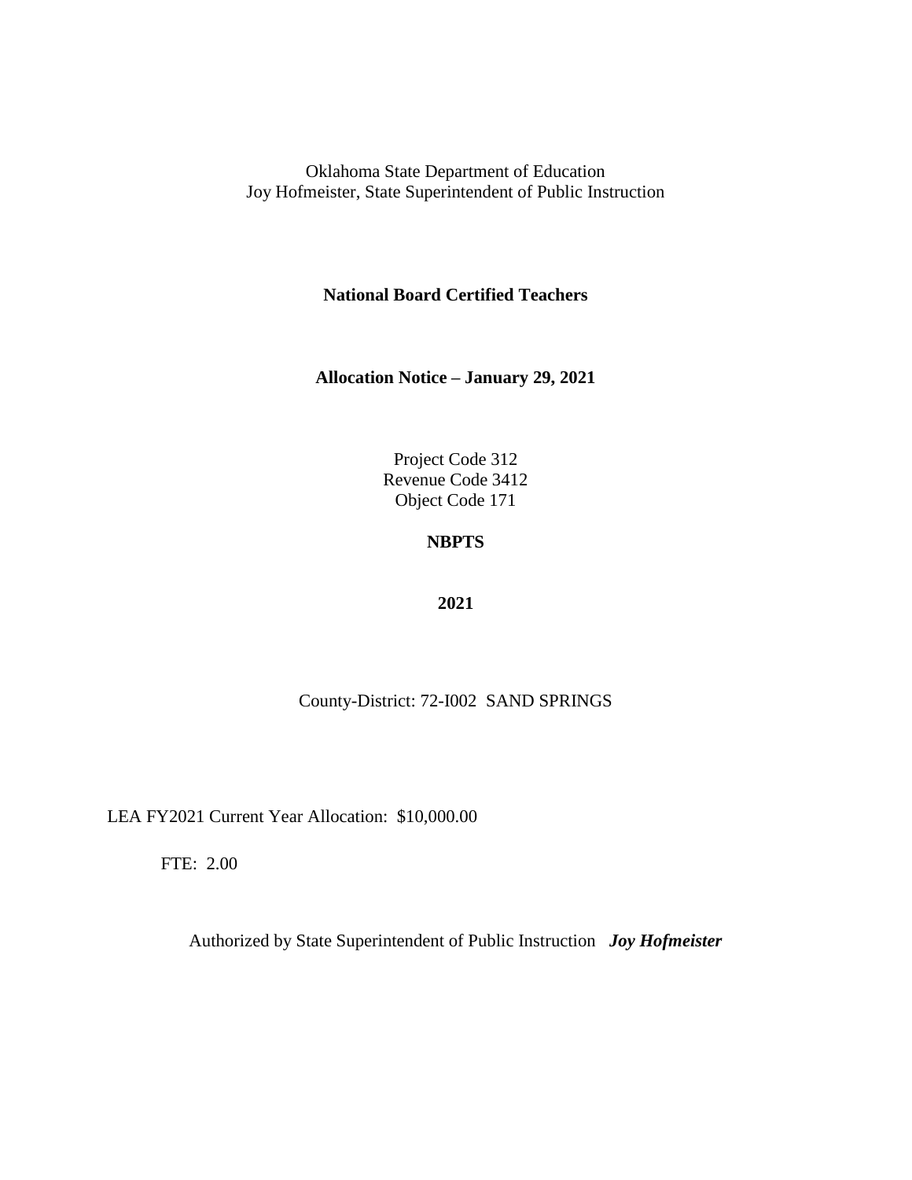Oklahoma State Department of Education
Joy Hofmeister, State Superintendent of Public Instruction

**National Board Certified Teachers**

**Allocation Notice – January 29, 2021**

Project Code 312
Revenue Code 3412
Object Code 171

**NBPTS**

**2021**

County-District: 72-I002 SAND SPRINGS

LEA FY2021 Current Year Allocation: $10,000.00

FTE: 2.00

Authorized by State Superintendent of Public Instruction ***Joy Hofmeister***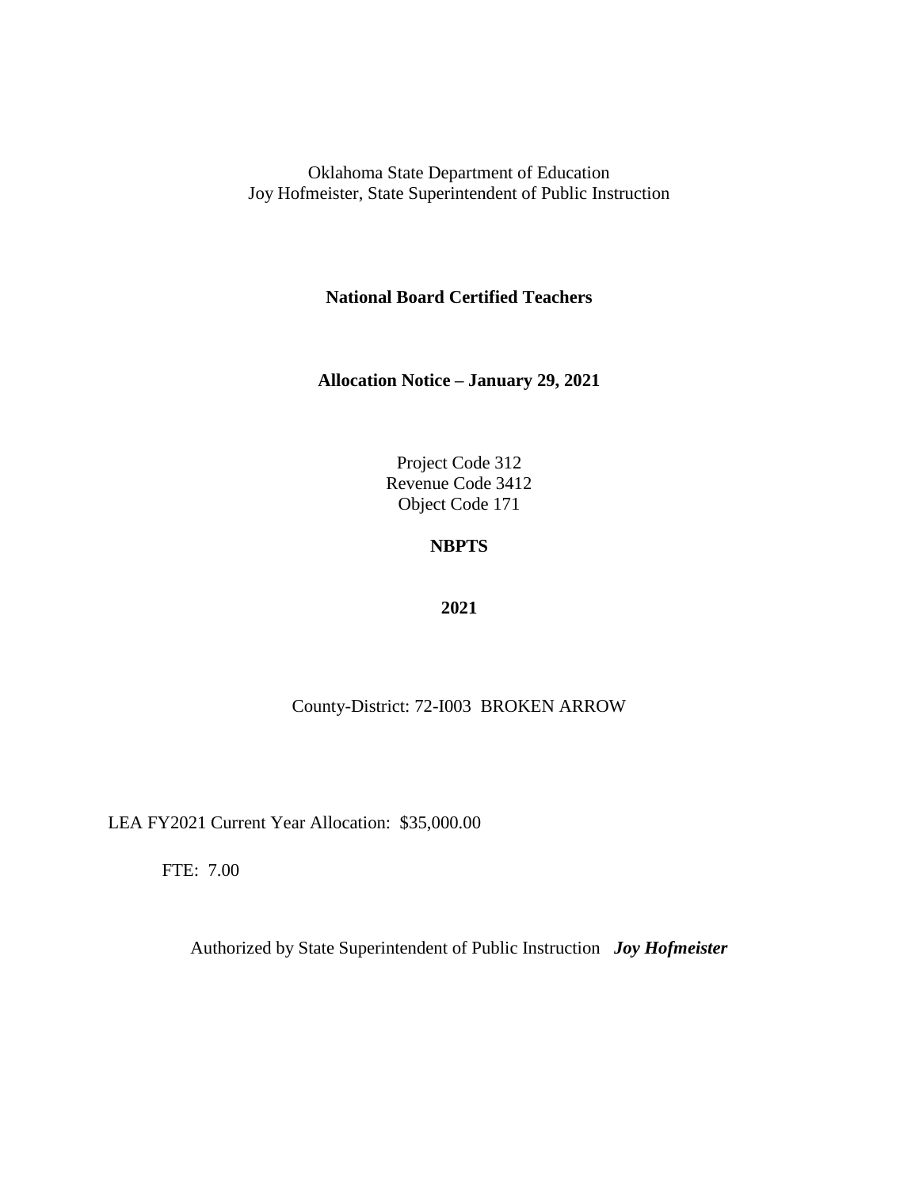Oklahoma State Department of Education
Joy Hofmeister, State Superintendent of Public Instruction

**National Board Certified Teachers**

**Allocation Notice – January 29, 2021**

Project Code 312
Revenue Code 3412
Object Code 171

**NBPTS**

**2021**

County-District: 72-I003 BROKEN ARROW

LEA FY2021 Current Year Allocation: $35,000.00

FTE: 7.00

Authorized by State Superintendent of Public Instruction ***Joy Hofmeister***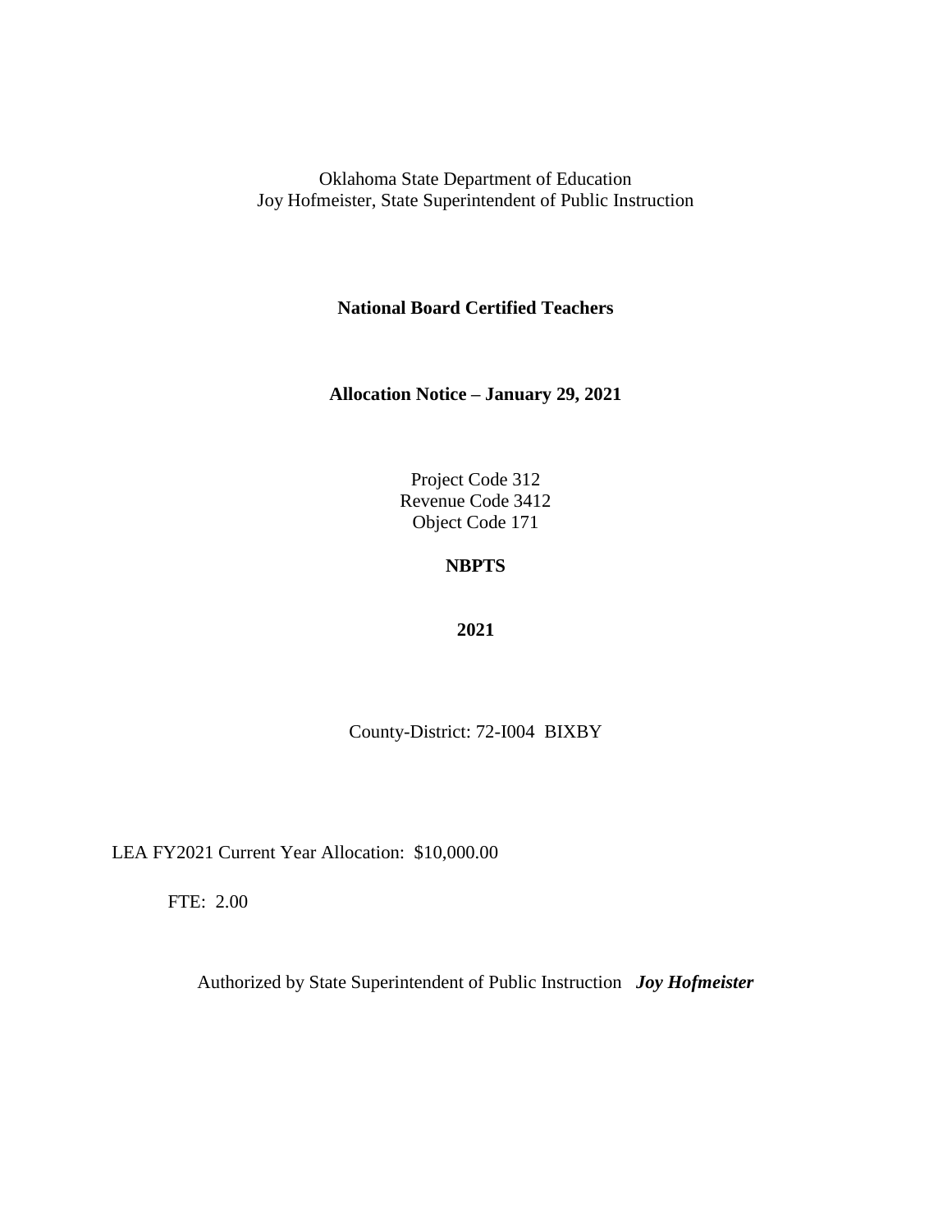Oklahoma State Department of Education
Joy Hofmeister, State Superintendent of Public Instruction

**National Board Certified Teachers**

**Allocation Notice – January 29, 2021**

Project Code 312
Revenue Code 3412
Object Code 171

**NBPTS**

**2021**

County-District: 72-I004 BIXBY

LEA FY2021 Current Year Allocation: $10,000.00

FTE: 2.00

Authorized by State Superintendent of Public Instruction ***Joy Hofmeister***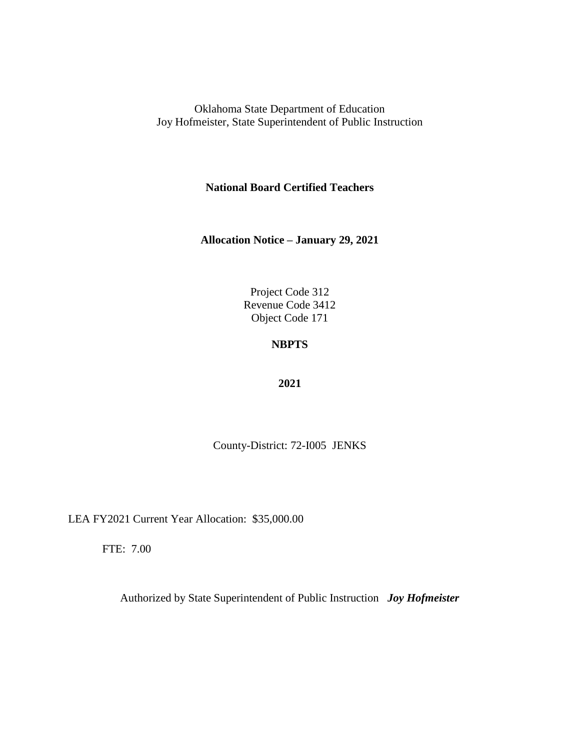Oklahoma State Department of Education
Joy Hofmeister, State Superintendent of Public Instruction

**National Board Certified Teachers**

**Allocation Notice – January 29, 2021**

Project Code 312
Revenue Code 3412
Object Code 171

**NBPTS**

**2021**

County-District: 72-I005 JENKS

LEA FY2021 Current Year Allocation: $35,000.00

FTE: 7.00

Authorized by State Superintendent of Public Instruction ***Joy Hofmeister***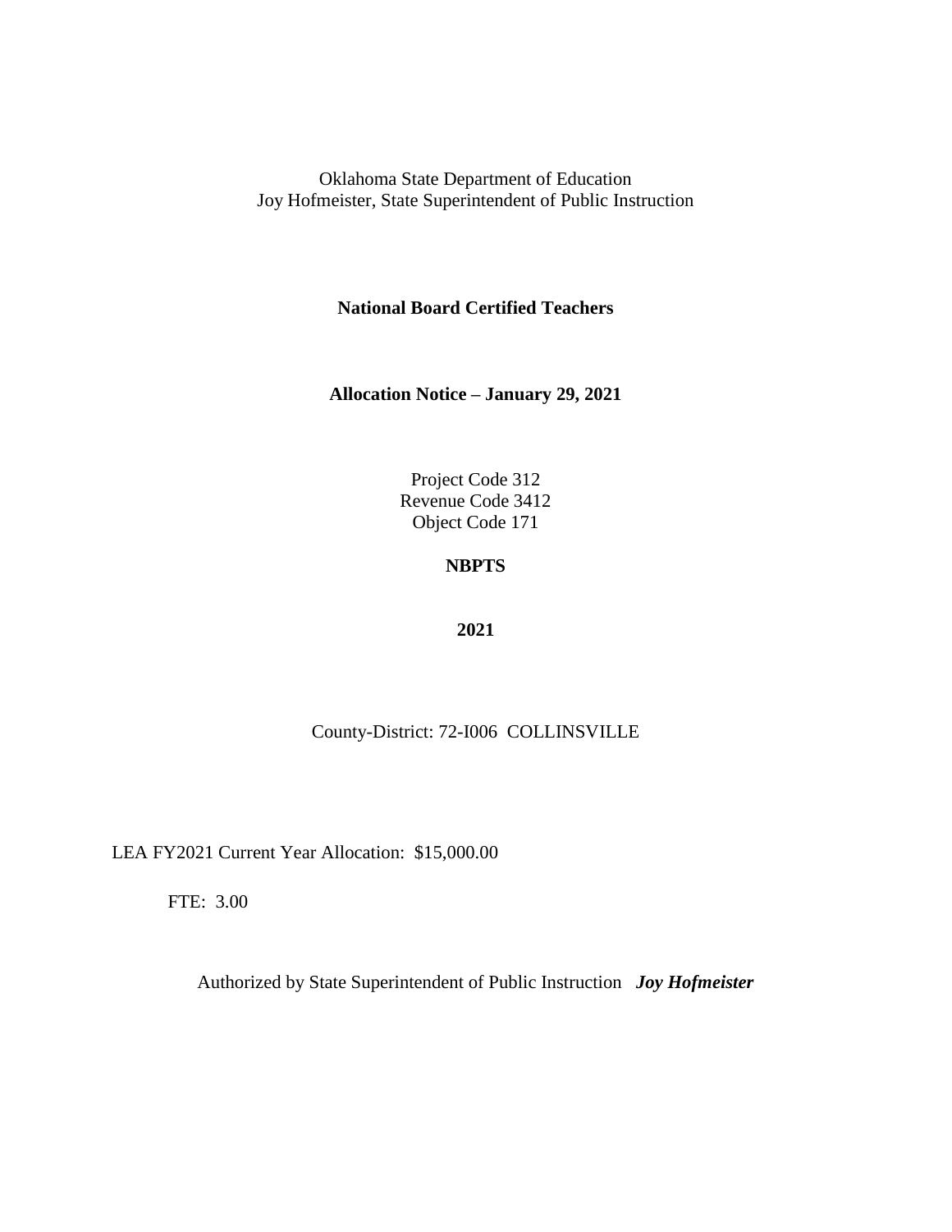Oklahoma State Department of Education
Joy Hofmeister, State Superintendent of Public Instruction

**National Board Certified Teachers**

**Allocation Notice – January 29, 2021**

Project Code 312
Revenue Code 3412
Object Code 171

**NBPTS**

**2021**

County-District: 72-I006 COLLINSVILLE

LEA FY2021 Current Year Allocation: $15,000.00

FTE: 3.00

Authorized by State Superintendent of Public Instruction ***Joy Hofmeister***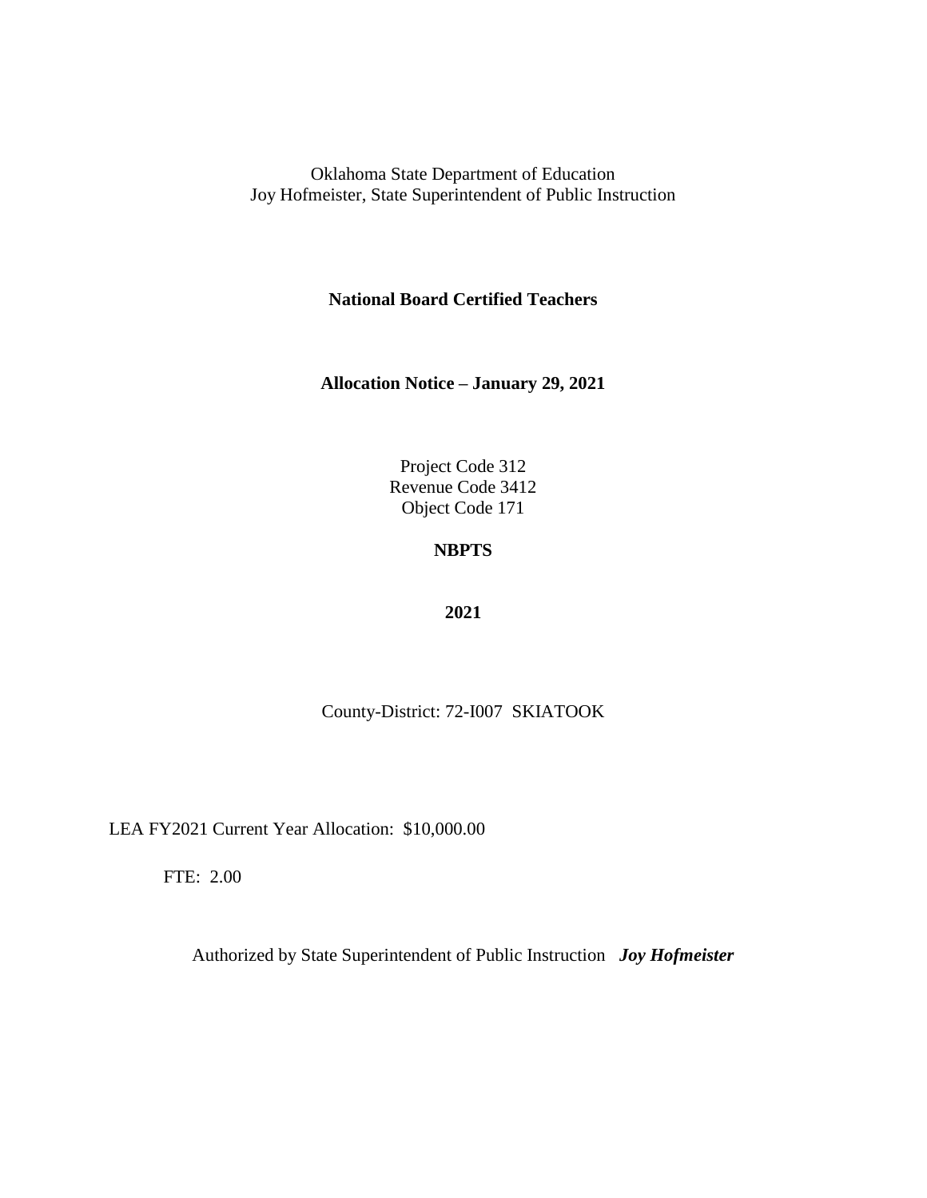Oklahoma State Department of Education
Joy Hofmeister, State Superintendent of Public Instruction

**National Board Certified Teachers**

**Allocation Notice – January 29, 2021**

Project Code 312
Revenue Code 3412
Object Code 171

**NBPTS**

**2021**

County-District: 72-I007 SKIATOOK

LEA FY2021 Current Year Allocation: $10,000.00

FTE: 2.00

Authorized by State Superintendent of Public Instruction ***Joy Hofmeister***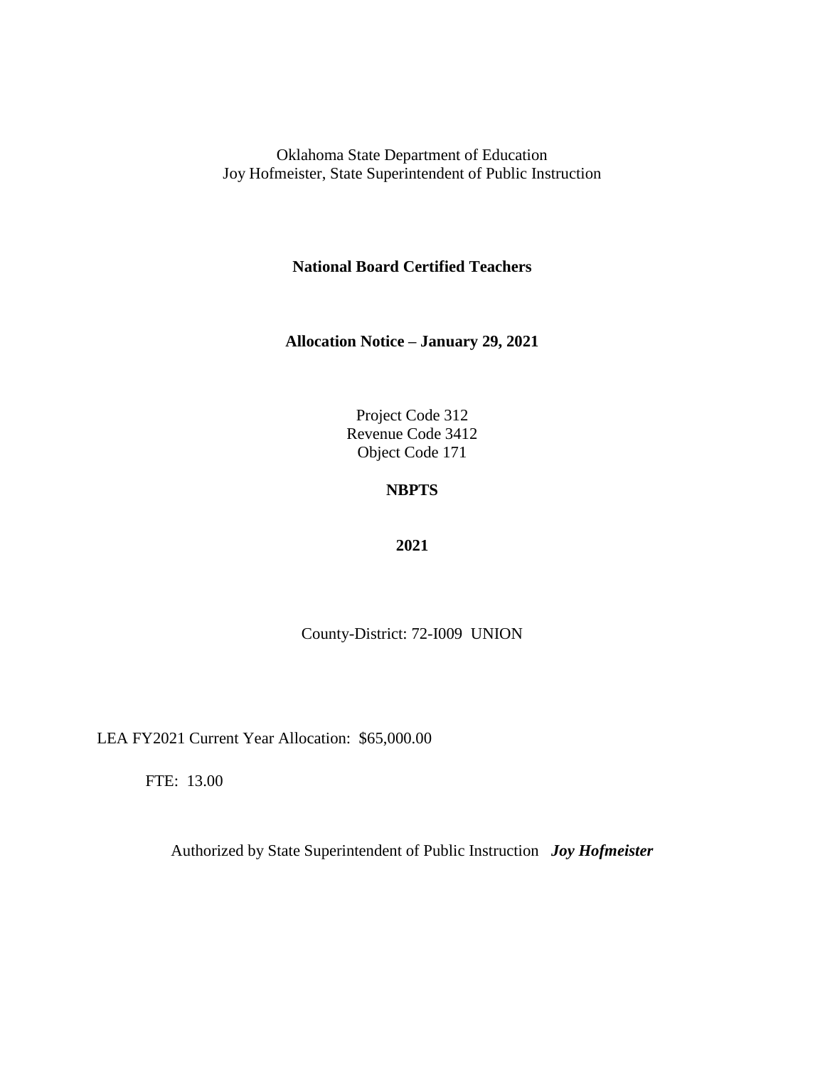Oklahoma State Department of Education
Joy Hofmeister, State Superintendent of Public Instruction

**National Board Certified Teachers**

**Allocation Notice – January 29, 2021**

Project Code 312
Revenue Code 3412
Object Code 171

**NBPTS**

**2021**

County-District: 72-I009 UNION

LEA FY2021 Current Year Allocation: $65,000.00

FTE: 13.00

Authorized by State Superintendent of Public Instruction ***Joy Hofmeister***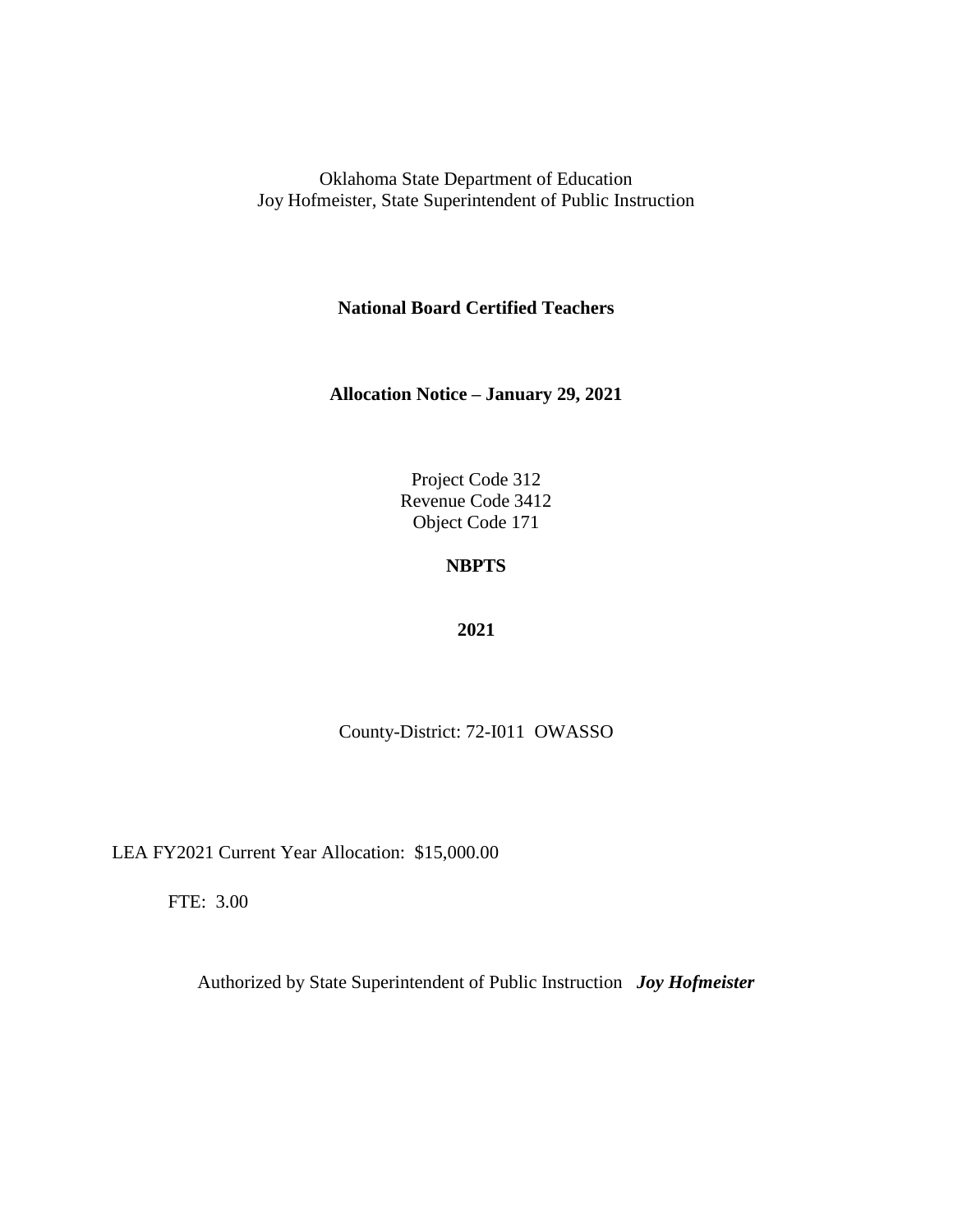Oklahoma State Department of Education
Joy Hofmeister, State Superintendent of Public Instruction

**National Board Certified Teachers**

**Allocation Notice – January 29, 2021**

Project Code 312
Revenue Code 3412
Object Code 171

**NBPTS**

**2021**

County-District: 72-I011 OWASSO

LEA FY2021 Current Year Allocation: $15,000.00

FTE: 3.00

Authorized by State Superintendent of Public Instruction ***Joy Hofmeister***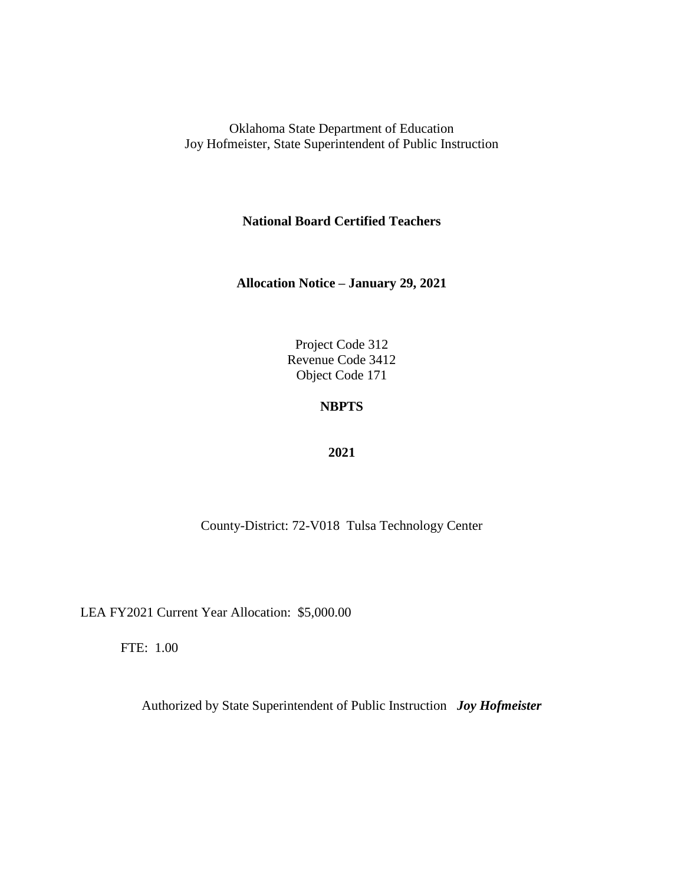Oklahoma State Department of Education
Joy Hofmeister, State Superintendent of Public Instruction

**National Board Certified Teachers**

**Allocation Notice – January 29, 2021**

Project Code 312
Revenue Code 3412
Object Code 171

**NBPTS**

**2021**

County-District: 72-V018 Tulsa Technology Center

LEA FY2021 Current Year Allocation: $5,000.00

FTE: 1.00

Authorized by State Superintendent of Public Instruction ***Joy Hofmeister***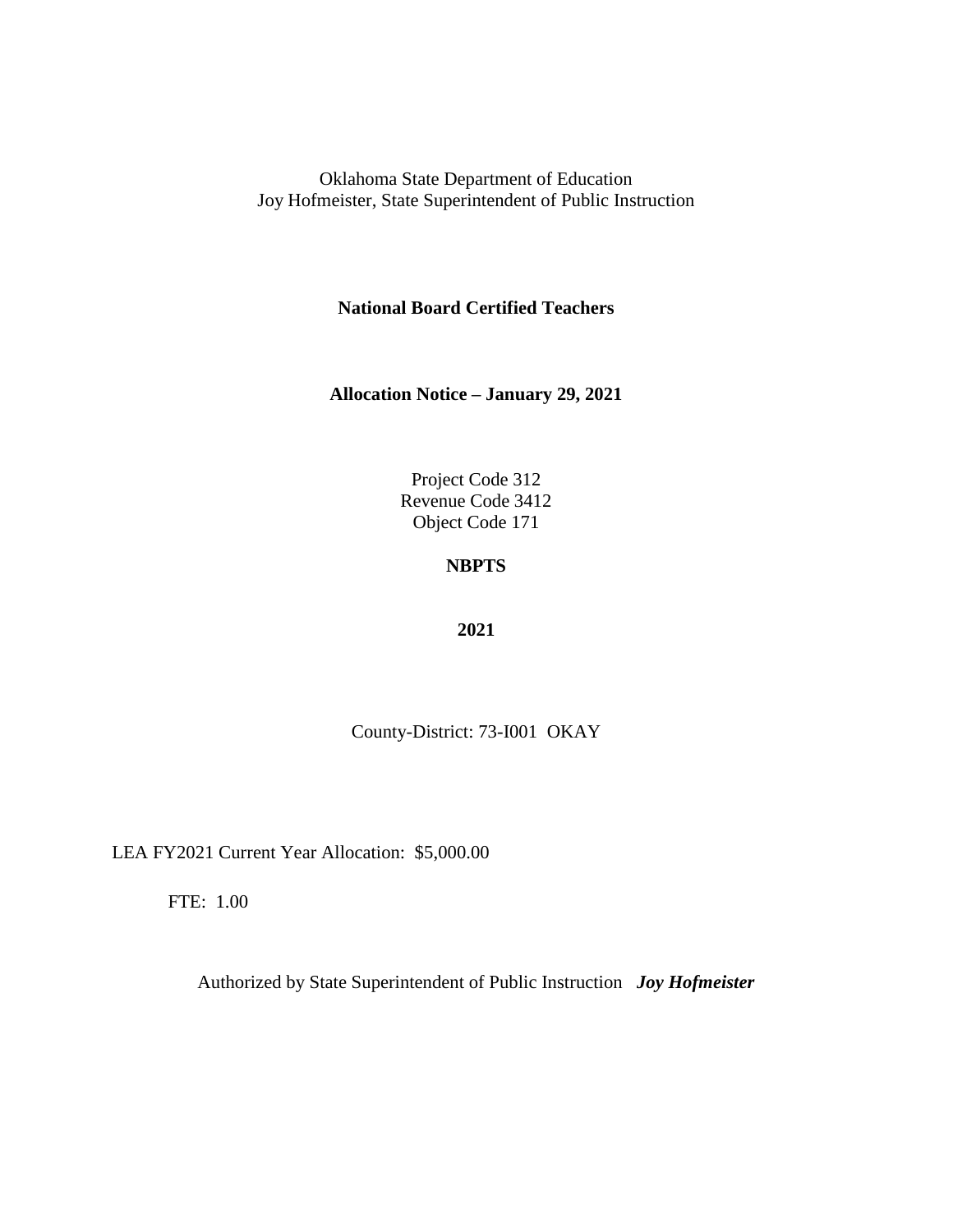Oklahoma State Department of Education
Joy Hofmeister, State Superintendent of Public Instruction

**National Board Certified Teachers**

**Allocation Notice – January 29, 2021**

Project Code 312
Revenue Code 3412
Object Code 171

**NBPTS**

**2021**

County-District: 73-I001 OKAY

LEA FY2021 Current Year Allocation: $5,000.00

FTE: 1.00

Authorized by State Superintendent of Public Instruction ***Joy Hofmeister***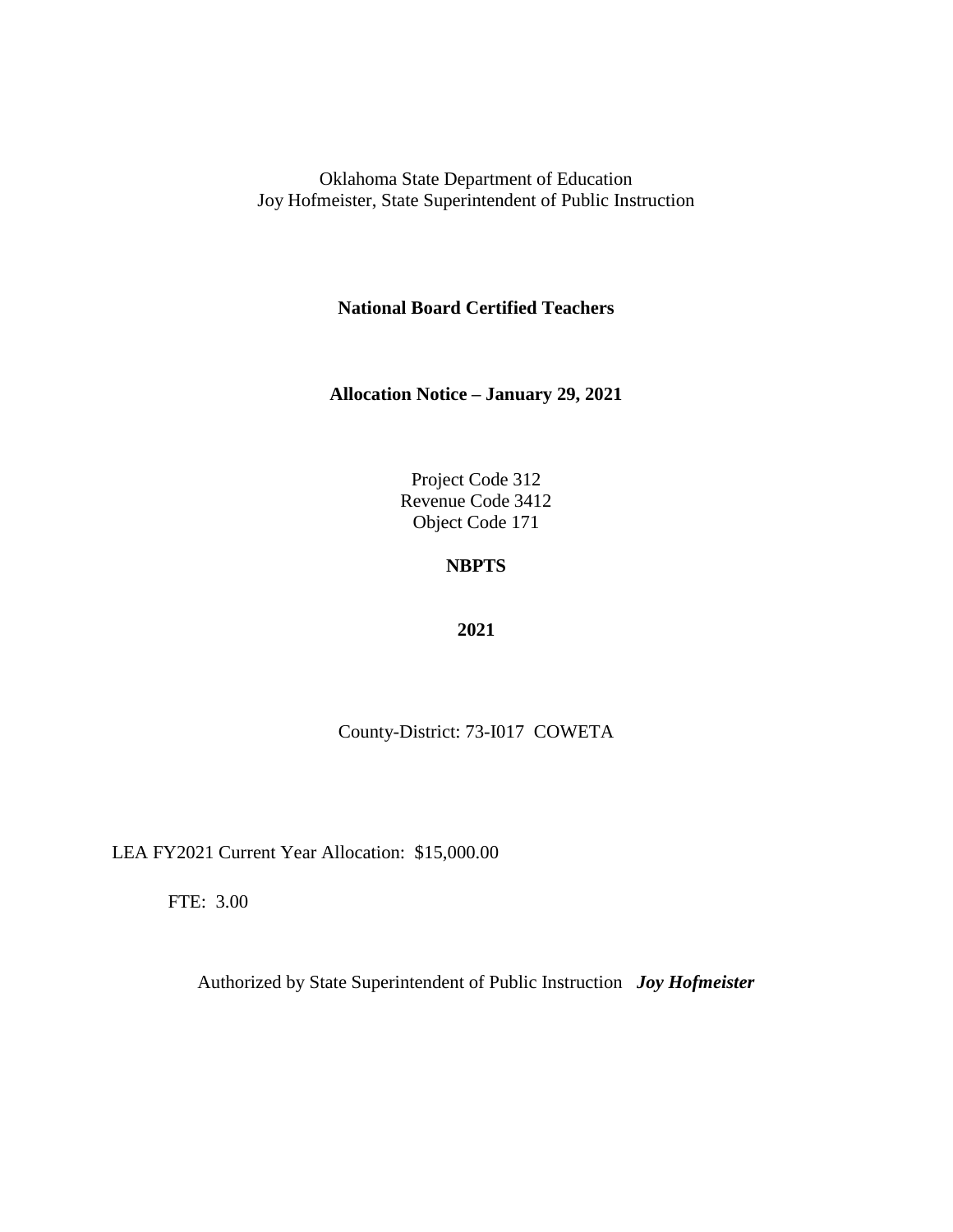Oklahoma State Department of Education
Joy Hofmeister, State Superintendent of Public Instruction

**National Board Certified Teachers**

**Allocation Notice – January 29, 2021**

Project Code 312
Revenue Code 3412
Object Code 171

**NBPTS**

**2021**

County-District: 73-I017 COWETA

LEA FY2021 Current Year Allocation: $15,000.00

FTE: 3.00

Authorized by State Superintendent of Public Instruction ***Joy Hofmeister***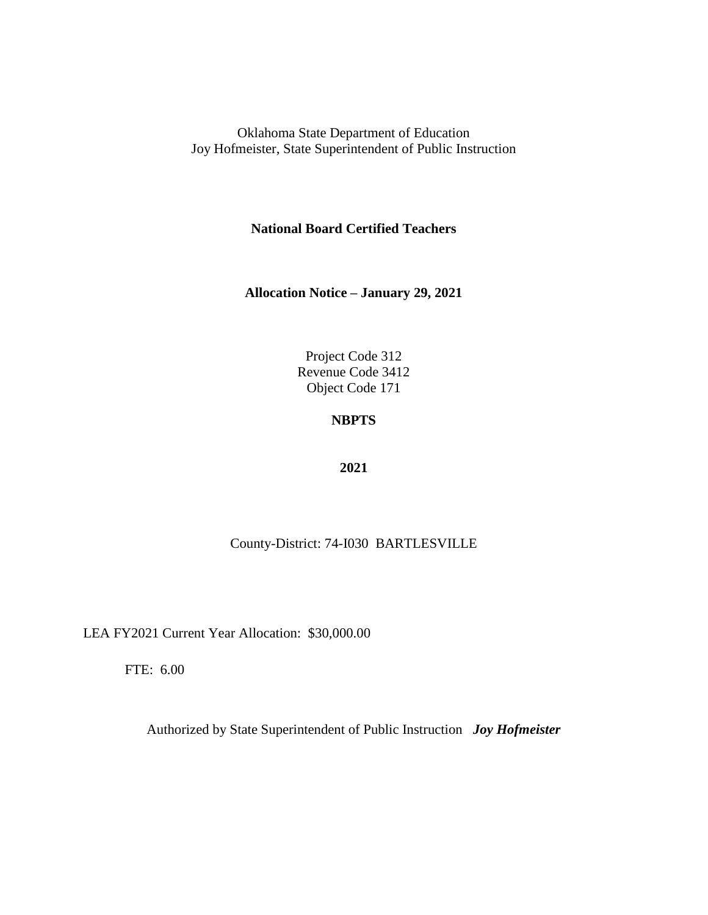Oklahoma State Department of Education
Joy Hofmeister, State Superintendent of Public Instruction

**National Board Certified Teachers**

**Allocation Notice – January 29, 2021**

Project Code 312
Revenue Code 3412
Object Code 171

**NBPTS**

**2021**

County-District: 74-I030 BARTLESVILLE

LEA FY2021 Current Year Allocation: $30,000.00

FTE: 6.00

Authorized by State Superintendent of Public Instruction ***Joy Hofmeister***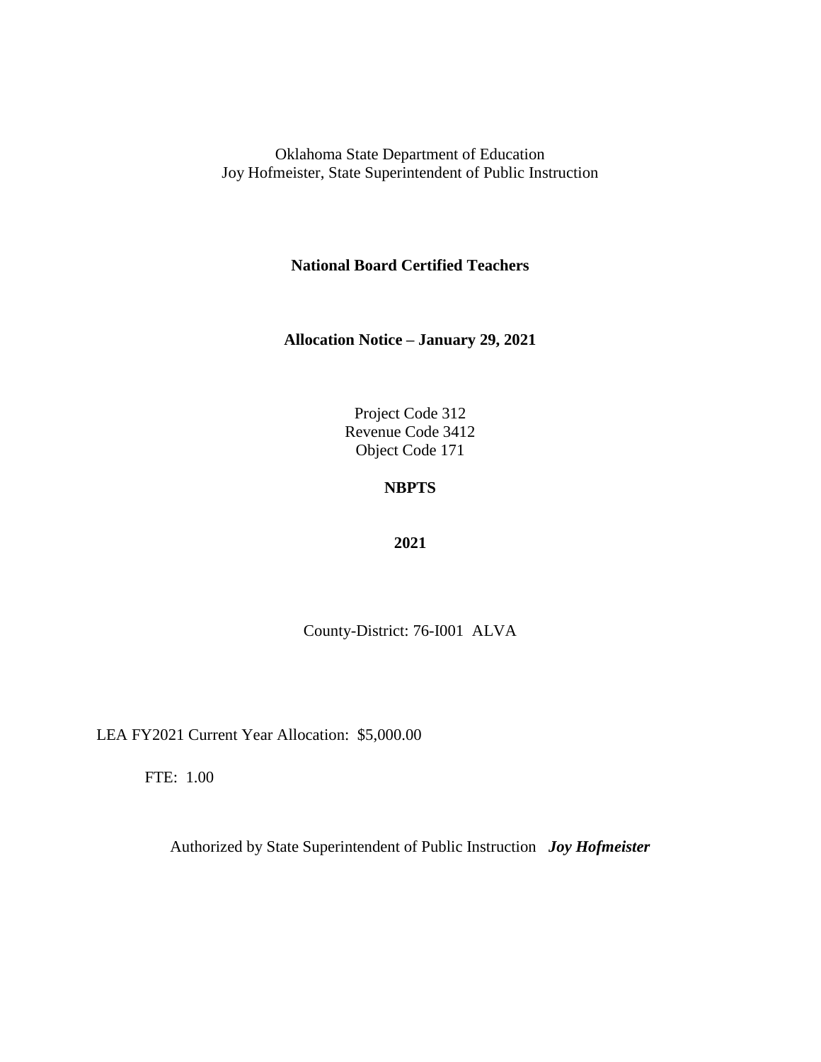Oklahoma State Department of Education
Joy Hofmeister, State Superintendent of Public Instruction

**National Board Certified Teachers**

**Allocation Notice – January 29, 2021**

Project Code 312
Revenue Code 3412
Object Code 171

**NBPTS**

**2021**

County-District: 76-I001 ALVA

LEA FY2021 Current Year Allocation: $5,000.00

FTE: 1.00

Authorized by State Superintendent of Public Instruction ***Joy Hofmeister***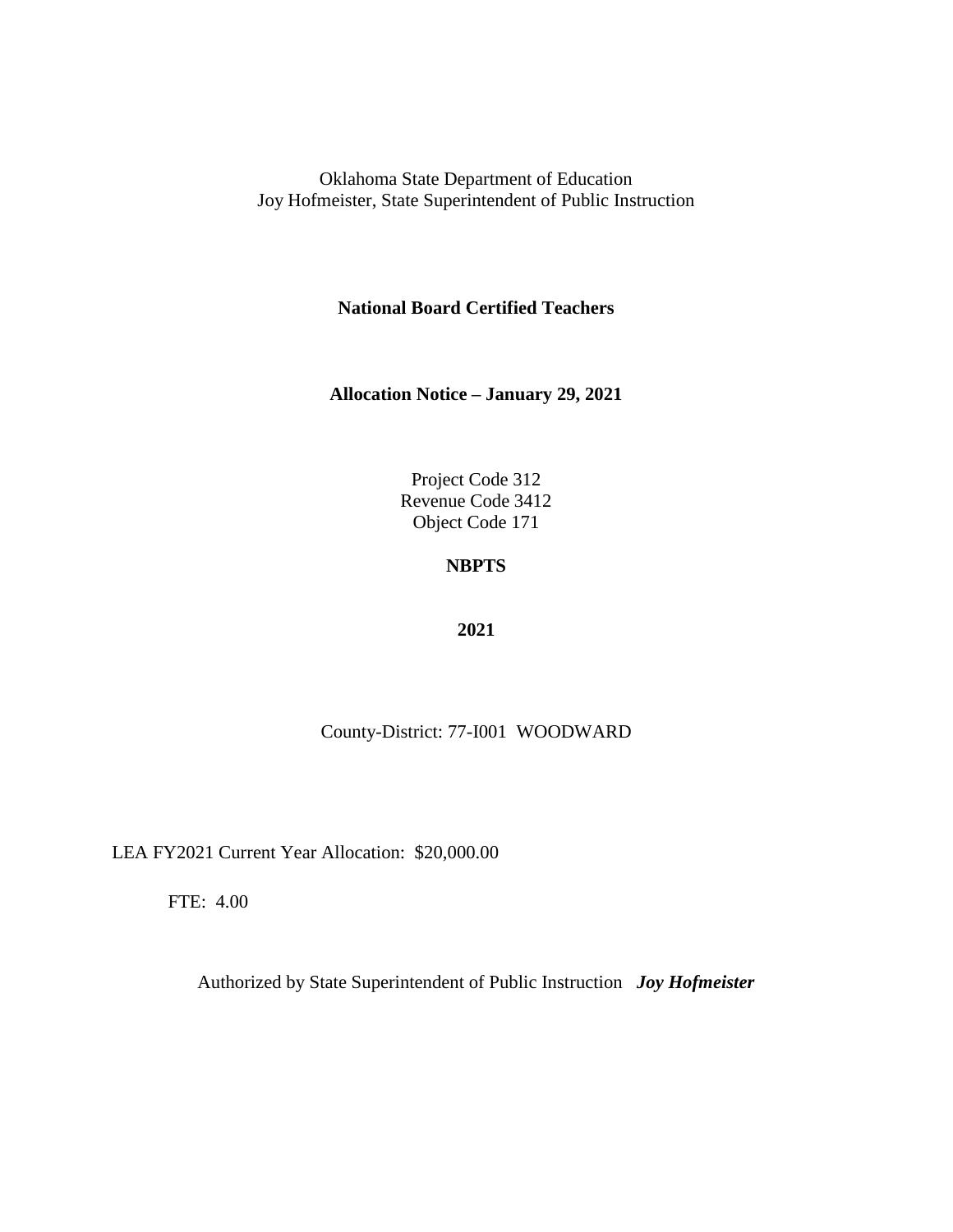Oklahoma State Department of Education
Joy Hofmeister, State Superintendent of Public Instruction

**National Board Certified Teachers**

**Allocation Notice – January 29, 2021**

Project Code 312
Revenue Code 3412
Object Code 171

**NBPTS**

**2021**

County-District: 77-I001 WOODWARD

LEA FY2021 Current Year Allocation: $20,000.00

FTE: 4.00

Authorized by State Superintendent of Public Instruction ***Joy Hofmeister***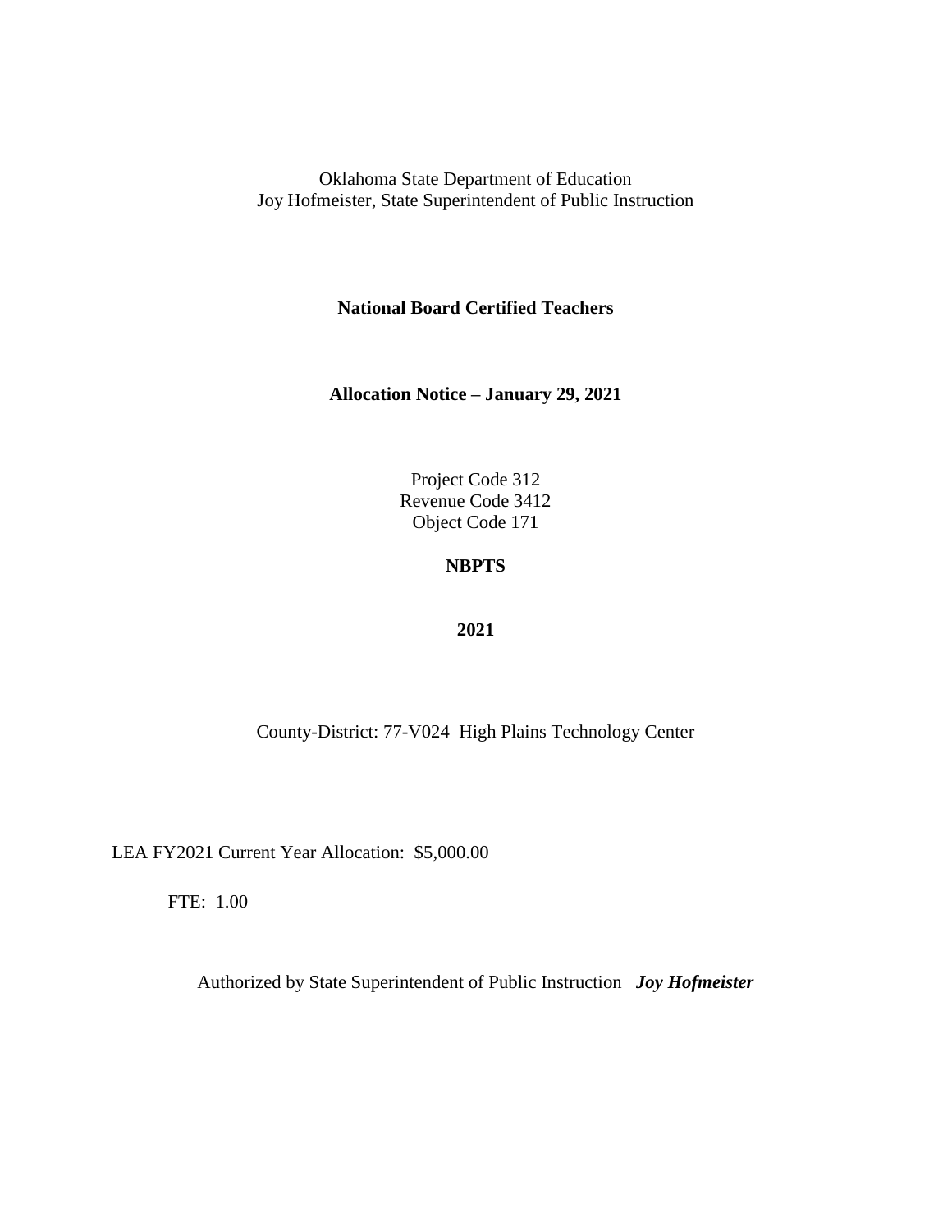Oklahoma State Department of Education
Joy Hofmeister, State Superintendent of Public Instruction

**National Board Certified Teachers**

**Allocation Notice – January 29, 2021**

Project Code 312
Revenue Code 3412
Object Code 171

**NBPTS**

**2021**

County-District: 77-V024 High Plains Technology Center

LEA FY2021 Current Year Allocation: $5,000.00

FTE: 1.00

Authorized by State Superintendent of Public Instruction ***Joy Hofmeister***